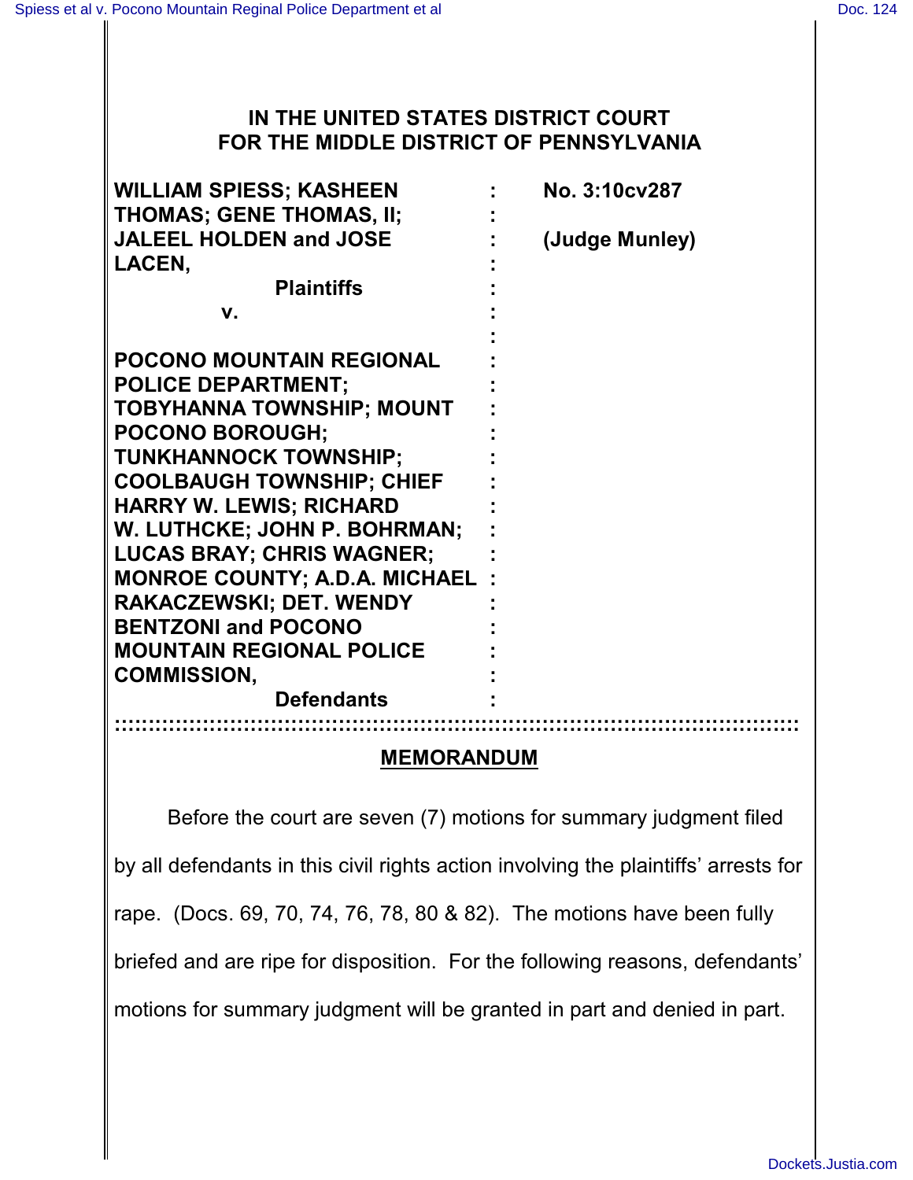# IN THE UNITED STATES DISTRICT COURT FOR THE MIDDLE DISTRICT OF PENNSYLVANIA

| | | |
|---|---|---|
| **WILLIAM SPIESS; KASHEEN THOMAS; GENE THOMAS, II; JALEEL HOLDEN and JOSE LACEN,** | : | **No. 3:10cv287** |
| **Plaintiffs** | : | **(Judge Munley)** |
| **v.** | : | |
| **POCONO MOUNTAIN REGIONAL POLICE DEPARTMENT; TOBYHANNA TOWNSHIP; MOUNT POCONO BOROUGH; TUNKHANNOCK TOWNSHIP; COOLBAUGH TOWNSHIP; CHIEF HARRY W. LEWIS; RICHARD W. LUTHCKE; JOHN P. BOHRMAN; LUCAS BRAY; CHRIS WAGNER; MONROE COUNTY; A.D.A. MICHAEL RAKACZEWSKI; DET. WENDY BENTZONI and POCONO MOUNTAIN REGIONAL POLICE COMMISSION,** | : | |
| **Defendants** | : | |

## MEMORANDUM

Before the court are seven (7) motions for summary judgment filed by all defendants in this civil rights action involving the plaintiffs' arrests for rape. (Docs. 69, 70, 74, 76, 78, 80 & 82). The motions have been fully briefed and are ripe for disposition. For the following reasons, defendants' motions for summary judgment will be granted in part and denied in part.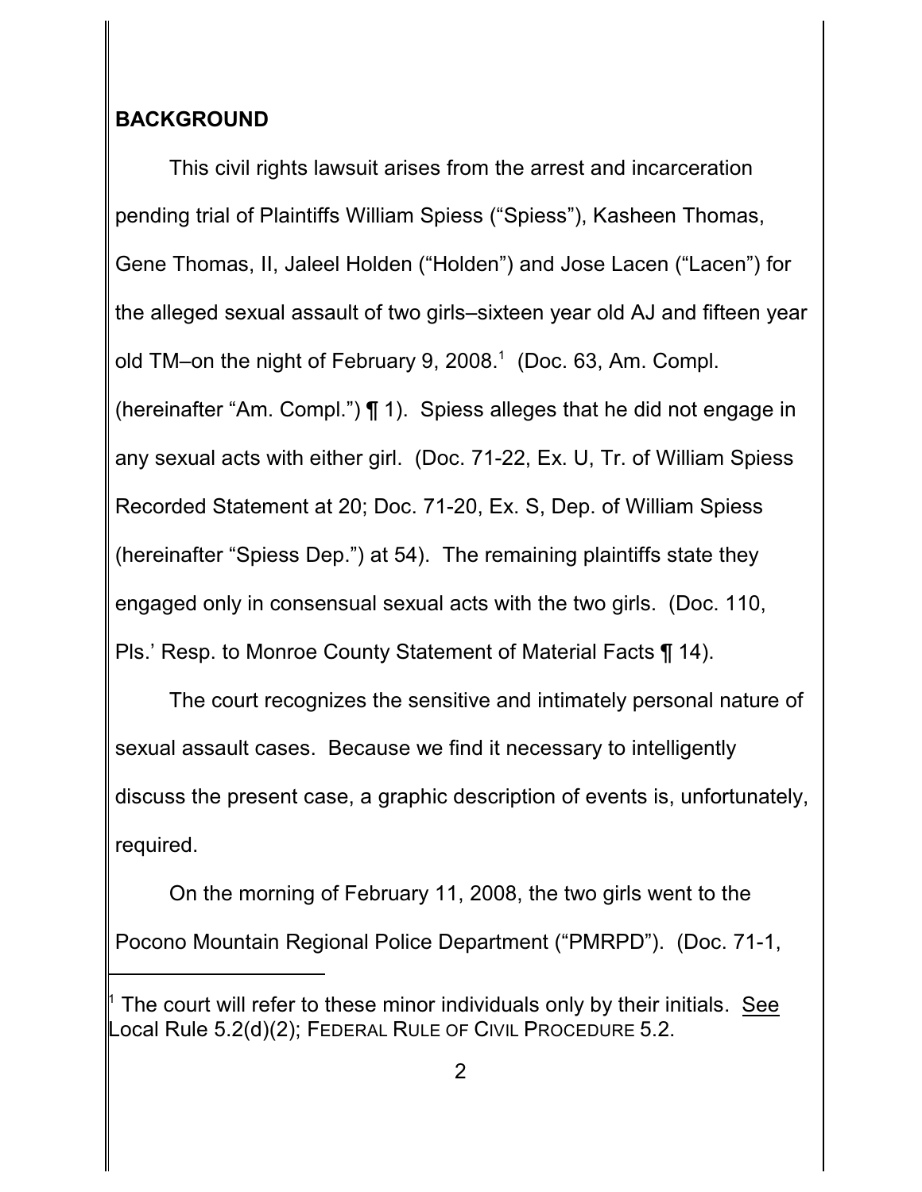## BACKGROUND

This civil rights lawsuit arises from the arrest and incarceration pending trial of Plaintiffs William Spiess ("Spiess"), Kasheen Thomas, Gene Thomas, II, Jaleel Holden ("Holden") and Jose Lacen ("Lacen") for the alleged sexual assault of two girls–sixteen year old AJ and fifteen year old TM–on the night of February 9, 2008.[1] (Doc. 63, Am. Compl. (hereinafter "Am. Compl.") ¶ 1). Spiess alleges that he did not engage in any sexual acts with either girl. (Doc. 71-22, Ex. U, Tr. of William Spiess Recorded Statement at 20; Doc. 71-20, Ex. S, Dep. of William Spiess (hereinafter "Spiess Dep.") at 54). The remaining plaintiffs state they engaged only in consensual sexual acts with the two girls. (Doc. 110, Pls.' Resp. to Monroe County Statement of Material Facts ¶ 14).

The court recognizes the sensitive and intimately personal nature of sexual assault cases. Because we find it necessary to intelligently discuss the present case, a graphic description of events is, unfortunately, required.

On the morning of February 11, 2008, the two girls went to the Pocono Mountain Regional Police Department ("PMRPD"). (Doc. 71-1,

---

[1] The court will refer to these minor individuals only by their initials. See Local Rule 5.2(d)(2); FEDERAL RULE OF CIVIL PROCEDURE 5.2.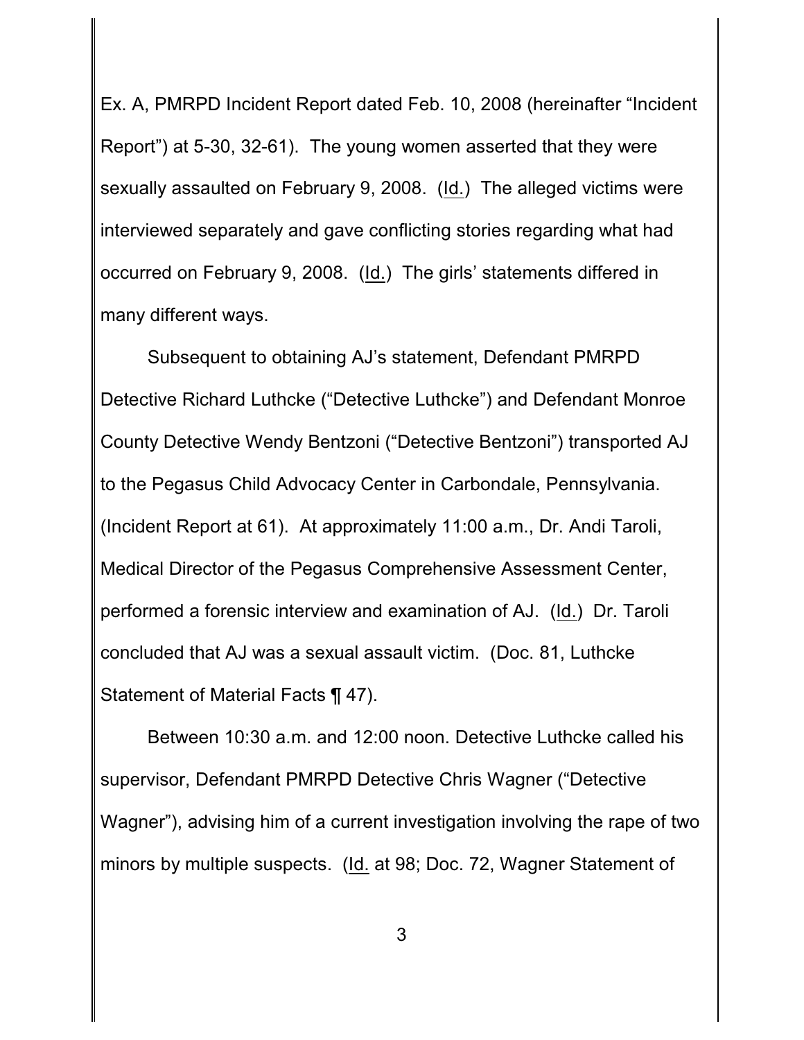Ex. A, PMRPD Incident Report dated Feb. 10, 2008 (hereinafter "Incident Report") at 5-30, 32-61). The young women asserted that they were sexually assaulted on February 9, 2008. (Id.) The alleged victims were interviewed separately and gave conflicting stories regarding what had occurred on February 9, 2008. (Id.) The girls' statements differed in many different ways.

Subsequent to obtaining AJ's statement, Defendant PMRPD Detective Richard Luthcke ("Detective Luthcke") and Defendant Monroe County Detective Wendy Bentzoni ("Detective Bentzoni") transported AJ to the Pegasus Child Advocacy Center in Carbondale, Pennsylvania. (Incident Report at 61). At approximately 11:00 a.m., Dr. Andi Taroli, Medical Director of the Pegasus Comprehensive Assessment Center, performed a forensic interview and examination of AJ. (Id.) Dr. Taroli concluded that AJ was a sexual assault victim. (Doc. 81, Luthcke Statement of Material Facts ¶ 47).

Between 10:30 a.m. and 12:00 noon. Detective Luthcke called his supervisor, Defendant PMRPD Detective Chris Wagner ("Detective Wagner"), advising him of a current investigation involving the rape of two minors by multiple suspects. (Id. at 98; Doc. 72, Wagner Statement of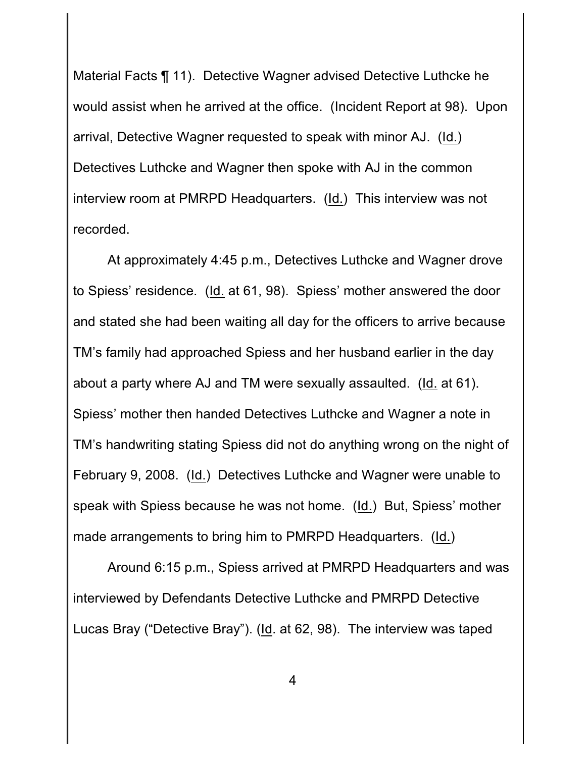Material Facts ¶ 11). Detective Wagner advised Detective Luthcke he would assist when he arrived at the office. (Incident Report at 98). Upon arrival, Detective Wagner requested to speak with minor AJ. (Id.) Detectives Luthcke and Wagner then spoke with AJ in the common interview room at PMRPD Headquarters. (Id.) This interview was not recorded.

At approximately 4:45 p.m., Detectives Luthcke and Wagner drove to Spiess' residence. (Id. at 61, 98). Spiess' mother answered the door and stated she had been waiting all day for the officers to arrive because TM's family had approached Spiess and her husband earlier in the day about a party where AJ and TM were sexually assaulted. (Id. at 61). Spiess' mother then handed Detectives Luthcke and Wagner a note in TM's handwriting stating Spiess did not do anything wrong on the night of February 9, 2008. (Id.) Detectives Luthcke and Wagner were unable to speak with Spiess because he was not home. (Id.) But, Spiess' mother made arrangements to bring him to PMRPD Headquarters. (Id.)

Around 6:15 p.m., Spiess arrived at PMRPD Headquarters and was interviewed by Defendants Detective Luthcke and PMRPD Detective Lucas Bray ("Detective Bray"). (Id. at 62, 98). The interview was taped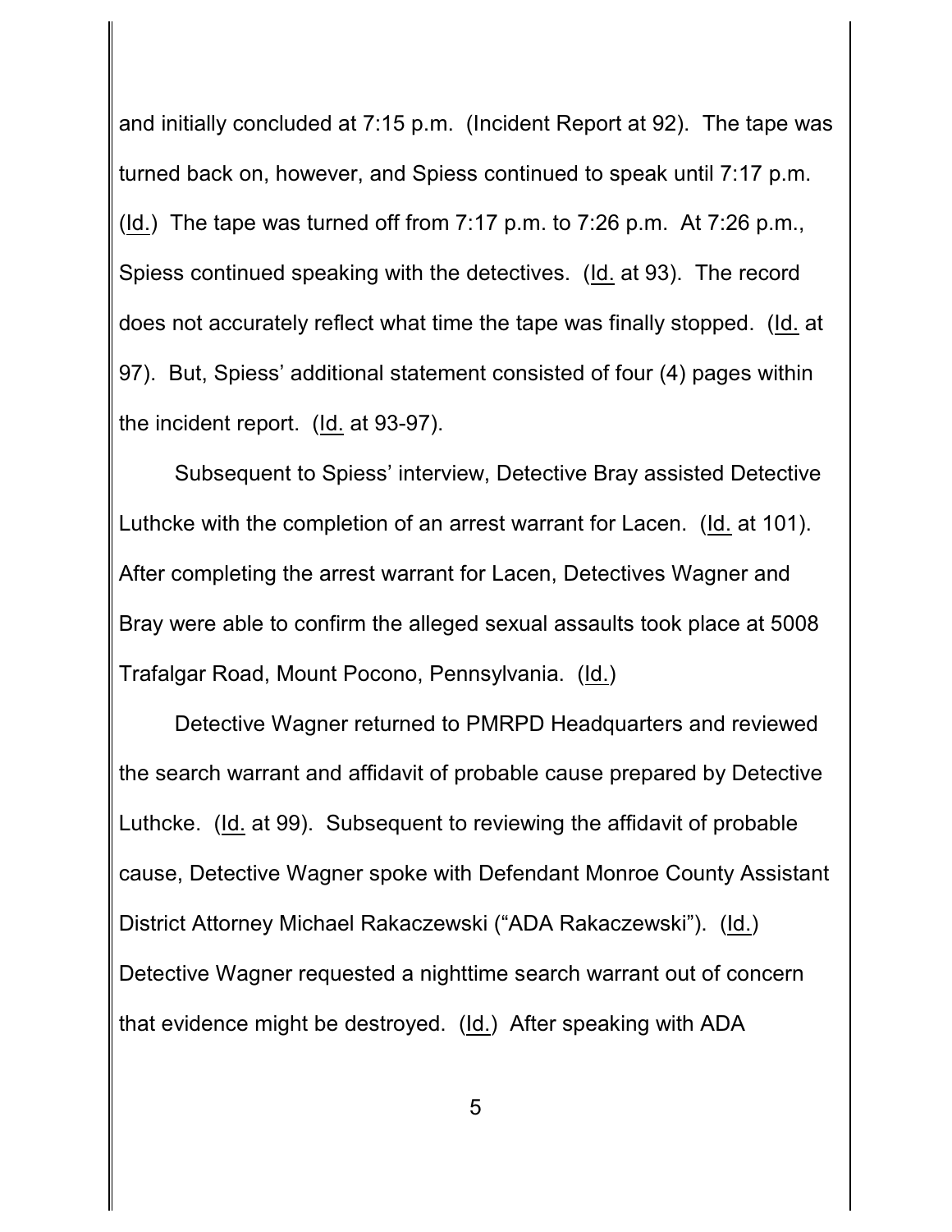and initially concluded at 7:15 p.m. (Incident Report at 92). The tape was turned back on, however, and Spiess continued to speak until 7:17 p.m. (Id.) The tape was turned off from 7:17 p.m. to 7:26 p.m. At 7:26 p.m., Spiess continued speaking with the detectives. (Id. at 93). The record does not accurately reflect what time the tape was finally stopped. (Id. at 97). But, Spiess' additional statement consisted of four (4) pages within the incident report. (Id. at 93-97).

Subsequent to Spiess' interview, Detective Bray assisted Detective Luthcke with the completion of an arrest warrant for Lacen. (Id. at 101). After completing the arrest warrant for Lacen, Detectives Wagner and Bray were able to confirm the alleged sexual assaults took place at 5008 Trafalgar Road, Mount Pocono, Pennsylvania. (Id.)

Detective Wagner returned to PMRPD Headquarters and reviewed the search warrant and affidavit of probable cause prepared by Detective Luthcke. (Id. at 99). Subsequent to reviewing the affidavit of probable cause, Detective Wagner spoke with Defendant Monroe County Assistant District Attorney Michael Rakaczewski ("ADA Rakaczewski"). (Id.) Detective Wagner requested a nighttime search warrant out of concern that evidence might be destroyed. (Id.) After speaking with ADA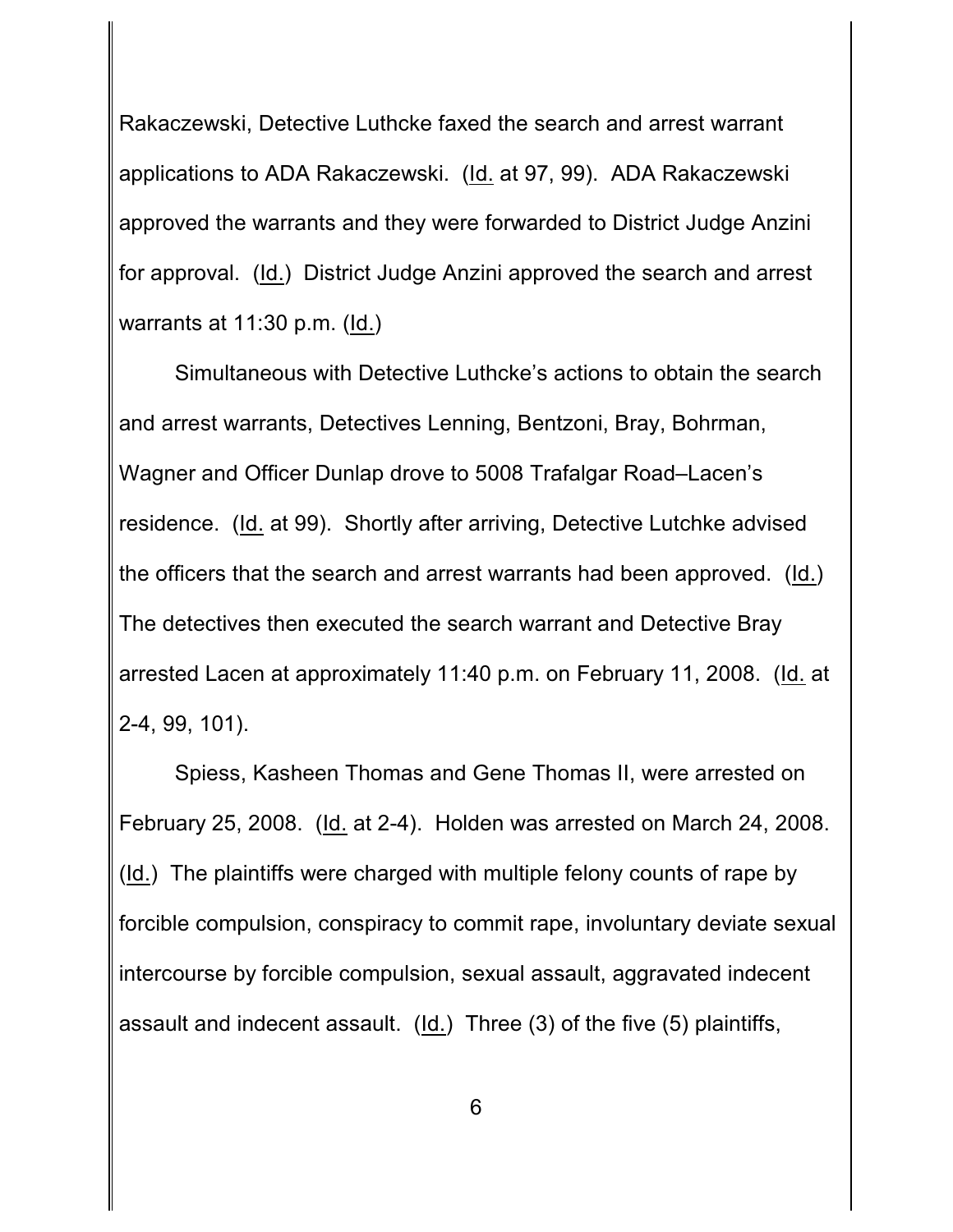Rakaczewski, Detective Luthcke faxed the search and arrest warrant applications to ADA Rakaczewski. (Id. at 97, 99). ADA Rakaczewski approved the warrants and they were forwarded to District Judge Anzini for approval. (Id.) District Judge Anzini approved the search and arrest warrants at 11:30 p.m. (Id.)

Simultaneous with Detective Luthcke's actions to obtain the search and arrest warrants, Detectives Lenning, Bentzoni, Bray, Bohrman, Wagner and Officer Dunlap drove to 5008 Trafalgar Road–Lacen's residence. (Id. at 99). Shortly after arriving, Detective Lutchke advised the officers that the search and arrest warrants had been approved. (Id.) The detectives then executed the search warrant and Detective Bray arrested Lacen at approximately 11:40 p.m. on February 11, 2008. (Id. at 2-4, 99, 101).

Spiess, Kasheen Thomas and Gene Thomas II, were arrested on February 25, 2008. (Id. at 2-4). Holden was arrested on March 24, 2008. (Id.) The plaintiffs were charged with multiple felony counts of rape by forcible compulsion, conspiracy to commit rape, involuntary deviate sexual intercourse by forcible compulsion, sexual assault, aggravated indecent assault and indecent assault. (Id.) Three (3) of the five (5) plaintiffs,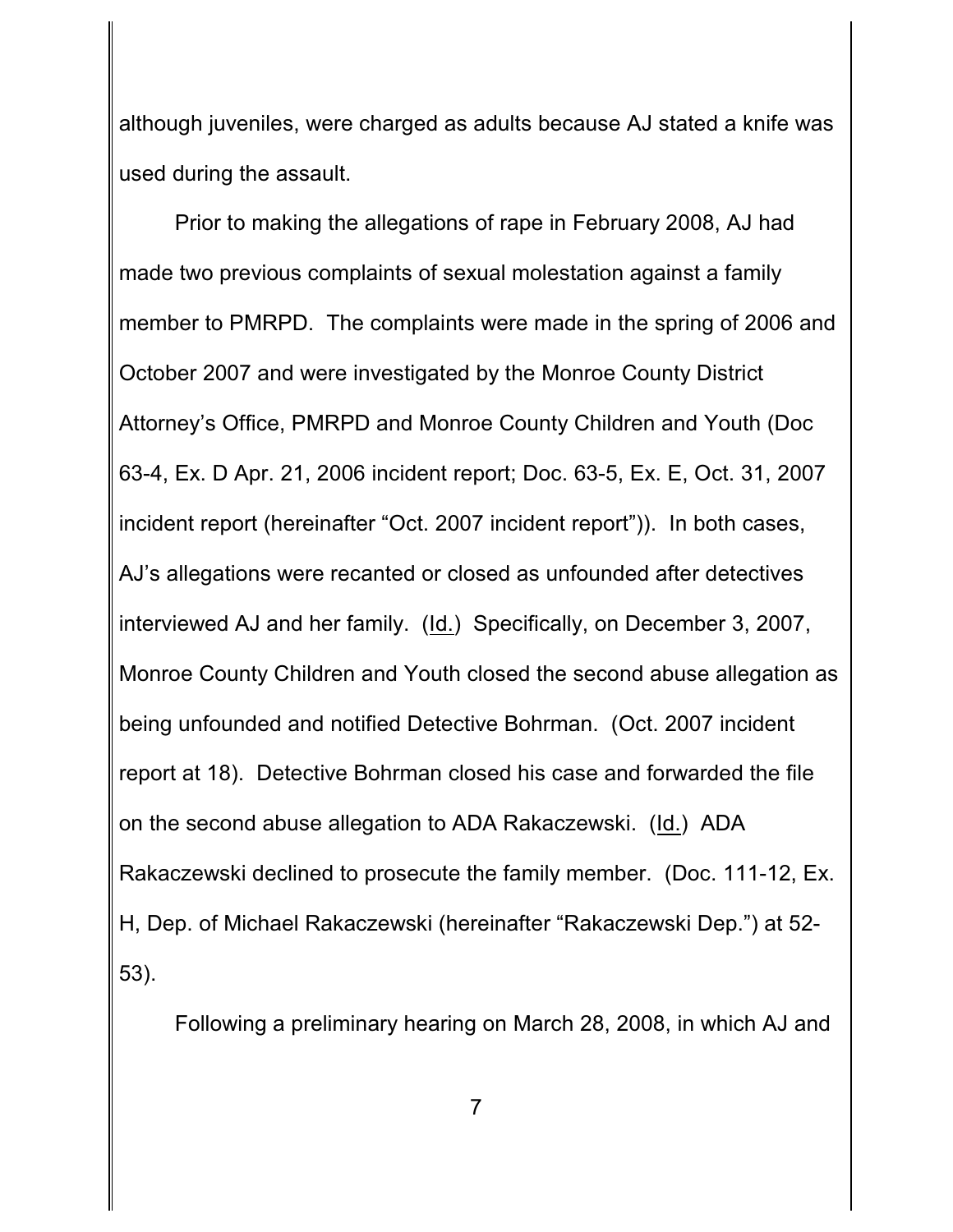although juveniles, were charged as adults because AJ stated a knife was used during the assault.

Prior to making the allegations of rape in February 2008, AJ had made two previous complaints of sexual molestation against a family member to PMRPD. The complaints were made in the spring of 2006 and October 2007 and were investigated by the Monroe County District Attorney's Office, PMRPD and Monroe County Children and Youth (Doc 63-4, Ex. D Apr. 21, 2006 incident report; Doc. 63-5, Ex. E, Oct. 31, 2007 incident report (hereinafter "Oct. 2007 incident report")). In both cases, AJ's allegations were recanted or closed as unfounded after detectives interviewed AJ and her family. (Id.) Specifically, on December 3, 2007, Monroe County Children and Youth closed the second abuse allegation as being unfounded and notified Detective Bohrman. (Oct. 2007 incident report at 18). Detective Bohrman closed his case and forwarded the file on the second abuse allegation to ADA Rakaczewski. (Id.) ADA Rakaczewski declined to prosecute the family member. (Doc. 111-12, Ex. H, Dep. of Michael Rakaczewski (hereinafter "Rakaczewski Dep.") at 52-53).

Following a preliminary hearing on March 28, 2008, in which AJ and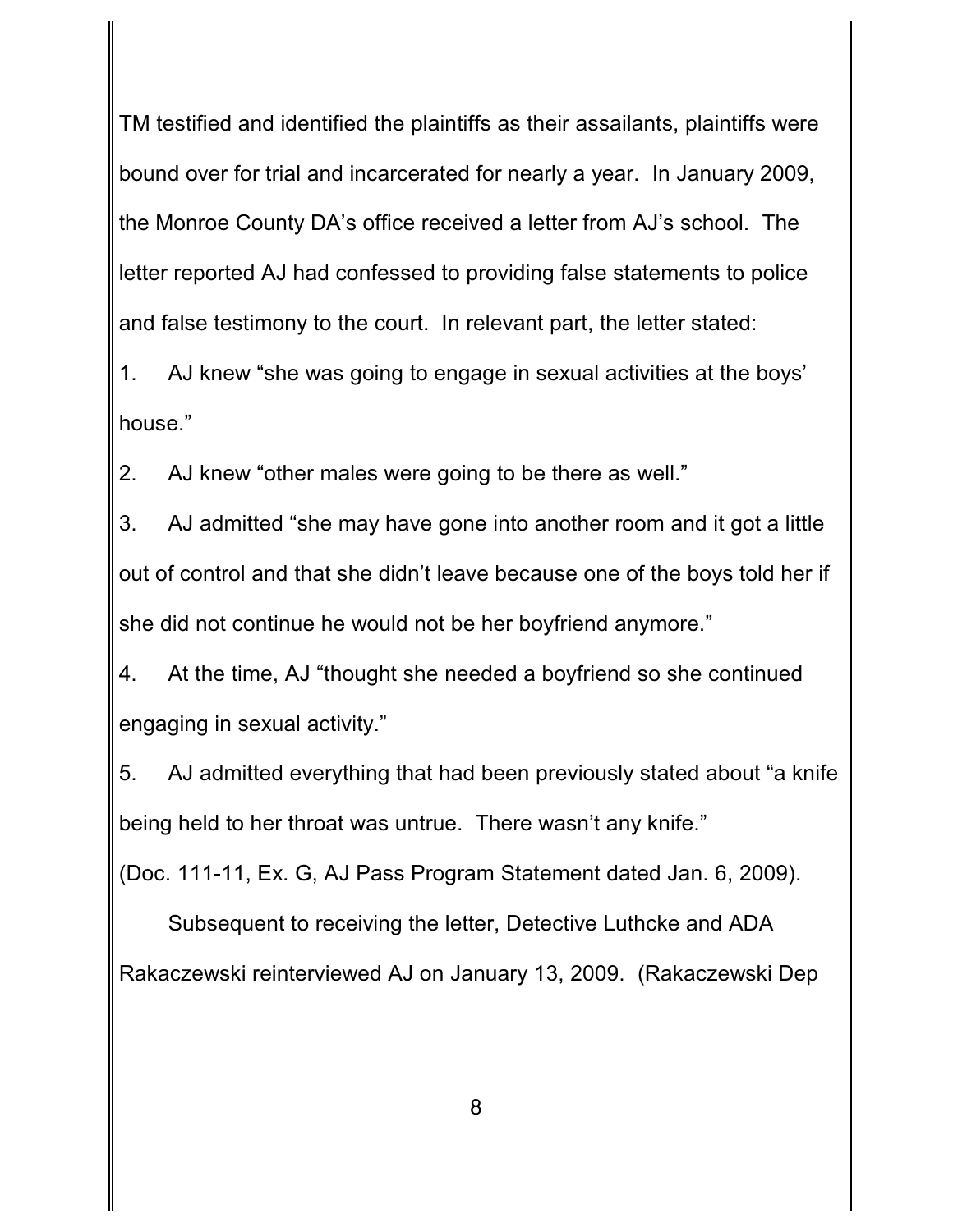TM testified and identified the plaintiffs as their assailants, plaintiffs were bound over for trial and incarcerated for nearly a year. In January 2009, the Monroe County DA's office received a letter from AJ's school. The letter reported AJ had confessed to providing false statements to police and false testimony to the court. In relevant part, the letter stated:

1. AJ knew "she was going to engage in sexual activities at the boys' house."
2. AJ knew "other males were going to be there as well."
3. AJ admitted "she may have gone into another room and it got a little out of control and that she didn't leave because one of the boys told her if she did not continue he would not be her boyfriend anymore."
4. At the time, AJ "thought she needed a boyfriend so she continued engaging in sexual activity."
5. AJ admitted everything that had been previously stated about "a knife being held to her throat was untrue. There wasn't any knife."

(Doc. 111-11, Ex. G, AJ Pass Program Statement dated Jan. 6, 2009).

Subsequent to receiving the letter, Detective Luthcke and ADA Rakaczewski reinterviewed AJ on January 13, 2009. (Rakaczewski Dep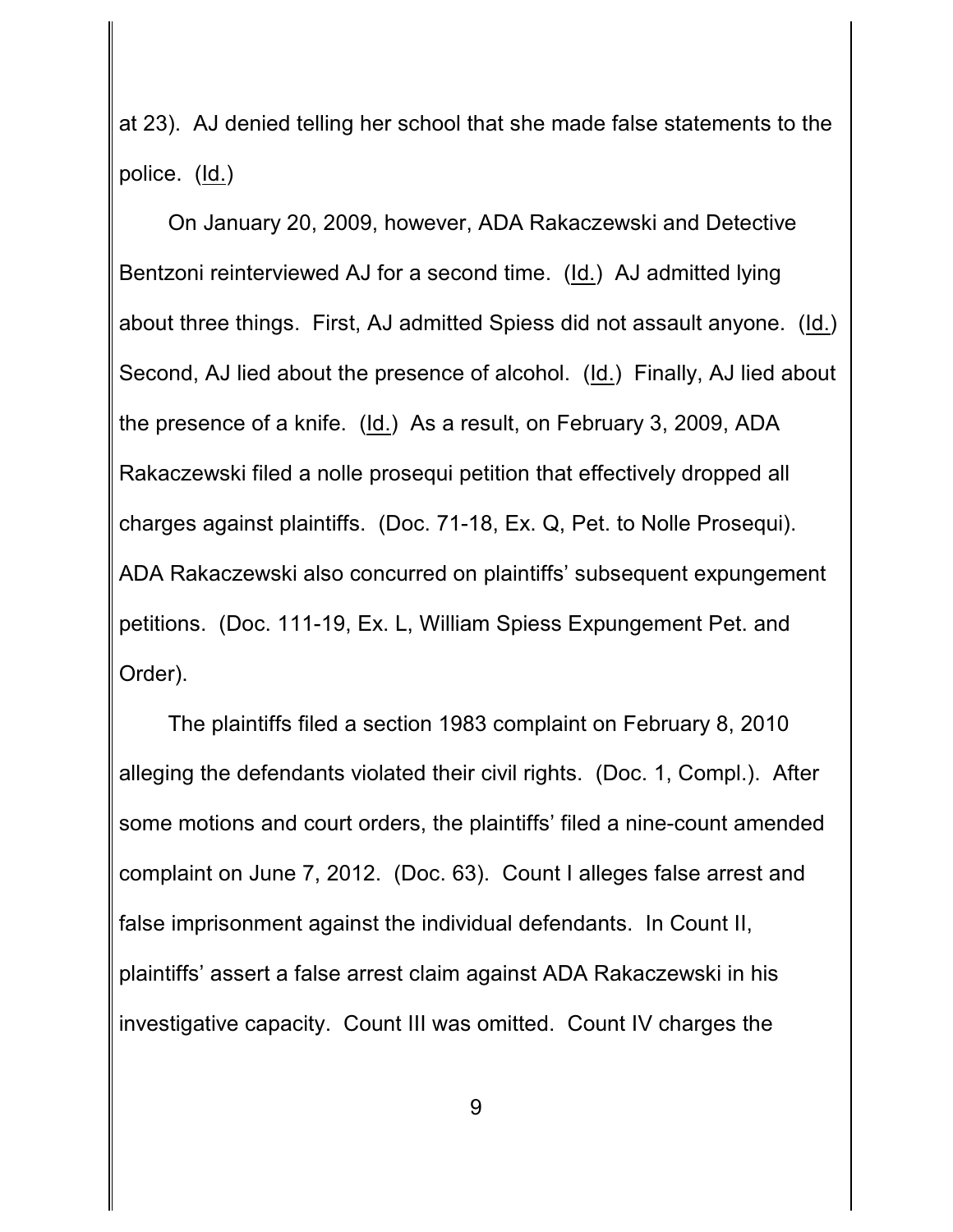at 23). AJ denied telling her school that she made false statements to the police. (Id.)

On January 20, 2009, however, ADA Rakaczewski and Detective Bentzoni reinterviewed AJ for a second time. (Id.) AJ admitted lying about three things. First, AJ admitted Spiess did not assault anyone. (Id.) Second, AJ lied about the presence of alcohol. (Id.) Finally, AJ lied about the presence of a knife. (Id.) As a result, on February 3, 2009, ADA Rakaczewski filed a nolle prosequi petition that effectively dropped all charges against plaintiffs. (Doc. 71-18, Ex. Q, Pet. to Nolle Prosequi). ADA Rakaczewski also concurred on plaintiffs' subsequent expungement petitions. (Doc. 111-19, Ex. L, William Spiess Expungement Pet. and Order).

The plaintiffs filed a section 1983 complaint on February 8, 2010 alleging the defendants violated their civil rights. (Doc. 1, Compl.). After some motions and court orders, the plaintiffs' filed a nine-count amended complaint on June 7, 2012. (Doc. 63). Count I alleges false arrest and false imprisonment against the individual defendants. In Count II, plaintiffs' assert a false arrest claim against ADA Rakaczewski in his investigative capacity. Count III was omitted. Count IV charges the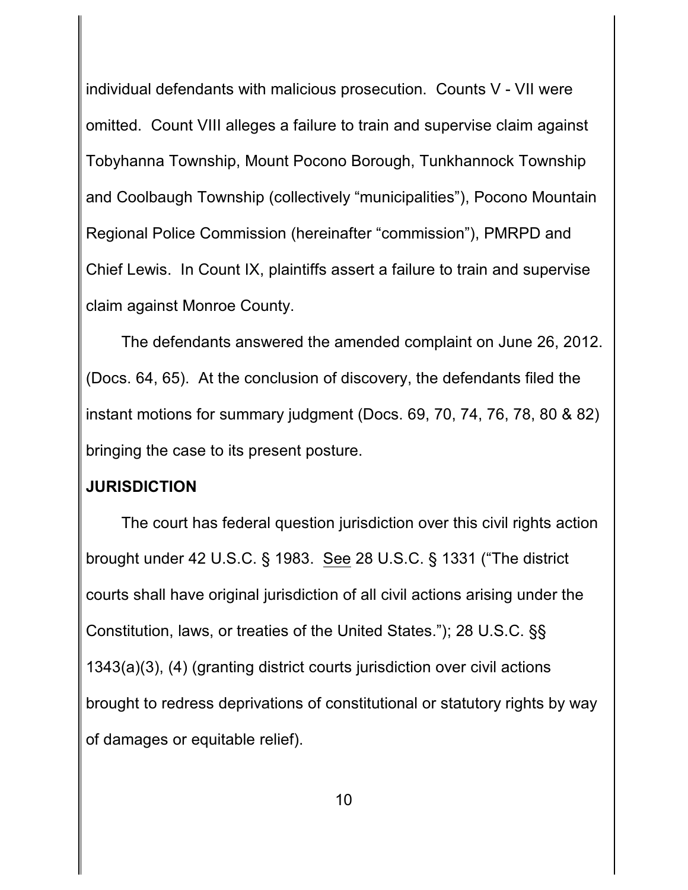individual defendants with malicious prosecution. Counts V - VII were omitted. Count VIII alleges a failure to train and supervise claim against Tobyhanna Township, Mount Pocono Borough, Tunkhannock Township and Coolbaugh Township (collectively "municipalities"), Pocono Mountain Regional Police Commission (hereinafter "commission"), PMRPD and Chief Lewis. In Count IX, plaintiffs assert a failure to train and supervise claim against Monroe County.

The defendants answered the amended complaint on June 26, 2012. (Docs. 64, 65). At the conclusion of discovery, the defendants filed the instant motions for summary judgment (Docs. 69, 70, 74, 76, 78, 80 & 82) bringing the case to its present posture.

**JURISDICTION**

The court has federal question jurisdiction over this civil rights action brought under 42 U.S.C. § 1983. See 28 U.S.C. § 1331 ("The district courts shall have original jurisdiction of all civil actions arising under the Constitution, laws, or treaties of the United States."); 28 U.S.C. §§ 1343(a)(3), (4) (granting district courts jurisdiction over civil actions brought to redress deprivations of constitutional or statutory rights by way of damages or equitable relief).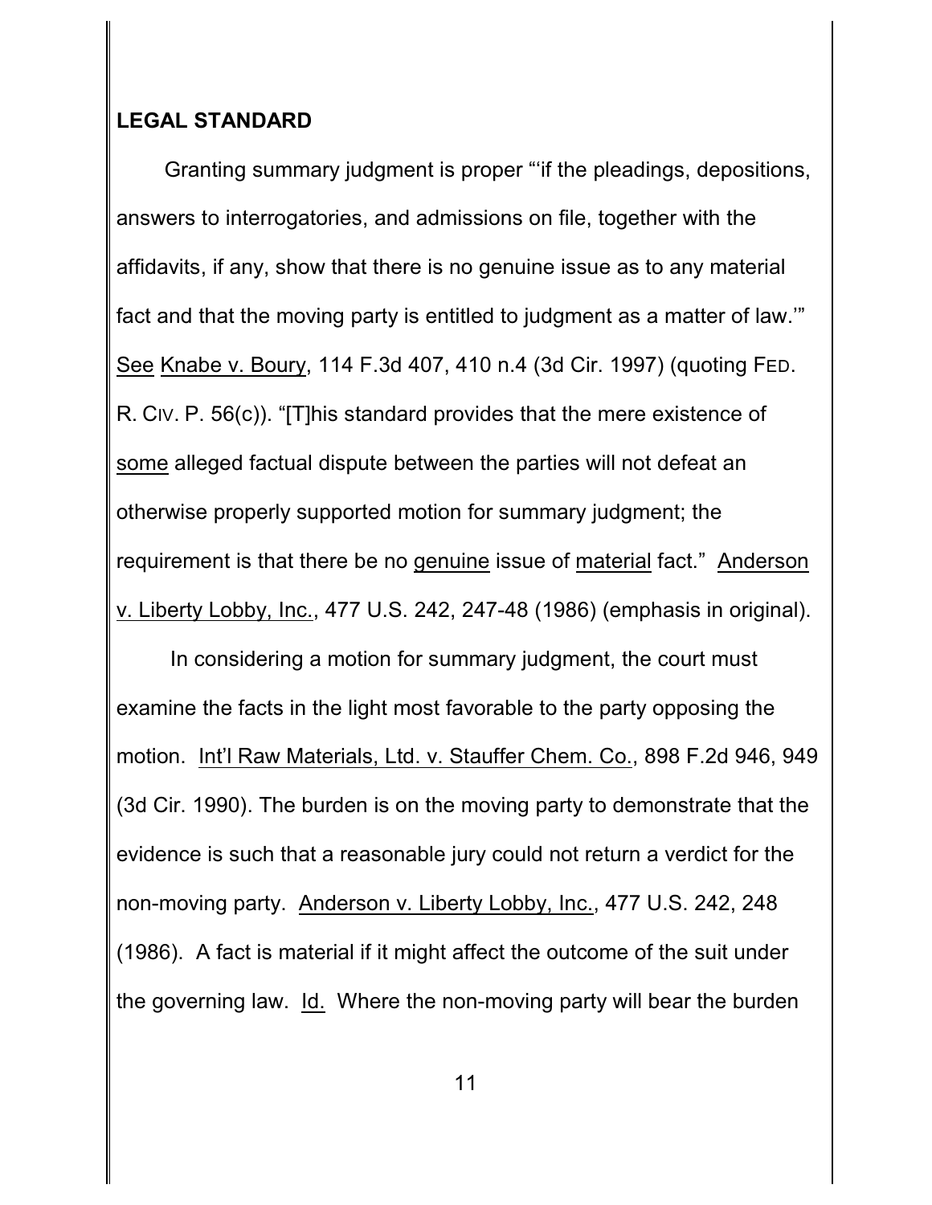## LEGAL STANDARD

Granting summary judgment is proper "'if the pleadings, depositions, answers to interrogatories, and admissions on file, together with the affidavits, if any, show that there is no genuine issue as to any material fact and that the moving party is entitled to judgment as a matter of law.'" See Knabe v. Boury, 114 F.3d 407, 410 n.4 (3d Cir. 1997) (quoting FED. R. CIV. P. 56(c)). "[T]his standard provides that the mere existence of some alleged factual dispute between the parties will not defeat an otherwise properly supported motion for summary judgment; the requirement is that there be no genuine issue of material fact." Anderson v. Liberty Lobby, Inc., 477 U.S. 242, 247-48 (1986) (emphasis in original).

In considering a motion for summary judgment, the court must examine the facts in the light most favorable to the party opposing the motion. Int'l Raw Materials, Ltd. v. Stauffer Chem. Co., 898 F.2d 946, 949 (3d Cir. 1990). The burden is on the moving party to demonstrate that the evidence is such that a reasonable jury could not return a verdict for the non-moving party. Anderson v. Liberty Lobby, Inc., 477 U.S. 242, 248 (1986). A fact is material if it might affect the outcome of the suit under the governing law. Id. Where the non-moving party will bear the burden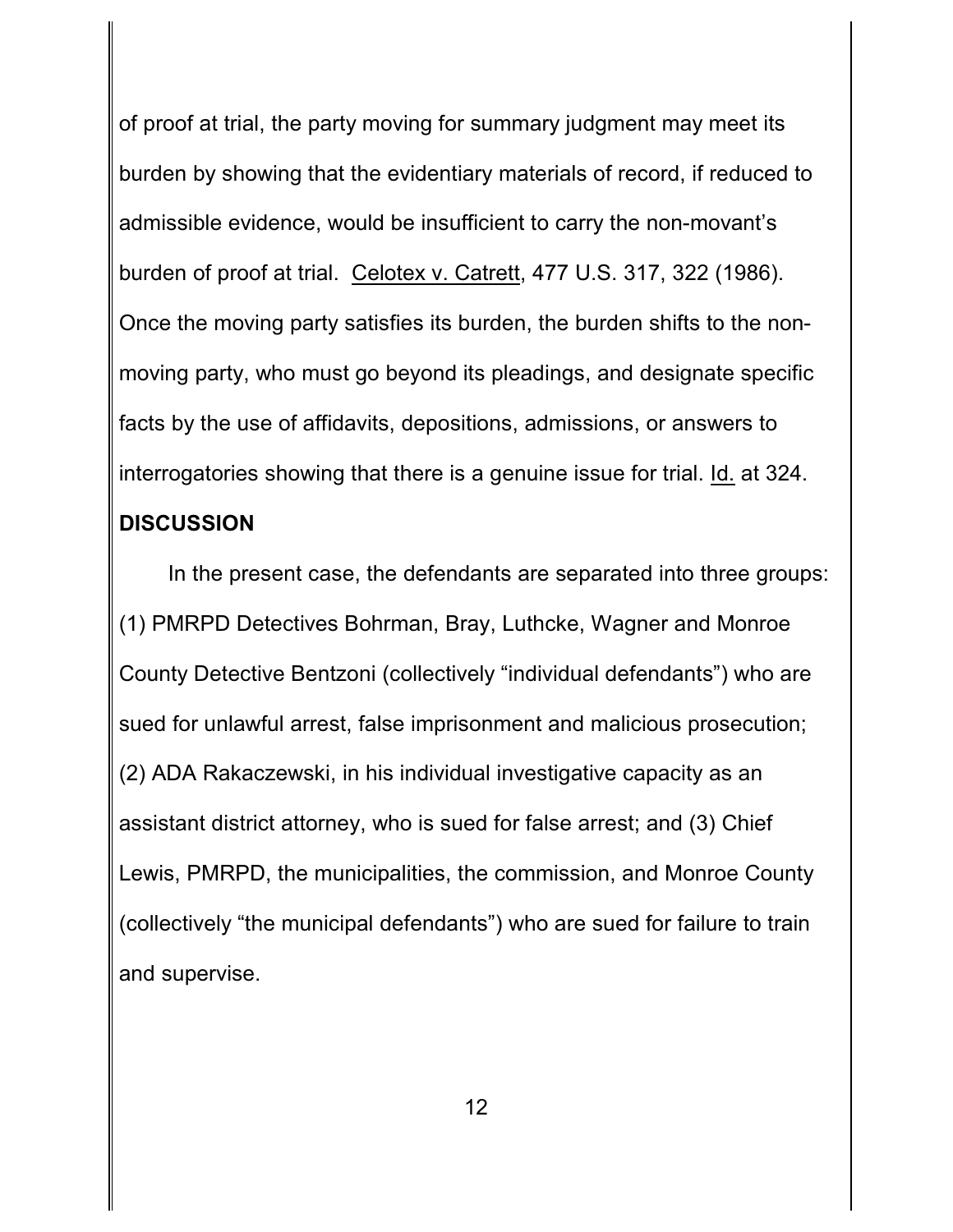of proof at trial, the party moving for summary judgment may meet its burden by showing that the evidentiary materials of record, if reduced to admissible evidence, would be insufficient to carry the non-movant's burden of proof at trial. Celotex v. Catrett, 477 U.S. 317, 322 (1986). Once the moving party satisfies its burden, the burden shifts to the non-moving party, who must go beyond its pleadings, and designate specific facts by the use of affidavits, depositions, admissions, or answers to interrogatories showing that there is a genuine issue for trial. Id. at 324.

**DISCUSSION**

In the present case, the defendants are separated into three groups: (1) PMRPD Detectives Bohrman, Bray, Luthcke, Wagner and Monroe County Detective Bentzoni (collectively "individual defendants") who are sued for unlawful arrest, false imprisonment and malicious prosecution; (2) ADA Rakaczewski, in his individual investigative capacity as an assistant district attorney, who is sued for false arrest; and (3) Chief Lewis, PMRPD, the municipalities, the commission, and Monroe County (collectively "the municipal defendants") who are sued for failure to train and supervise.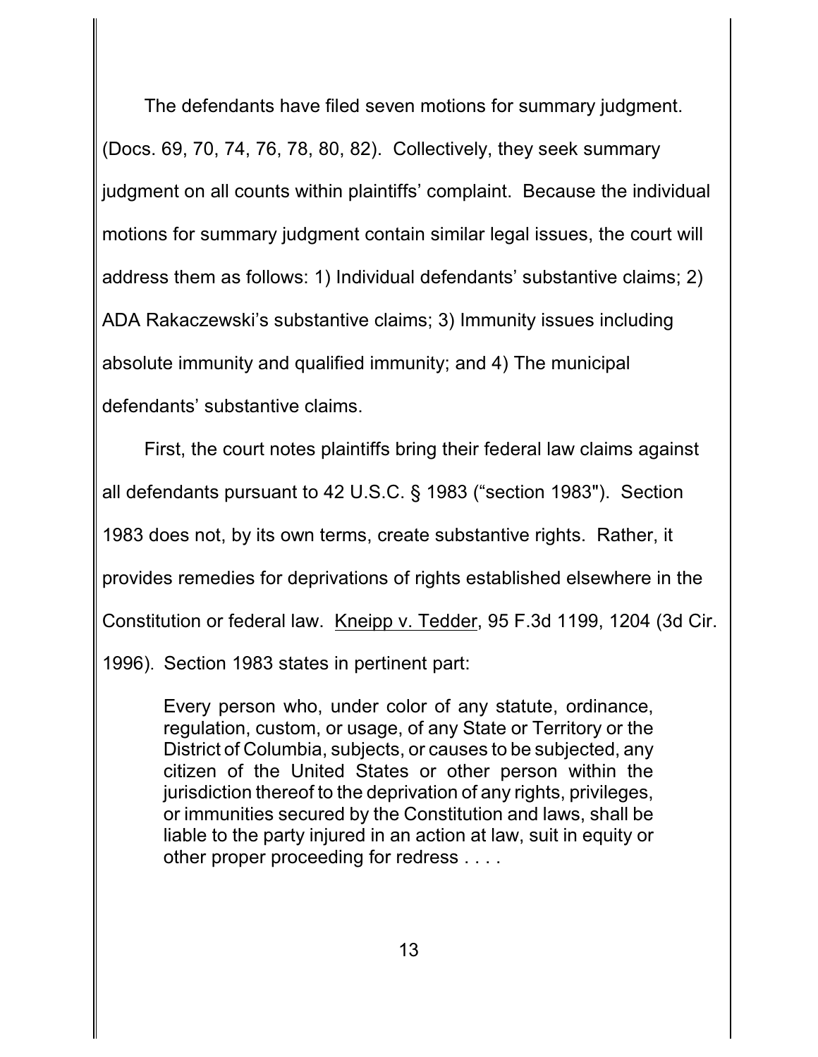The defendants have filed seven motions for summary judgment. (Docs. 69, 70, 74, 76, 78, 80, 82). Collectively, they seek summary judgment on all counts within plaintiffs' complaint. Because the individual motions for summary judgment contain similar legal issues, the court will address them as follows: 1) Individual defendants' substantive claims; 2) ADA Rakaczewski's substantive claims; 3) Immunity issues including absolute immunity and qualified immunity; and 4) The municipal defendants' substantive claims.

First, the court notes plaintiffs bring their federal law claims against all defendants pursuant to 42 U.S.C. § 1983 ("section 1983"). Section 1983 does not, by its own terms, create substantive rights. Rather, it provides remedies for deprivations of rights established elsewhere in the Constitution or federal law. Kneipp v. Tedder, 95 F.3d 1199, 1204 (3d Cir. 1996). Section 1983 states in pertinent part:

> Every person who, under color of any statute, ordinance, regulation, custom, or usage, of any State or Territory or the District of Columbia, subjects, or causes to be subjected, any citizen of the United States or other person within the jurisdiction thereof to the deprivation of any rights, privileges, or immunities secured by the Constitution and laws, shall be liable to the party injured in an action at law, suit in equity or other proper proceeding for redress . . . .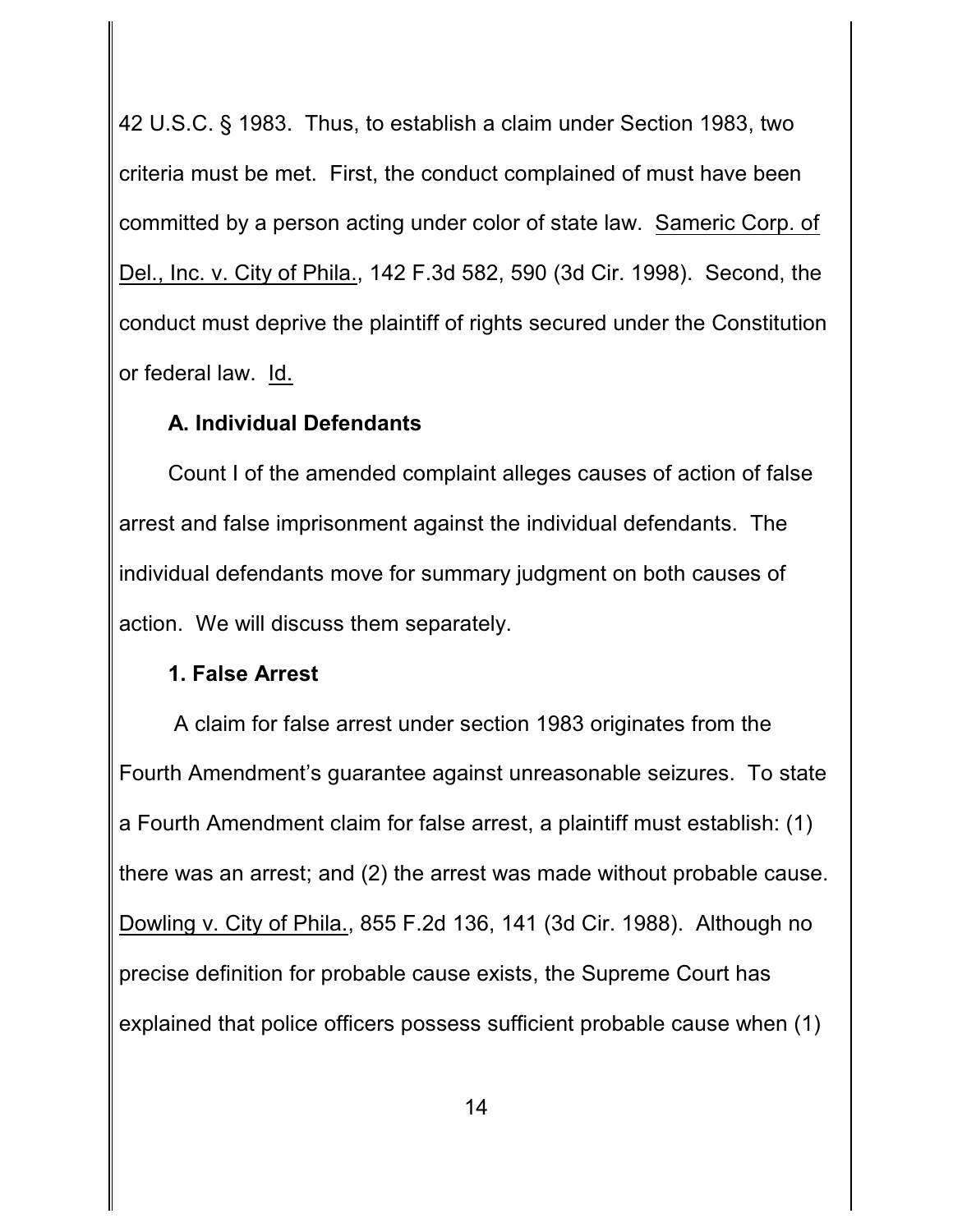42 U.S.C. § 1983. Thus, to establish a claim under Section 1983, two criteria must be met. First, the conduct complained of must have been committed by a person acting under color of state law. Sameric Corp. of Del., Inc. v. City of Phila., 142 F.3d 582, 590 (3d Cir. 1998). Second, the conduct must deprive the plaintiff of rights secured under the Constitution or federal law. Id.

**A. Individual Defendants**

Count I of the amended complaint alleges causes of action of false arrest and false imprisonment against the individual defendants. The individual defendants move for summary judgment on both causes of action. We will discuss them separately.

**1. False Arrest**

A claim for false arrest under section 1983 originates from the Fourth Amendment's guarantee against unreasonable seizures. To state a Fourth Amendment claim for false arrest, a plaintiff must establish: (1) there was an arrest; and (2) the arrest was made without probable cause. Dowling v. City of Phila., 855 F.2d 136, 141 (3d Cir. 1988). Although no precise definition for probable cause exists, the Supreme Court has explained that police officers possess sufficient probable cause when (1)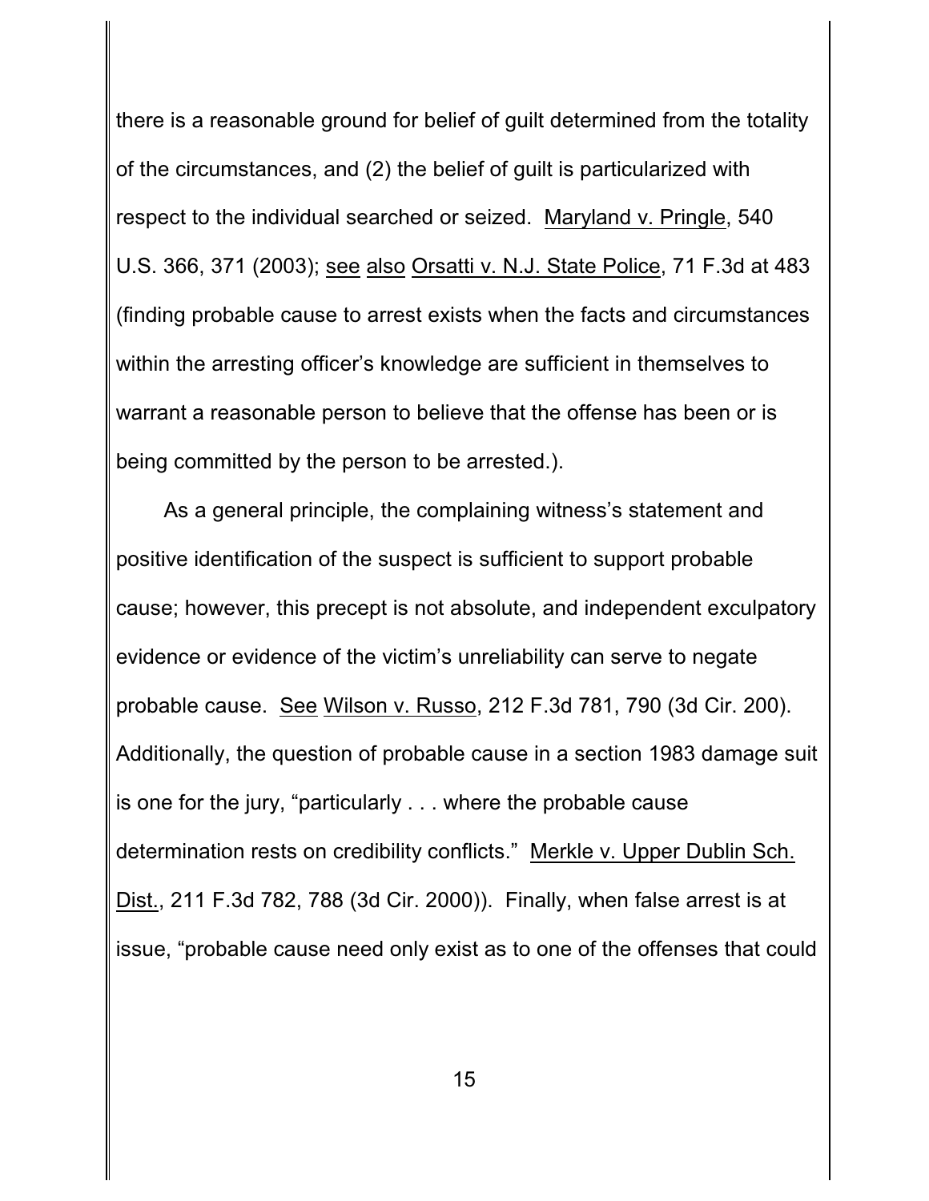there is a reasonable ground for belief of guilt determined from the totality of the circumstances, and (2) the belief of guilt is particularized with respect to the individual searched or seized. Maryland v. Pringle, 540 U.S. 366, 371 (2003); see also Orsatti v. N.J. State Police, 71 F.3d at 483 (finding probable cause to arrest exists when the facts and circumstances within the arresting officer's knowledge are sufficient in themselves to warrant a reasonable person to believe that the offense has been or is being committed by the person to be arrested.).

As a general principle, the complaining witness's statement and positive identification of the suspect is sufficient to support probable cause; however, this precept is not absolute, and independent exculpatory evidence or evidence of the victim's unreliability can serve to negate probable cause. See Wilson v. Russo, 212 F.3d 781, 790 (3d Cir. 200). Additionally, the question of probable cause in a section 1983 damage suit is one for the jury, "particularly . . . where the probable cause determination rests on credibility conflicts." Merkle v. Upper Dublin Sch. Dist., 211 F.3d 782, 788 (3d Cir. 2000)). Finally, when false arrest is at issue, "probable cause need only exist as to one of the offenses that could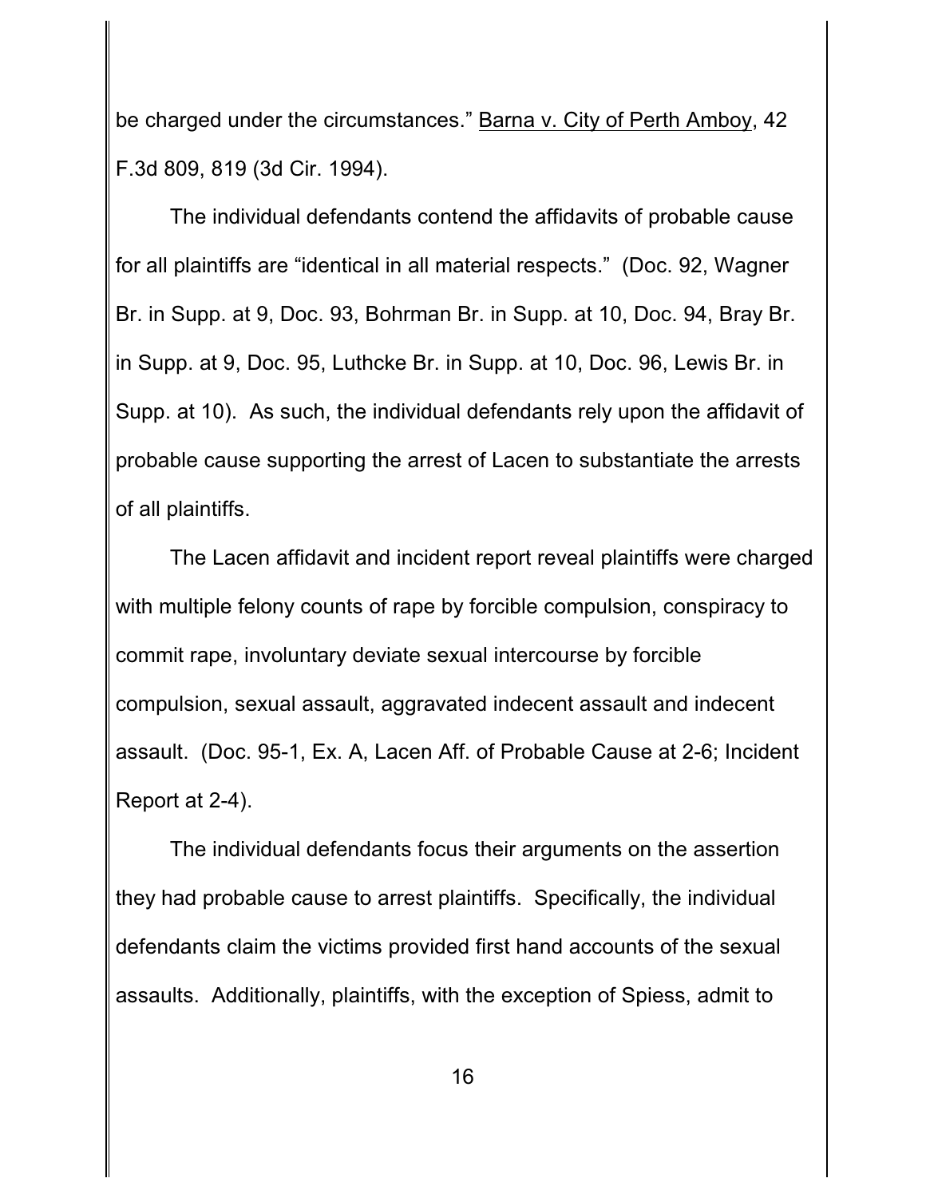be charged under the circumstances." Barna v. City of Perth Amboy, 42 F.3d 809, 819 (3d Cir. 1994).

The individual defendants contend the affidavits of probable cause for all plaintiffs are "identical in all material respects." (Doc. 92, Wagner Br. in Supp. at 9, Doc. 93, Bohrman Br. in Supp. at 10, Doc. 94, Bray Br. in Supp. at 9, Doc. 95, Luthcke Br. in Supp. at 10, Doc. 96, Lewis Br. in Supp. at 10). As such, the individual defendants rely upon the affidavit of probable cause supporting the arrest of Lacen to substantiate the arrests of all plaintiffs.

The Lacen affidavit and incident report reveal plaintiffs were charged with multiple felony counts of rape by forcible compulsion, conspiracy to commit rape, involuntary deviate sexual intercourse by forcible compulsion, sexual assault, aggravated indecent assault and indecent assault. (Doc. 95-1, Ex. A, Lacen Aff. of Probable Cause at 2-6; Incident Report at 2-4).

The individual defendants focus their arguments on the assertion they had probable cause to arrest plaintiffs. Specifically, the individual defendants claim the victims provided first hand accounts of the sexual assaults. Additionally, plaintiffs, with the exception of Spiess, admit to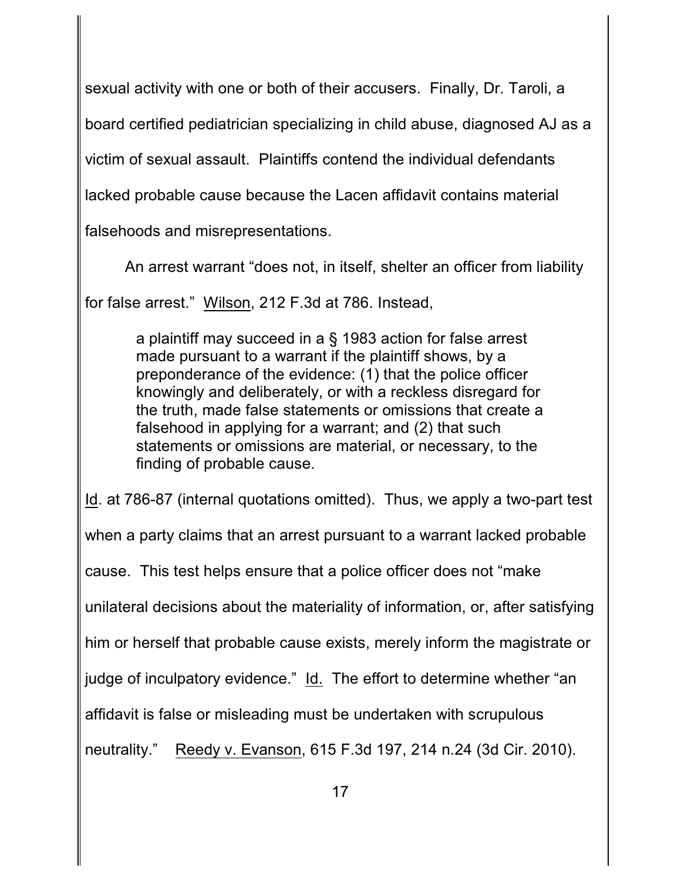sexual activity with one or both of their accusers. Finally, Dr. Taroli, a board certified pediatrician specializing in child abuse, diagnosed AJ as a victim of sexual assault. Plaintiffs contend the individual defendants lacked probable cause because the Lacen affidavit contains material falsehoods and misrepresentations.

An arrest warrant "does not, in itself, shelter an officer from liability for false arrest." Wilson, 212 F.3d at 786. Instead,

> a plaintiff may succeed in a § 1983 action for false arrest made pursuant to a warrant if the plaintiff shows, by a preponderance of the evidence: (1) that the police officer knowingly and deliberately, or with a reckless disregard for the truth, made false statements or omissions that create a falsehood in applying for a warrant; and (2) that such statements or omissions are material, or necessary, to the finding of probable cause.

Id. at 786-87 (internal quotations omitted). Thus, we apply a two-part test when a party claims that an arrest pursuant to a warrant lacked probable cause. This test helps ensure that a police officer does not "make unilateral decisions about the materiality of information, or, after satisfying him or herself that probable cause exists, merely inform the magistrate or judge of inculpatory evidence." Id. The effort to determine whether "an affidavit is false or misleading must be undertaken with scrupulous neutrality." Reedy v. Evanson, 615 F.3d 197, 214 n.24 (3d Cir. 2010).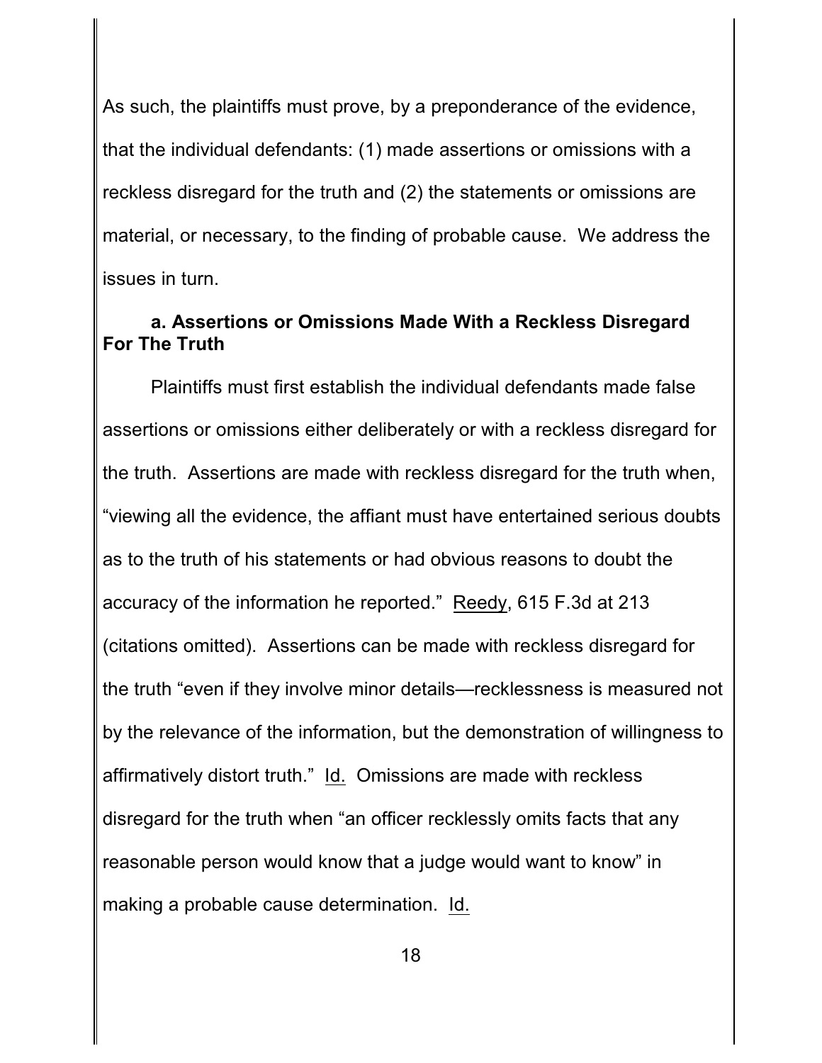As such, the plaintiffs must prove, by a preponderance of the evidence, that the individual defendants: (1) made assertions or omissions with a reckless disregard for the truth and (2) the statements or omissions are material, or necessary, to the finding of probable cause. We address the issues in turn.

**a. Assertions or Omissions Made With a Reckless Disregard For The Truth**

Plaintiffs must first establish the individual defendants made false assertions or omissions either deliberately or with a reckless disregard for the truth. Assertions are made with reckless disregard for the truth when, "viewing all the evidence, the affiant must have entertained serious doubts as to the truth of his statements or had obvious reasons to doubt the accuracy of the information he reported." Reedy, 615 F.3d at 213 (citations omitted). Assertions can be made with reckless disregard for the truth "even if they involve minor details—recklessness is measured not by the relevance of the information, but the demonstration of willingness to affirmatively distort truth." Id. Omissions are made with reckless disregard for the truth when "an officer recklessly omits facts that any reasonable person would know that a judge would want to know" in making a probable cause determination. Id.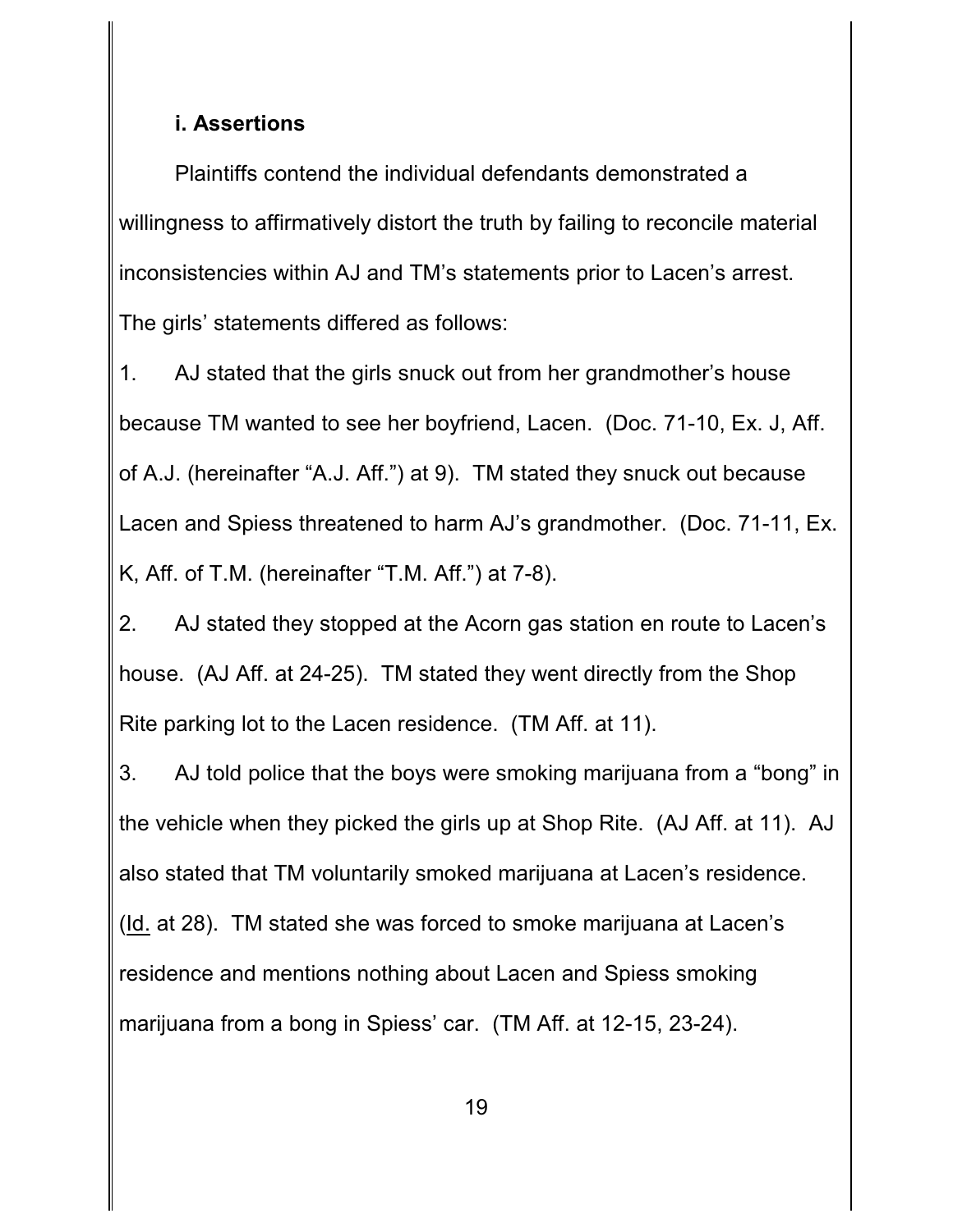**i. Assertions**

Plaintiffs contend the individual defendants demonstrated a willingness to affirmatively distort the truth by failing to reconcile material inconsistencies within AJ and TM's statements prior to Lacen's arrest. The girls' statements differed as follows:

1. AJ stated that the girls snuck out from her grandmother's house because TM wanted to see her boyfriend, Lacen. (Doc. 71-10, Ex. J, Aff. of A.J. (hereinafter "A.J. Aff.") at 9). TM stated they snuck out because Lacen and Spiess threatened to harm AJ's grandmother. (Doc. 71-11, Ex. K, Aff. of T.M. (hereinafter "T.M. Aff.") at 7-8).

2. AJ stated they stopped at the Acorn gas station en route to Lacen's house. (AJ Aff. at 24-25). TM stated they went directly from the Shop Rite parking lot to the Lacen residence. (TM Aff. at 11).

3. AJ told police that the boys were smoking marijuana from a "bong" in the vehicle when they picked the girls up at Shop Rite. (AJ Aff. at 11). AJ also stated that TM voluntarily smoked marijuana at Lacen's residence. (Id. at 28). TM stated she was forced to smoke marijuana at Lacen's residence and mentions nothing about Lacen and Spiess smoking marijuana from a bong in Spiess' car. (TM Aff. at 12-15, 23-24).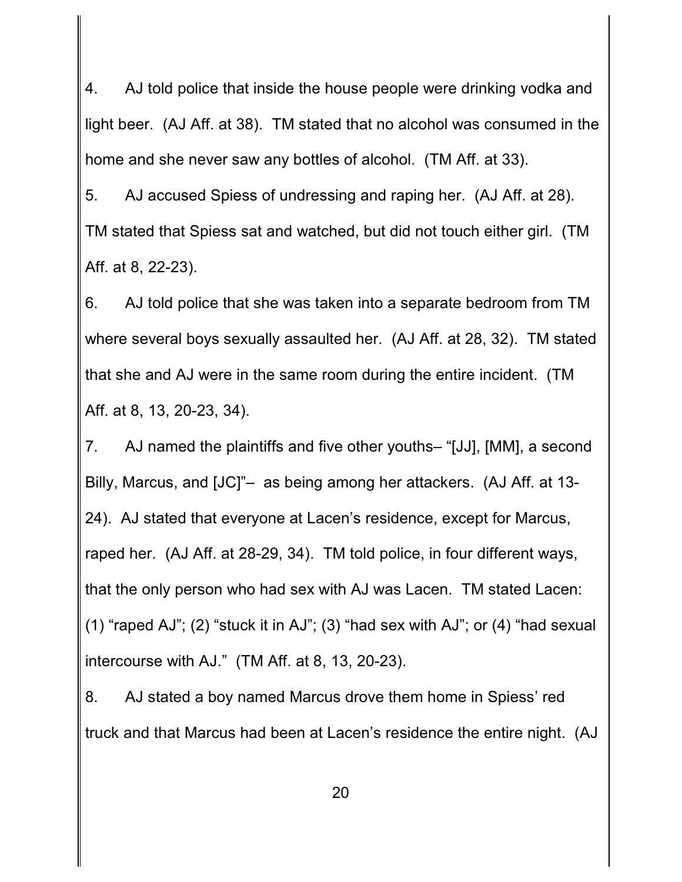4. AJ told police that inside the house people were drinking vodka and light beer. (AJ Aff. at 38). TM stated that no alcohol was consumed in the home and she never saw any bottles of alcohol. (TM Aff. at 33).

5. AJ accused Spiess of undressing and raping her. (AJ Aff. at 28). TM stated that Spiess sat and watched, but did not touch either girl. (TM Aff. at 8, 22-23).

6. AJ told police that she was taken into a separate bedroom from TM where several boys sexually assaulted her. (AJ Aff. at 28, 32). TM stated that she and AJ were in the same room during the entire incident. (TM Aff. at 8, 13, 20-23, 34).

7. AJ named the plaintiffs and five other youths– "[JJ], [MM], a second Billy, Marcus, and [JC]"– as being among her attackers. (AJ Aff. at 13-24). AJ stated that everyone at Lacen's residence, except for Marcus, raped her. (AJ Aff. at 28-29, 34). TM told police, in four different ways, that the only person who had sex with AJ was Lacen. TM stated Lacen: (1) "raped AJ"; (2) "stuck it in AJ"; (3) "had sex with AJ"; or (4) "had sexual intercourse with AJ." (TM Aff. at 8, 13, 20-23).

8. AJ stated a boy named Marcus drove them home in Spiess' red truck and that Marcus had been at Lacen's residence the entire night. (AJ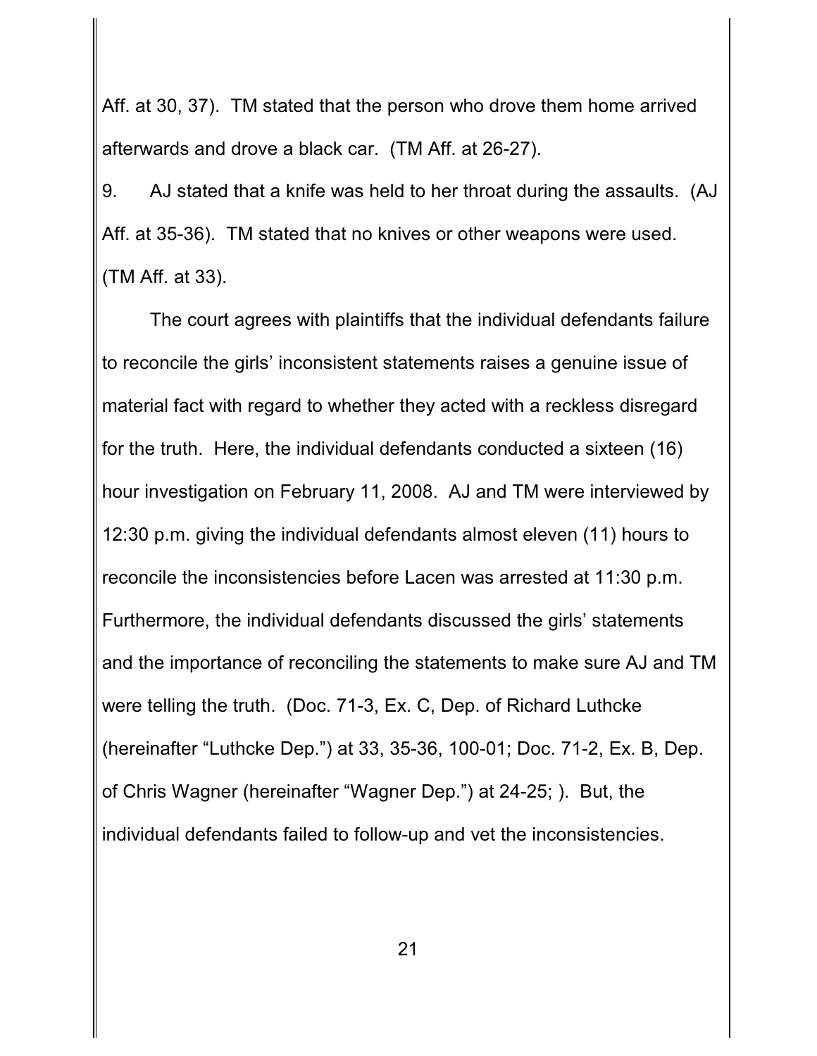Aff. at 30, 37). TM stated that the person who drove them home arrived afterwards and drove a black car. (TM Aff. at 26-27).

9. AJ stated that a knife was held to her throat during the assaults. (AJ Aff. at 35-36). TM stated that no knives or other weapons were used. (TM Aff. at 33).

The court agrees with plaintiffs that the individual defendants failure to reconcile the girls' inconsistent statements raises a genuine issue of material fact with regard to whether they acted with a reckless disregard for the truth. Here, the individual defendants conducted a sixteen (16) hour investigation on February 11, 2008. AJ and TM were interviewed by 12:30 p.m. giving the individual defendants almost eleven (11) hours to reconcile the inconsistencies before Lacen was arrested at 11:30 p.m. Furthermore, the individual defendants discussed the girls' statements and the importance of reconciling the statements to make sure AJ and TM were telling the truth. (Doc. 71-3, Ex. C, Dep. of Richard Luthcke (hereinafter "Luthcke Dep.") at 33, 35-36, 100-01; Doc. 71-2, Ex. B, Dep. of Chris Wagner (hereinafter "Wagner Dep.") at 24-25; ). But, the individual defendants failed to follow-up and vet the inconsistencies.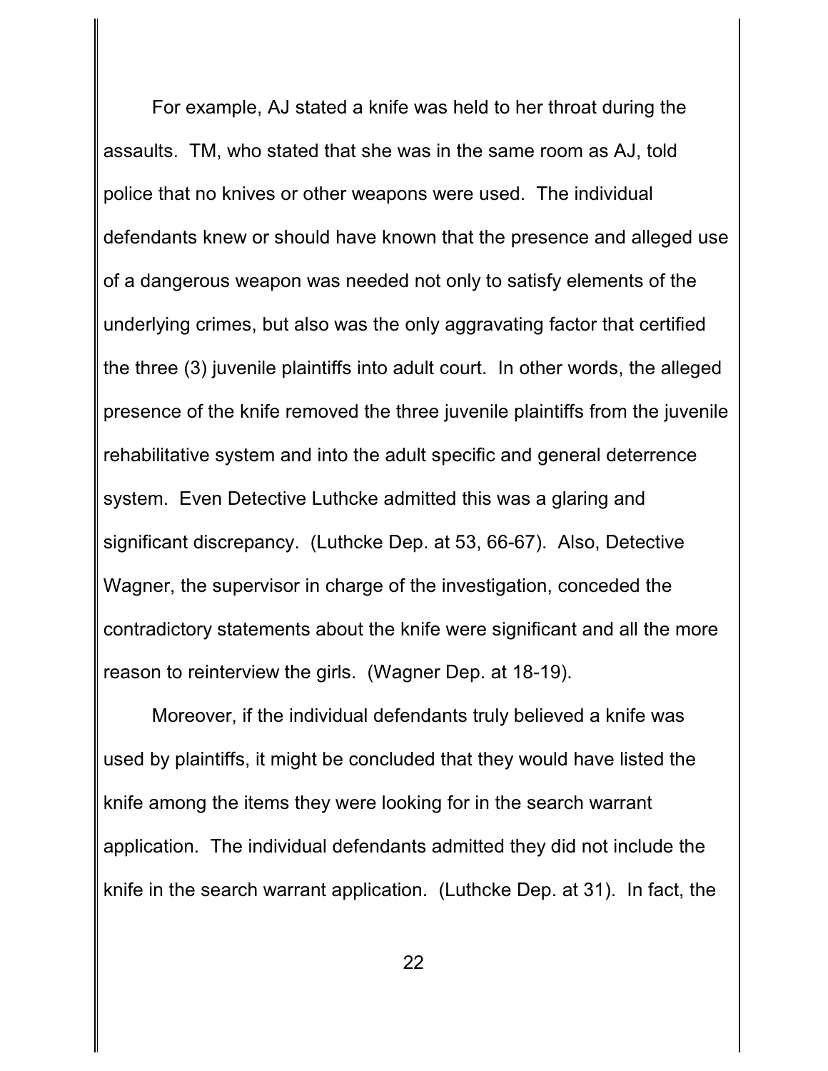For example, AJ stated a knife was held to her throat during the assaults. TM, who stated that she was in the same room as AJ, told police that no knives or other weapons were used. The individual defendants knew or should have known that the presence and alleged use of a dangerous weapon was needed not only to satisfy elements of the underlying crimes, but also was the only aggravating factor that certified the three (3) juvenile plaintiffs into adult court. In other words, the alleged presence of the knife removed the three juvenile plaintiffs from the juvenile rehabilitative system and into the adult specific and general deterrence system. Even Detective Luthcke admitted this was a glaring and significant discrepancy. (Luthcke Dep. at 53, 66-67). Also, Detective Wagner, the supervisor in charge of the investigation, conceded the contradictory statements about the knife were significant and all the more reason to reinterview the girls. (Wagner Dep. at 18-19).

Moreover, if the individual defendants truly believed a knife was used by plaintiffs, it might be concluded that they would have listed the knife among the items they were looking for in the search warrant application. The individual defendants admitted they did not include the knife in the search warrant application. (Luthcke Dep. at 31). In fact, the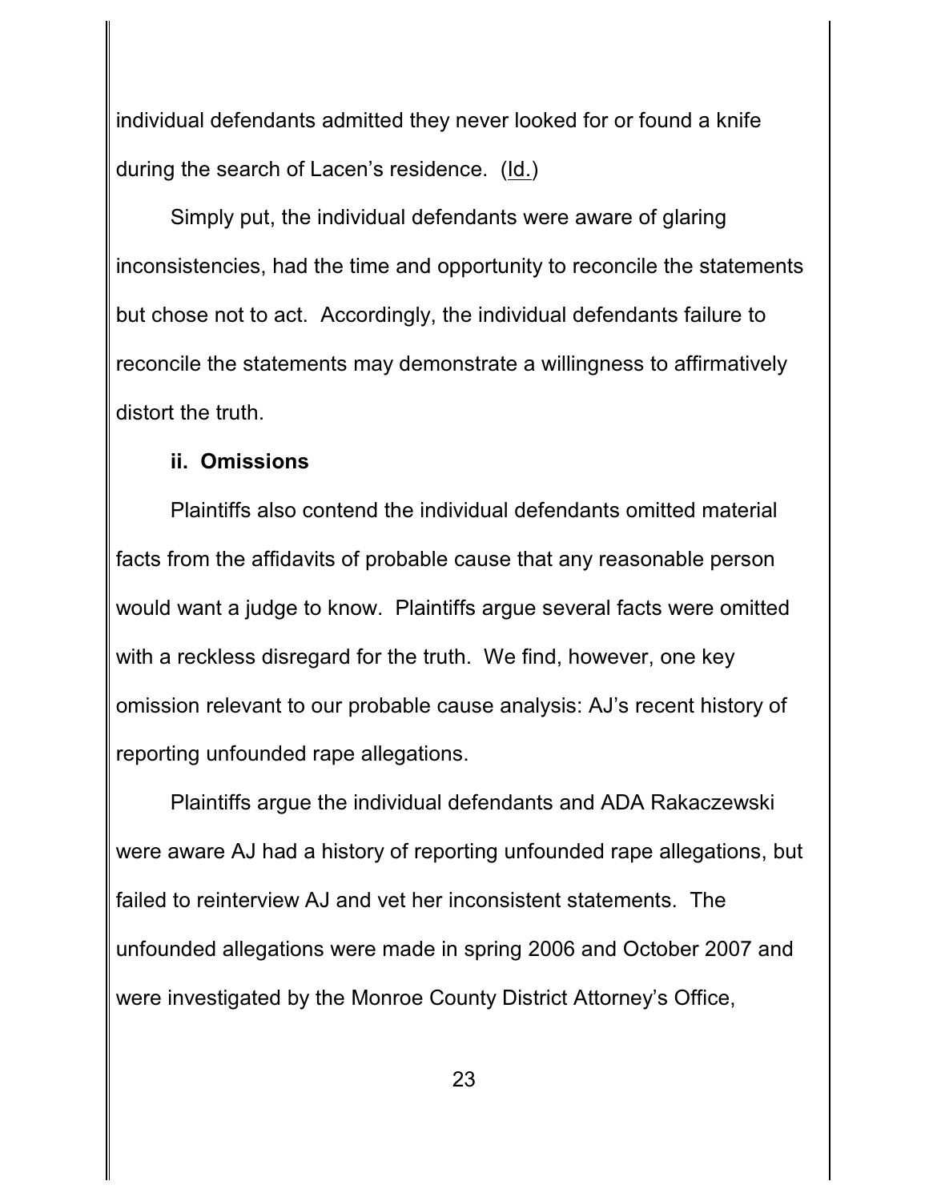individual defendants admitted they never looked for or found a knife during the search of Lacen's residence. (Id.)

Simply put, the individual defendants were aware of glaring inconsistencies, had the time and opportunity to reconcile the statements but chose not to act. Accordingly, the individual defendants failure to reconcile the statements may demonstrate a willingness to affirmatively distort the truth.

**ii. Omissions**

Plaintiffs also contend the individual defendants omitted material facts from the affidavits of probable cause that any reasonable person would want a judge to know. Plaintiffs argue several facts were omitted with a reckless disregard for the truth. We find, however, one key omission relevant to our probable cause analysis: AJ's recent history of reporting unfounded rape allegations.

Plaintiffs argue the individual defendants and ADA Rakaczewski were aware AJ had a history of reporting unfounded rape allegations, but failed to reinterview AJ and vet her inconsistent statements. The unfounded allegations were made in spring 2006 and October 2007 and were investigated by the Monroe County District Attorney's Office,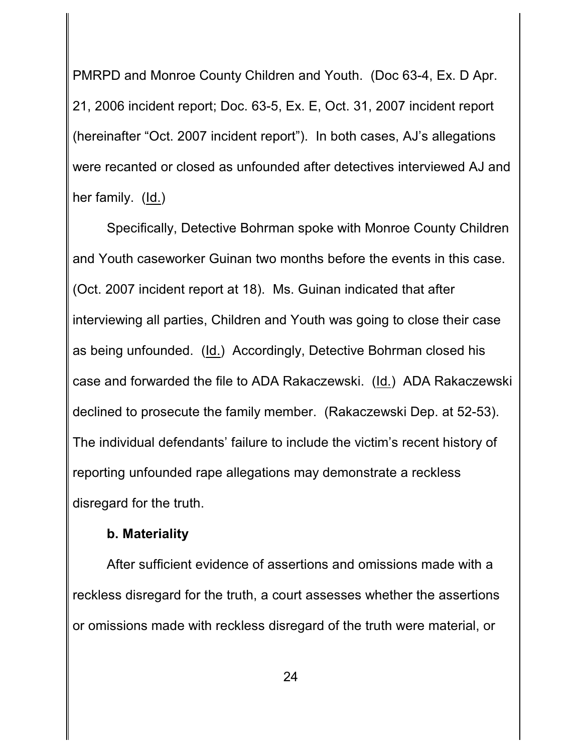PMRPD and Monroe County Children and Youth. (Doc 63-4, Ex. D Apr. 21, 2006 incident report; Doc. 63-5, Ex. E, Oct. 31, 2007 incident report (hereinafter "Oct. 2007 incident report"). In both cases, AJ's allegations were recanted or closed as unfounded after detectives interviewed AJ and her family. (Id.)

Specifically, Detective Bohrman spoke with Monroe County Children and Youth caseworker Guinan two months before the events in this case. (Oct. 2007 incident report at 18). Ms. Guinan indicated that after interviewing all parties, Children and Youth was going to close their case as being unfounded. (Id.) Accordingly, Detective Bohrman closed his case and forwarded the file to ADA Rakaczewski. (Id.) ADA Rakaczewski declined to prosecute the family member. (Rakaczewski Dep. at 52-53). The individual defendants' failure to include the victim's recent history of reporting unfounded rape allegations may demonstrate a reckless disregard for the truth.

**b. Materiality**

After sufficient evidence of assertions and omissions made with a reckless disregard for the truth, a court assesses whether the assertions or omissions made with reckless disregard of the truth were material, or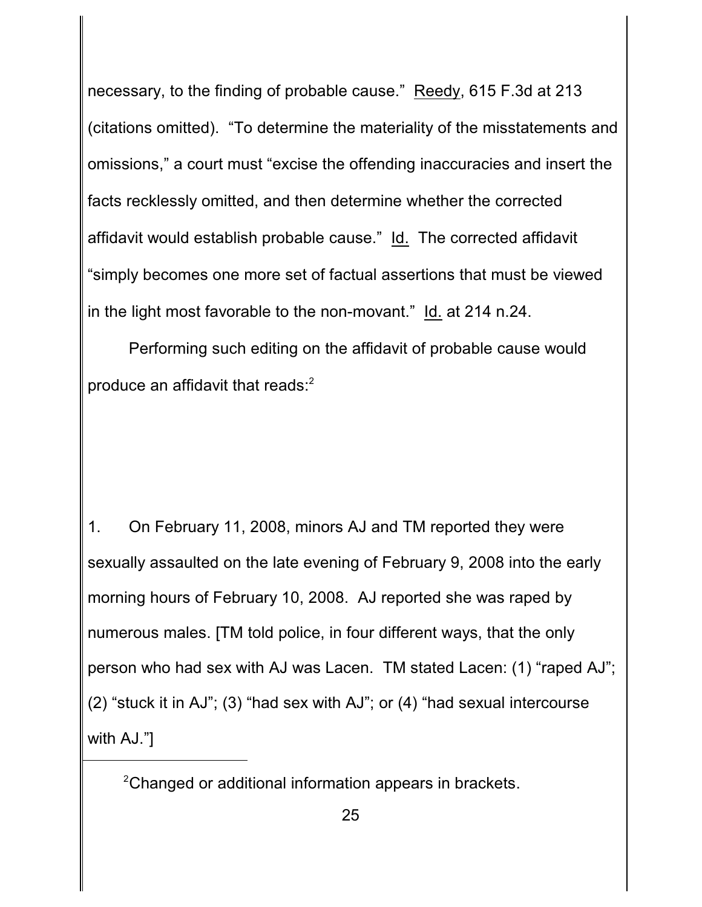necessary, to the finding of probable cause." Reedy, 615 F.3d at 213 (citations omitted). "To determine the materiality of the misstatements and omissions," a court must "excise the offending inaccuracies and insert the facts recklessly omitted, and then determine whether the corrected affidavit would establish probable cause." Id. The corrected affidavit "simply becomes one more set of factual assertions that must be viewed in the light most favorable to the non-movant." Id. at 214 n.24.

Performing such editing on the affidavit of probable cause would produce an affidavit that reads:[2]

1. On February 11, 2008, minors AJ and TM reported they were sexually assaulted on the late evening of February 9, 2008 into the early morning hours of February 10, 2008. AJ reported she was raped by numerous males. [TM told police, in four different ways, that the only person who had sex with AJ was Lacen. TM stated Lacen: (1) "raped AJ"; (2) "stuck it in AJ"; (3) "had sex with AJ"; or (4) "had sexual intercourse with AJ."]

---

[2]Changed or additional information appears in brackets.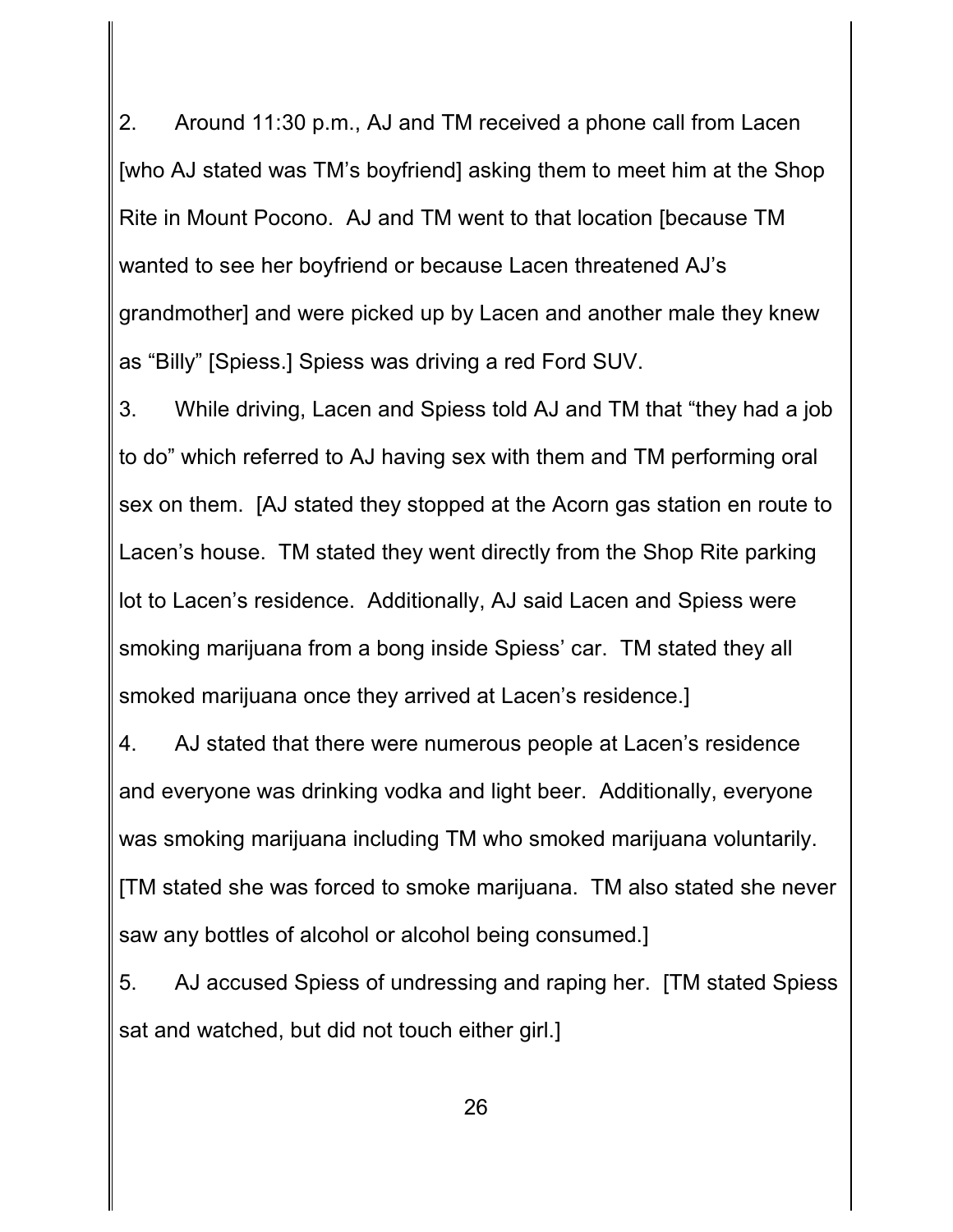2. Around 11:30 p.m., AJ and TM received a phone call from Lacen [who AJ stated was TM's boyfriend] asking them to meet him at the Shop Rite in Mount Pocono. AJ and TM went to that location [because TM wanted to see her boyfriend or because Lacen threatened AJ's grandmother] and were picked up by Lacen and another male they knew as "Billy" [Spiess.] Spiess was driving a red Ford SUV.

3. While driving, Lacen and Spiess told AJ and TM that "they had a job to do" which referred to AJ having sex with them and TM performing oral sex on them. [AJ stated they stopped at the Acorn gas station en route to Lacen's house. TM stated they went directly from the Shop Rite parking lot to Lacen's residence. Additionally, AJ said Lacen and Spiess were smoking marijuana from a bong inside Spiess' car. TM stated they all smoked marijuana once they arrived at Lacen's residence.]

4. AJ stated that there were numerous people at Lacen's residence and everyone was drinking vodka and light beer. Additionally, everyone was smoking marijuana including TM who smoked marijuana voluntarily. [TM stated she was forced to smoke marijuana. TM also stated she never saw any bottles of alcohol or alcohol being consumed.]

5. AJ accused Spiess of undressing and raping her. [TM stated Spiess sat and watched, but did not touch either girl.]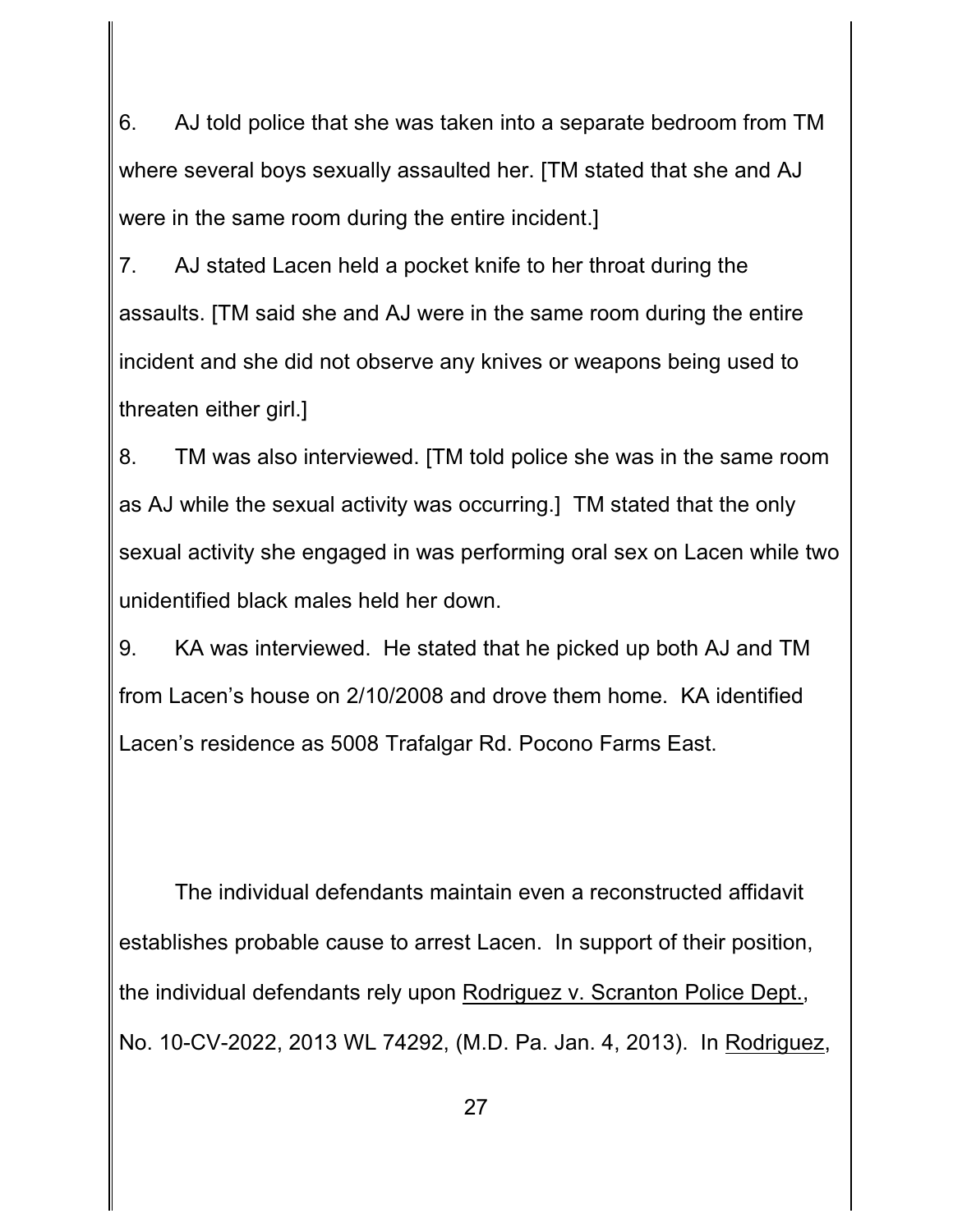6. AJ told police that she was taken into a separate bedroom from TM where several boys sexually assaulted her. [TM stated that she and AJ were in the same room during the entire incident.]

7. AJ stated Lacen held a pocket knife to her throat during the assaults. [TM said she and AJ were in the same room during the entire incident and she did not observe any knives or weapons being used to threaten either girl.]

8. TM was also interviewed. [TM told police she was in the same room as AJ while the sexual activity was occurring.] TM stated that the only sexual activity she engaged in was performing oral sex on Lacen while two unidentified black males held her down.

9. KA was interviewed. He stated that he picked up both AJ and TM from Lacen's house on 2/10/2008 and drove them home. KA identified Lacen's residence as 5008 Trafalgar Rd. Pocono Farms East.

The individual defendants maintain even a reconstructed affidavit establishes probable cause to arrest Lacen. In support of their position, the individual defendants rely upon Rodriguez v. Scranton Police Dept., No. 10-CV-2022, 2013 WL 74292, (M.D. Pa. Jan. 4, 2013). In Rodriguez,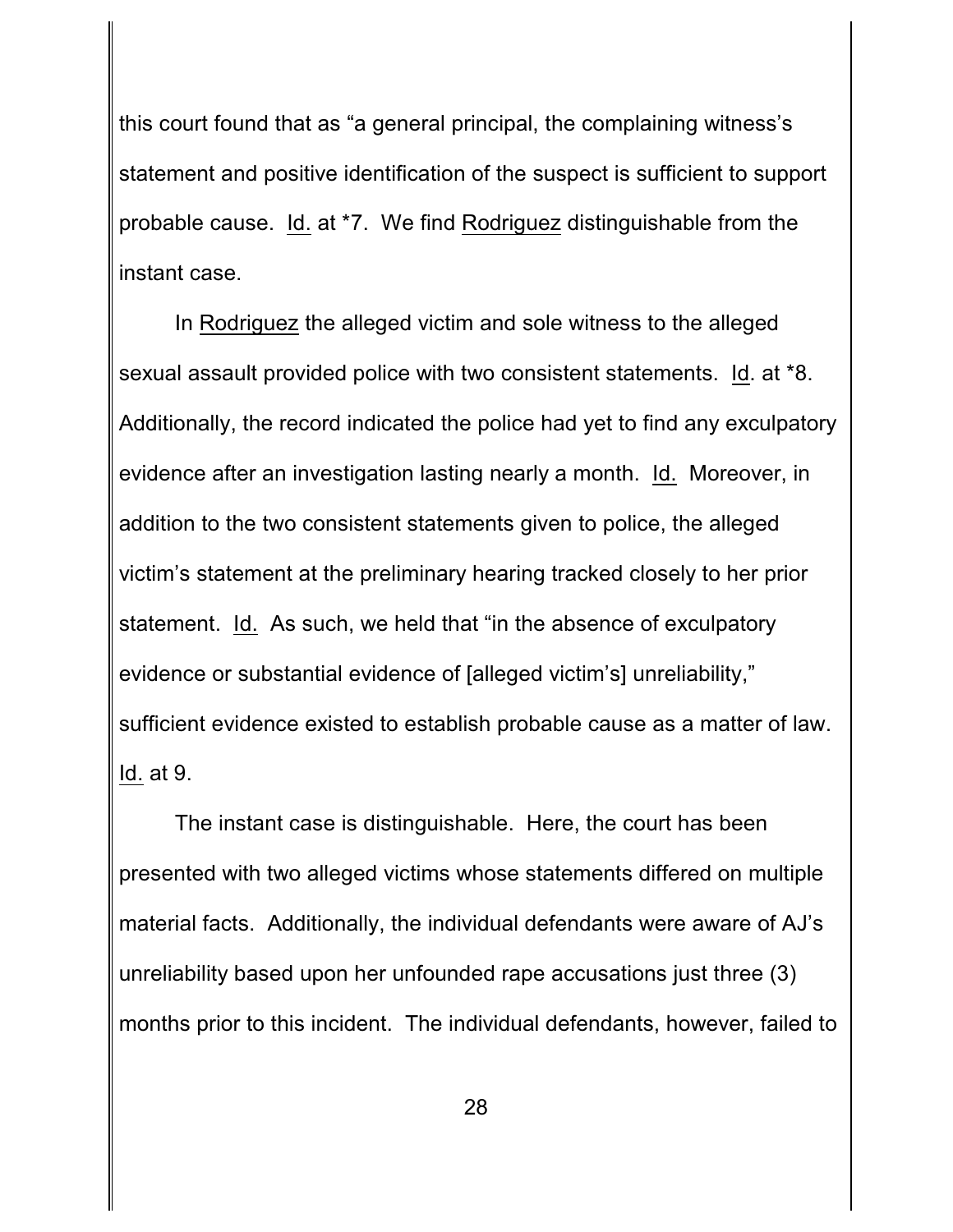this court found that as "a general principal, the complaining witness's statement and positive identification of the suspect is sufficient to support probable cause. Id. at *7. We find Rodriguez distinguishable from the instant case.

In Rodriguez the alleged victim and sole witness to the alleged sexual assault provided police with two consistent statements. Id. at *8. Additionally, the record indicated the police had yet to find any exculpatory evidence after an investigation lasting nearly a month. Id. Moreover, in addition to the two consistent statements given to police, the alleged victim's statement at the preliminary hearing tracked closely to her prior statement. Id. As such, we held that "in the absence of exculpatory evidence or substantial evidence of [alleged victim's] unreliability," sufficient evidence existed to establish probable cause as a matter of law. Id. at 9.

The instant case is distinguishable. Here, the court has been presented with two alleged victims whose statements differed on multiple material facts. Additionally, the individual defendants were aware of AJ's unreliability based upon her unfounded rape accusations just three (3) months prior to this incident. The individual defendants, however, failed to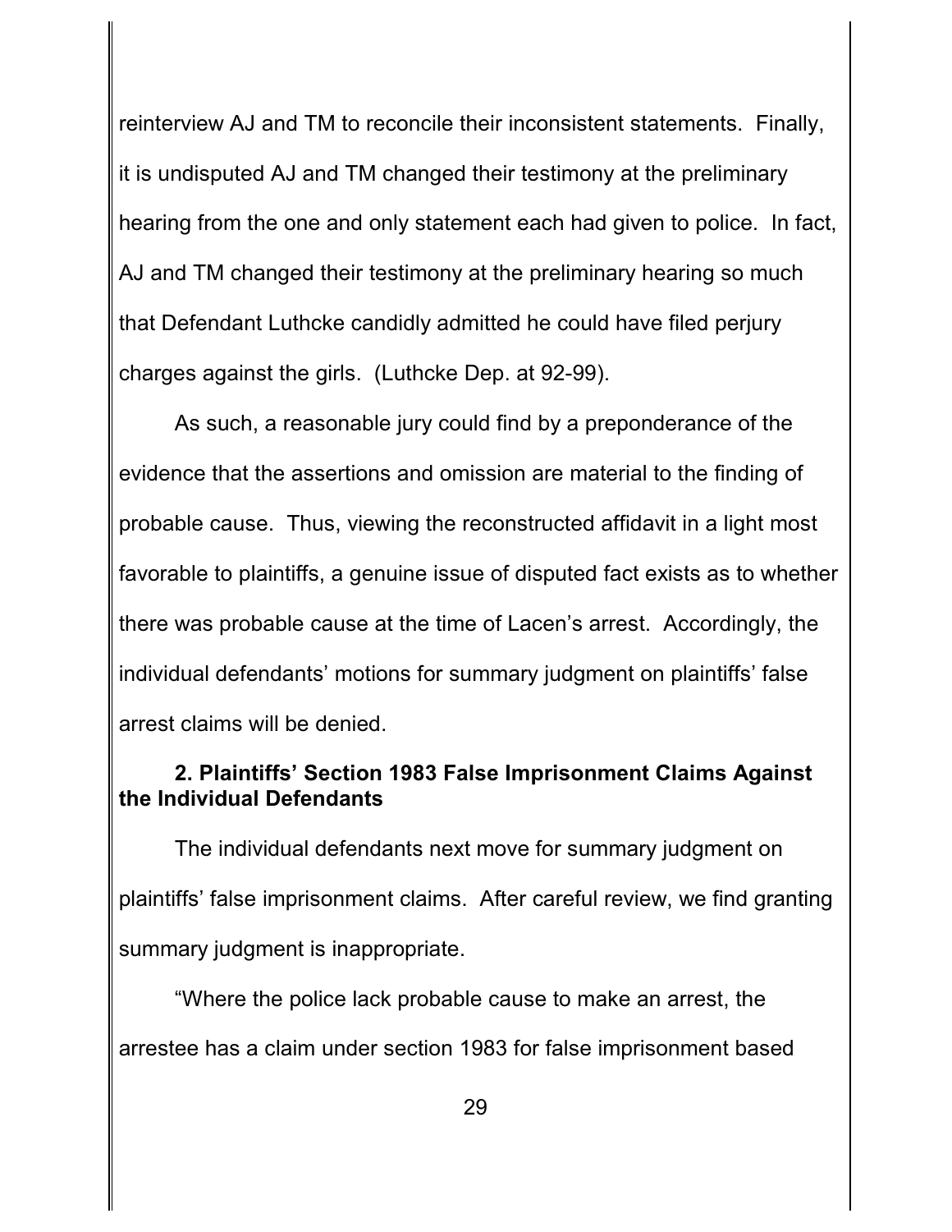reinterview AJ and TM to reconcile their inconsistent statements. Finally, it is undisputed AJ and TM changed their testimony at the preliminary hearing from the one and only statement each had given to police. In fact, AJ and TM changed their testimony at the preliminary hearing so much that Defendant Luthcke candidly admitted he could have filed perjury charges against the girls. (Luthcke Dep. at 92-99).

As such, a reasonable jury could find by a preponderance of the evidence that the assertions and omission are material to the finding of probable cause. Thus, viewing the reconstructed affidavit in a light most favorable to plaintiffs, a genuine issue of disputed fact exists as to whether there was probable cause at the time of Lacen's arrest. Accordingly, the individual defendants' motions for summary judgment on plaintiffs' false arrest claims will be denied.

**2. Plaintiffs' Section 1983 False Imprisonment Claims Against the Individual Defendants**

The individual defendants next move for summary judgment on plaintiffs' false imprisonment claims. After careful review, we find granting summary judgment is inappropriate.

"Where the police lack probable cause to make an arrest, the arrestee has a claim under section 1983 for false imprisonment based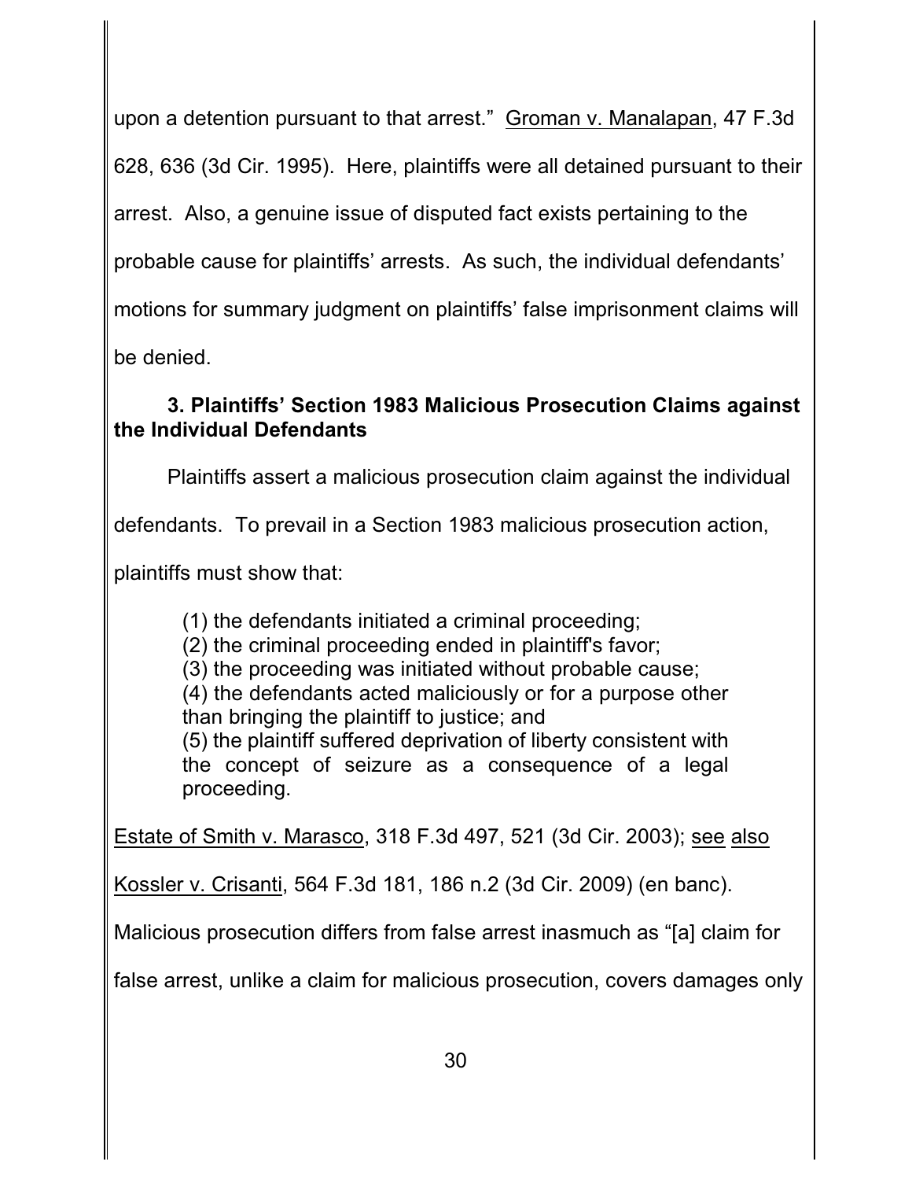upon a detention pursuant to that arrest." Groman v. Manalapan, 47 F.3d 628, 636 (3d Cir. 1995). Here, plaintiffs were all detained pursuant to their arrest. Also, a genuine issue of disputed fact exists pertaining to the probable cause for plaintiffs' arrests. As such, the individual defendants' motions for summary judgment on plaintiffs' false imprisonment claims will be denied.

**3. Plaintiffs' Section 1983 Malicious Prosecution Claims against the Individual Defendants**

Plaintiffs assert a malicious prosecution claim against the individual defendants. To prevail in a Section 1983 malicious prosecution action, plaintiffs must show that:

> (1) the defendants initiated a criminal proceeding;
> (2) the criminal proceeding ended in plaintiff's favor;
> (3) the proceeding was initiated without probable cause;
> (4) the defendants acted maliciously or for a purpose other than bringing the plaintiff to justice; and
> (5) the plaintiff suffered deprivation of liberty consistent with the concept of seizure as a consequence of a legal proceeding.

Estate of Smith v. Marasco, 318 F.3d 497, 521 (3d Cir. 2003); see also Kossler v. Crisanti, 564 F.3d 181, 186 n.2 (3d Cir. 2009) (en banc). Malicious prosecution differs from false arrest inasmuch as "[a] claim for false arrest, unlike a claim for malicious prosecution, covers damages only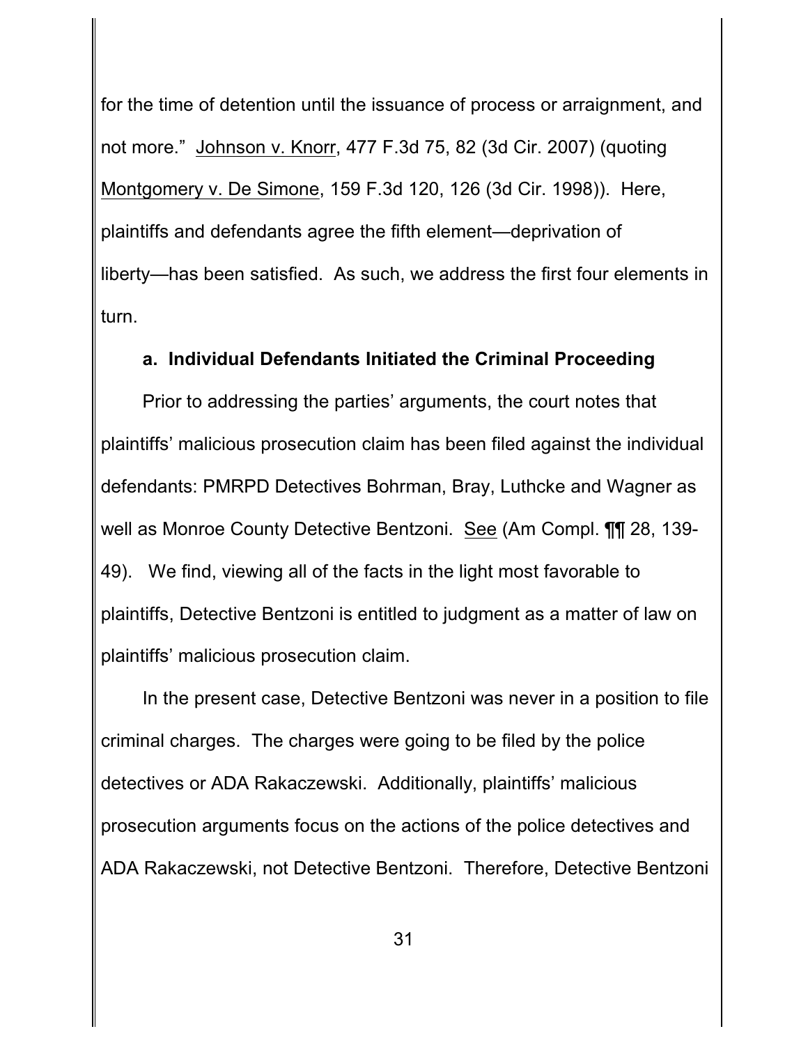for the time of detention until the issuance of process or arraignment, and not more." Johnson v. Knorr, 477 F.3d 75, 82 (3d Cir. 2007) (quoting Montgomery v. De Simone, 159 F.3d 120, 126 (3d Cir. 1998)). Here, plaintiffs and defendants agree the fifth element—deprivation of liberty—has been satisfied. As such, we address the first four elements in turn.

**a. Individual Defendants Initiated the Criminal Proceeding**

Prior to addressing the parties' arguments, the court notes that plaintiffs' malicious prosecution claim has been filed against the individual defendants: PMRPD Detectives Bohrman, Bray, Luthcke and Wagner as well as Monroe County Detective Bentzoni. See (Am Compl. ¶¶ 28, 139-49). We find, viewing all of the facts in the light most favorable to plaintiffs, Detective Bentzoni is entitled to judgment as a matter of law on plaintiffs' malicious prosecution claim.

In the present case, Detective Bentzoni was never in a position to file criminal charges. The charges were going to be filed by the police detectives or ADA Rakaczewski. Additionally, plaintiffs' malicious prosecution arguments focus on the actions of the police detectives and ADA Rakaczewski, not Detective Bentzoni. Therefore, Detective Bentzoni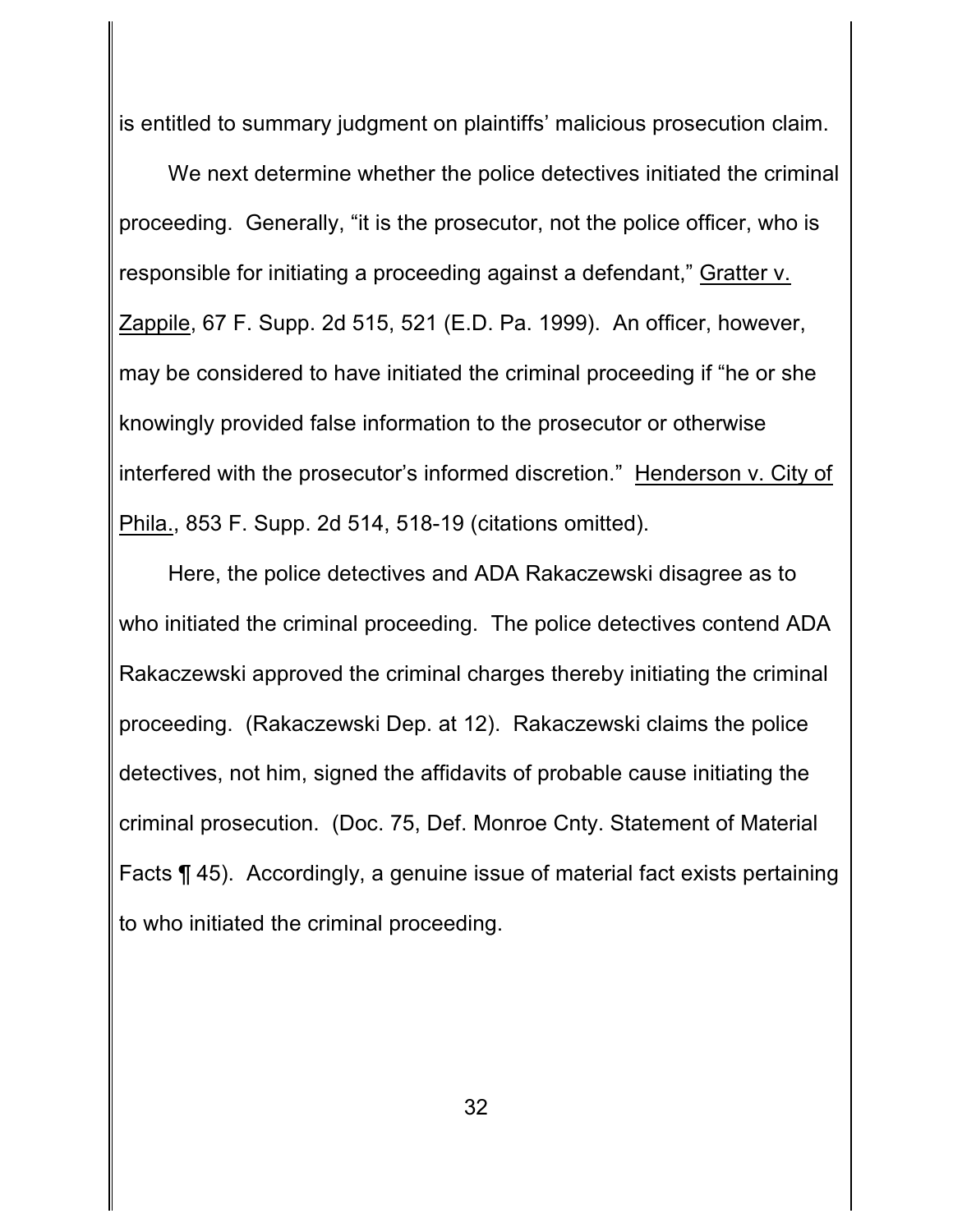is entitled to summary judgment on plaintiffs' malicious prosecution claim.

We next determine whether the police detectives initiated the criminal proceeding. Generally, "it is the prosecutor, not the police officer, who is responsible for initiating a proceeding against a defendant," Gratter v. Zappile, 67 F. Supp. 2d 515, 521 (E.D. Pa. 1999). An officer, however, may be considered to have initiated the criminal proceeding if "he or she knowingly provided false information to the prosecutor or otherwise interfered with the prosecutor's informed discretion." Henderson v. City of Phila., 853 F. Supp. 2d 514, 518-19 (citations omitted).

Here, the police detectives and ADA Rakaczewski disagree as to who initiated the criminal proceeding. The police detectives contend ADA Rakaczewski approved the criminal charges thereby initiating the criminal proceeding. (Rakaczewski Dep. at 12). Rakaczewski claims the police detectives, not him, signed the affidavits of probable cause initiating the criminal prosecution. (Doc. 75, Def. Monroe Cnty. Statement of Material Facts ¶ 45). Accordingly, a genuine issue of material fact exists pertaining to who initiated the criminal proceeding.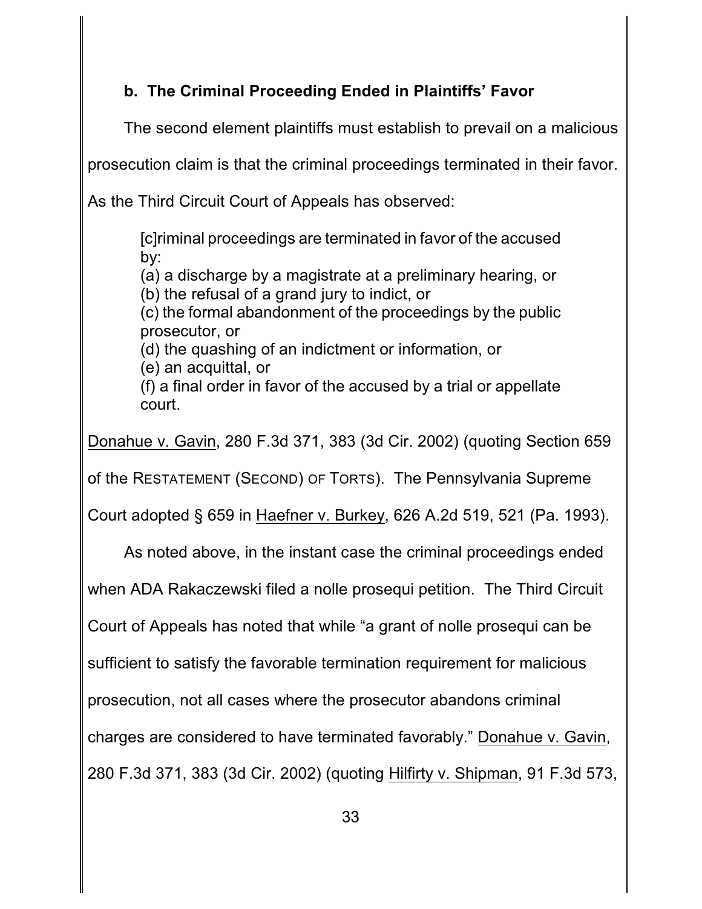### b. The Criminal Proceeding Ended in Plaintiffs' Favor

The second element plaintiffs must establish to prevail on a malicious prosecution claim is that the criminal proceedings terminated in their favor. As the Third Circuit Court of Appeals has observed:

> [c]riminal proceedings are terminated in favor of the accused by:
> (a) a discharge by a magistrate at a preliminary hearing, or
> (b) the refusal of a grand jury to indict, or
> (c) the formal abandonment of the proceedings by the public prosecutor, or
> (d) the quashing of an indictment or information, or
> (e) an acquittal, or
> (f) a final order in favor of the accused by a trial or appellate court.

Donahue v. Gavin, 280 F.3d 371, 383 (3d Cir. 2002) (quoting Section 659 of the RESTATEMENT (SECOND) OF TORTS). The Pennsylvania Supreme Court adopted § 659 in Haefner v. Burkey, 626 A.2d 519, 521 (Pa. 1993).

As noted above, in the instant case the criminal proceedings ended when ADA Rakaczewski filed a nolle prosequi petition. The Third Circuit Court of Appeals has noted that while "a grant of nolle prosequi can be sufficient to satisfy the favorable termination requirement for malicious prosecution, not all cases where the prosecutor abandons criminal charges are considered to have terminated favorably." Donahue v. Gavin, 280 F.3d 371, 383 (3d Cir. 2002) (quoting Hilfirty v. Shipman, 91 F.3d 573,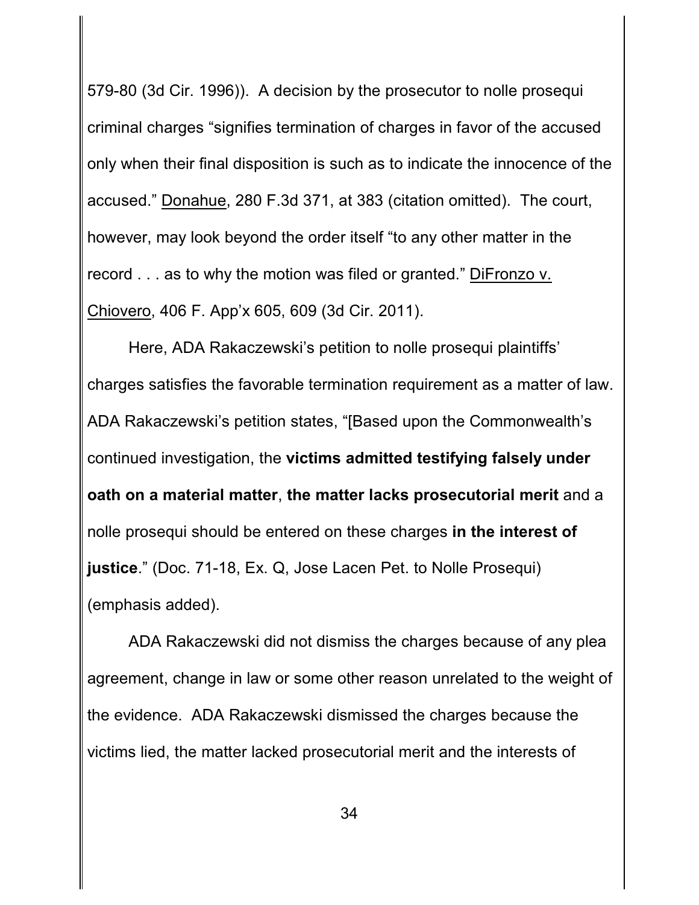579-80 (3d Cir. 1996)). A decision by the prosecutor to nolle prosequi criminal charges "signifies termination of charges in favor of the accused only when their final disposition is such as to indicate the innocence of the accused." Donahue, 280 F.3d 371, at 383 (citation omitted). The court, however, may look beyond the order itself "to any other matter in the record . . . as to why the motion was filed or granted." DiFronzo v. Chiovero, 406 F. App'x 605, 609 (3d Cir. 2011).

Here, ADA Rakaczewski's petition to nolle prosequi plaintiffs' charges satisfies the favorable termination requirement as a matter of law. ADA Rakaczewski's petition states, "[Based upon the Commonwealth's continued investigation, the **victims admitted testifying falsely under oath on a material matter**, **the matter lacks prosecutorial merit** and a nolle prosequi should be entered on these charges **in the interest of justice**." (Doc. 71-18, Ex. Q, Jose Lacen Pet. to Nolle Prosequi) (emphasis added).

ADA Rakaczewski did not dismiss the charges because of any plea agreement, change in law or some other reason unrelated to the weight of the evidence. ADA Rakaczewski dismissed the charges because the victims lied, the matter lacked prosecutorial merit and the interests of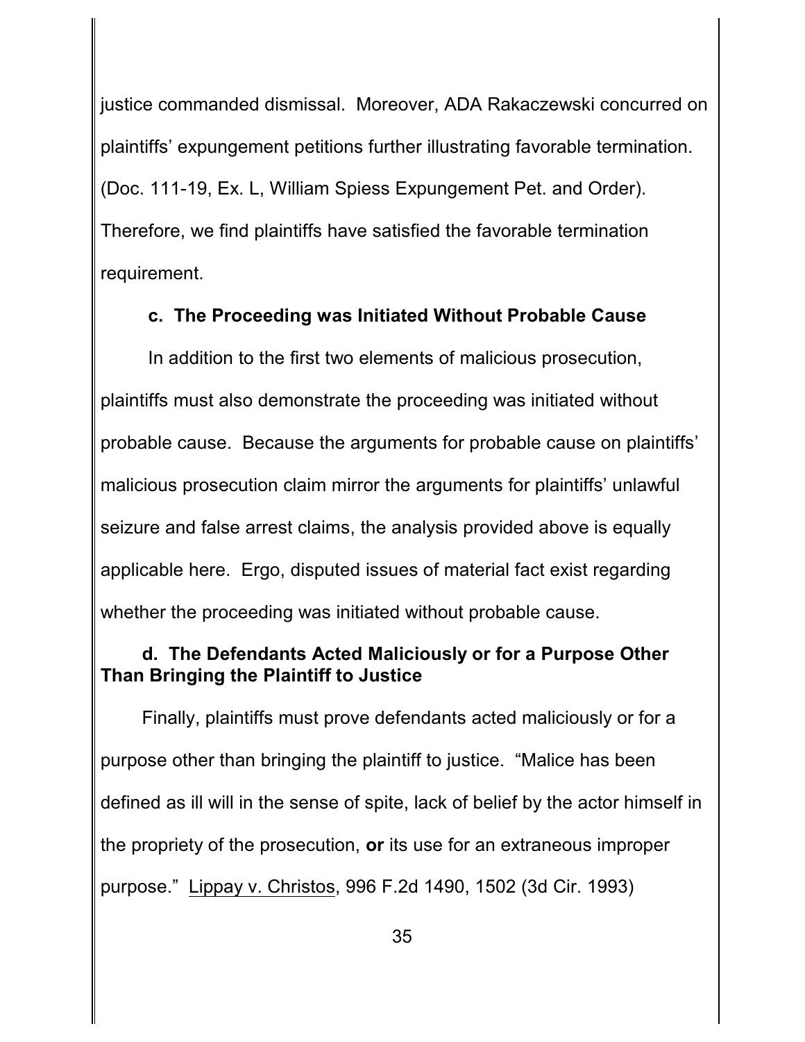justice commanded dismissal. Moreover, ADA Rakaczewski concurred on plaintiffs' expungement petitions further illustrating favorable termination. (Doc. 111-19, Ex. L, William Spiess Expungement Pet. and Order). Therefore, we find plaintiffs have satisfied the favorable termination requirement.

**c. The Proceeding was Initiated Without Probable Cause**

In addition to the first two elements of malicious prosecution, plaintiffs must also demonstrate the proceeding was initiated without probable cause. Because the arguments for probable cause on plaintiffs' malicious prosecution claim mirror the arguments for plaintiffs' unlawful seizure and false arrest claims, the analysis provided above is equally applicable here. Ergo, disputed issues of material fact exist regarding whether the proceeding was initiated without probable cause.

**d. The Defendants Acted Maliciously or for a Purpose Other Than Bringing the Plaintiff to Justice**

Finally, plaintiffs must prove defendants acted maliciously or for a purpose other than bringing the plaintiff to justice. "Malice has been defined as ill will in the sense of spite, lack of belief by the actor himself in the propriety of the prosecution, **or** its use for an extraneous improper purpose." Lippay v. Christos, 996 F.2d 1490, 1502 (3d Cir. 1993)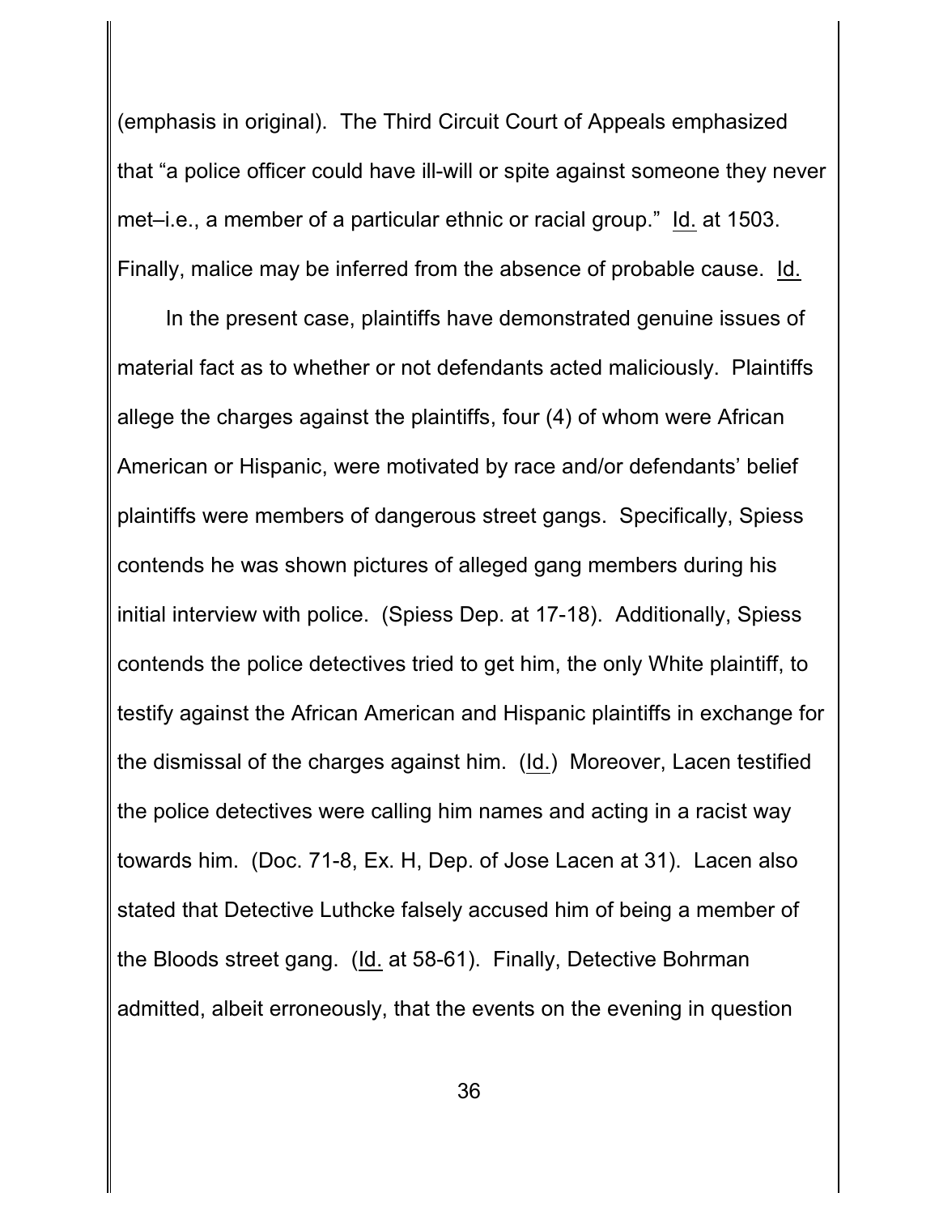(emphasis in original). The Third Circuit Court of Appeals emphasized that "a police officer could have ill-will or spite against someone they never met–i.e., a member of a particular ethnic or racial group." Id. at 1503. Finally, malice may be inferred from the absence of probable cause. Id.

In the present case, plaintiffs have demonstrated genuine issues of material fact as to whether or not defendants acted maliciously. Plaintiffs allege the charges against the plaintiffs, four (4) of whom were African American or Hispanic, were motivated by race and/or defendants' belief plaintiffs were members of dangerous street gangs. Specifically, Spiess contends he was shown pictures of alleged gang members during his initial interview with police. (Spiess Dep. at 17-18). Additionally, Spiess contends the police detectives tried to get him, the only White plaintiff, to testify against the African American and Hispanic plaintiffs in exchange for the dismissal of the charges against him. (Id.) Moreover, Lacen testified the police detectives were calling him names and acting in a racist way towards him. (Doc. 71-8, Ex. H, Dep. of Jose Lacen at 31). Lacen also stated that Detective Luthcke falsely accused him of being a member of the Bloods street gang. (Id. at 58-61). Finally, Detective Bohrman admitted, albeit erroneously, that the events on the evening in question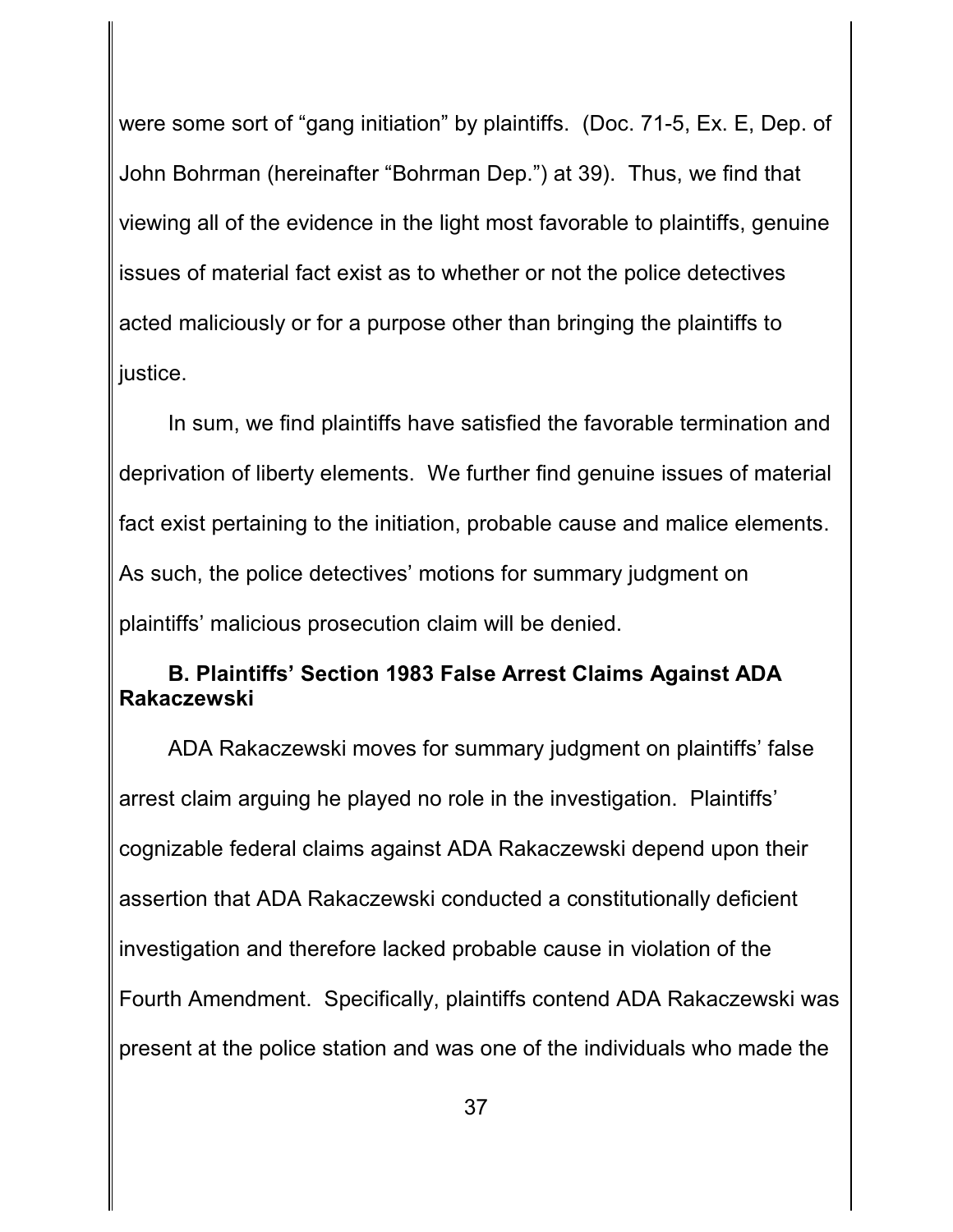were some sort of "gang initiation" by plaintiffs. (Doc. 71-5, Ex. E, Dep. of John Bohrman (hereinafter "Bohrman Dep.") at 39). Thus, we find that viewing all of the evidence in the light most favorable to plaintiffs, genuine issues of material fact exist as to whether or not the police detectives acted maliciously or for a purpose other than bringing the plaintiffs to justice.

In sum, we find plaintiffs have satisfied the favorable termination and deprivation of liberty elements. We further find genuine issues of material fact exist pertaining to the initiation, probable cause and malice elements. As such, the police detectives' motions for summary judgment on plaintiffs' malicious prosecution claim will be denied.

### B. Plaintiffs' Section 1983 False Arrest Claims Against ADA Rakaczewski

ADA Rakaczewski moves for summary judgment on plaintiffs' false arrest claim arguing he played no role in the investigation. Plaintiffs' cognizable federal claims against ADA Rakaczewski depend upon their assertion that ADA Rakaczewski conducted a constitutionally deficient investigation and therefore lacked probable cause in violation of the Fourth Amendment. Specifically, plaintiffs contend ADA Rakaczewski was present at the police station and was one of the individuals who made the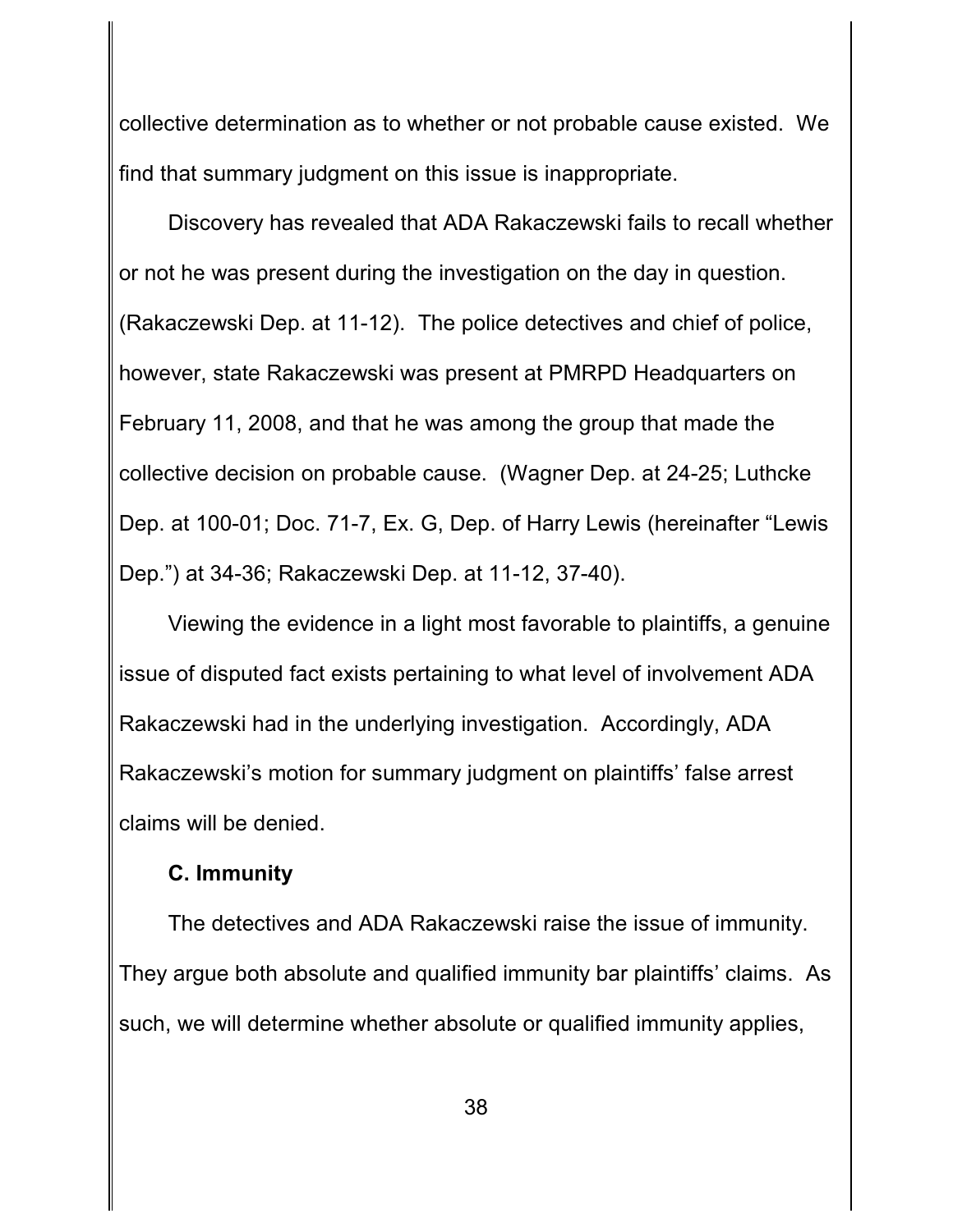collective determination as to whether or not probable cause existed. We find that summary judgment on this issue is inappropriate.

Discovery has revealed that ADA Rakaczewski fails to recall whether or not he was present during the investigation on the day in question. (Rakaczewski Dep. at 11-12). The police detectives and chief of police, however, state Rakaczewski was present at PMRPD Headquarters on February 11, 2008, and that he was among the group that made the collective decision on probable cause. (Wagner Dep. at 24-25; Luthcke Dep. at 100-01; Doc. 71-7, Ex. G, Dep. of Harry Lewis (hereinafter "Lewis Dep.") at 34-36; Rakaczewski Dep. at 11-12, 37-40).

Viewing the evidence in a light most favorable to plaintiffs, a genuine issue of disputed fact exists pertaining to what level of involvement ADA Rakaczewski had in the underlying investigation. Accordingly, ADA Rakaczewski's motion for summary judgment on plaintiffs' false arrest claims will be denied.

### C. Immunity

The detectives and ADA Rakaczewski raise the issue of immunity. They argue both absolute and qualified immunity bar plaintiffs' claims. As such, we will determine whether absolute or qualified immunity applies,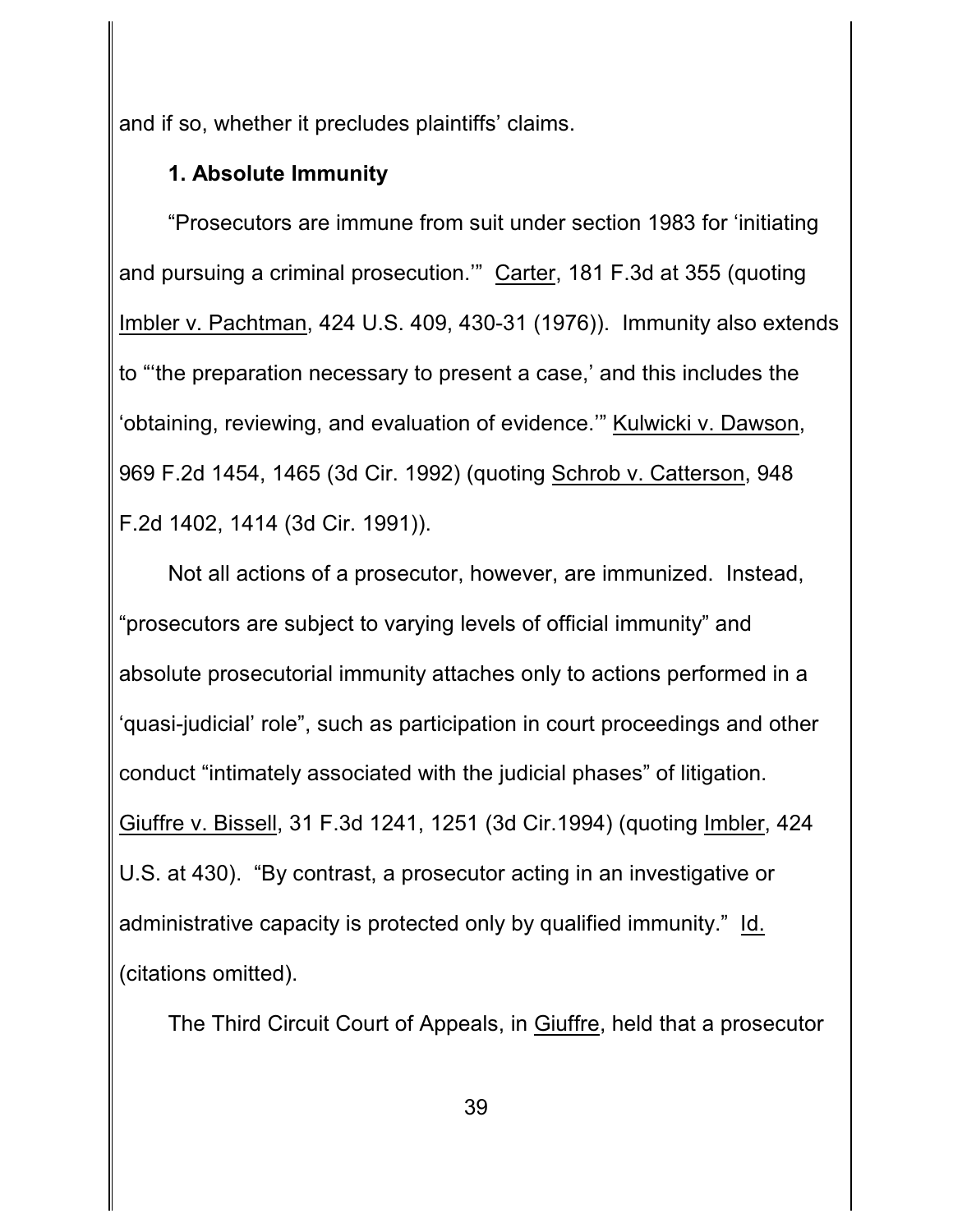and if so, whether it precludes plaintiffs' claims.

### 1. Absolute Immunity

"Prosecutors are immune from suit under section 1983 for 'initiating and pursuing a criminal prosecution.'" Carter, 181 F.3d at 355 (quoting Imbler v. Pachtman, 424 U.S. 409, 430-31 (1976)). Immunity also extends to "'the preparation necessary to present a case,' and this includes the 'obtaining, reviewing, and evaluation of evidence.'" Kulwicki v. Dawson, 969 F.2d 1454, 1465 (3d Cir. 1992) (quoting Schrob v. Catterson, 948 F.2d 1402, 1414 (3d Cir. 1991)).

Not all actions of a prosecutor, however, are immunized. Instead, "prosecutors are subject to varying levels of official immunity" and absolute prosecutorial immunity attaches only to actions performed in a 'quasi-judicial' role", such as participation in court proceedings and other conduct "intimately associated with the judicial phases" of litigation. Giuffre v. Bissell, 31 F.3d 1241, 1251 (3d Cir.1994) (quoting Imbler, 424 U.S. at 430). "By contrast, a prosecutor acting in an investigative or administrative capacity is protected only by qualified immunity." Id. (citations omitted).

The Third Circuit Court of Appeals, in Giuffre, held that a prosecutor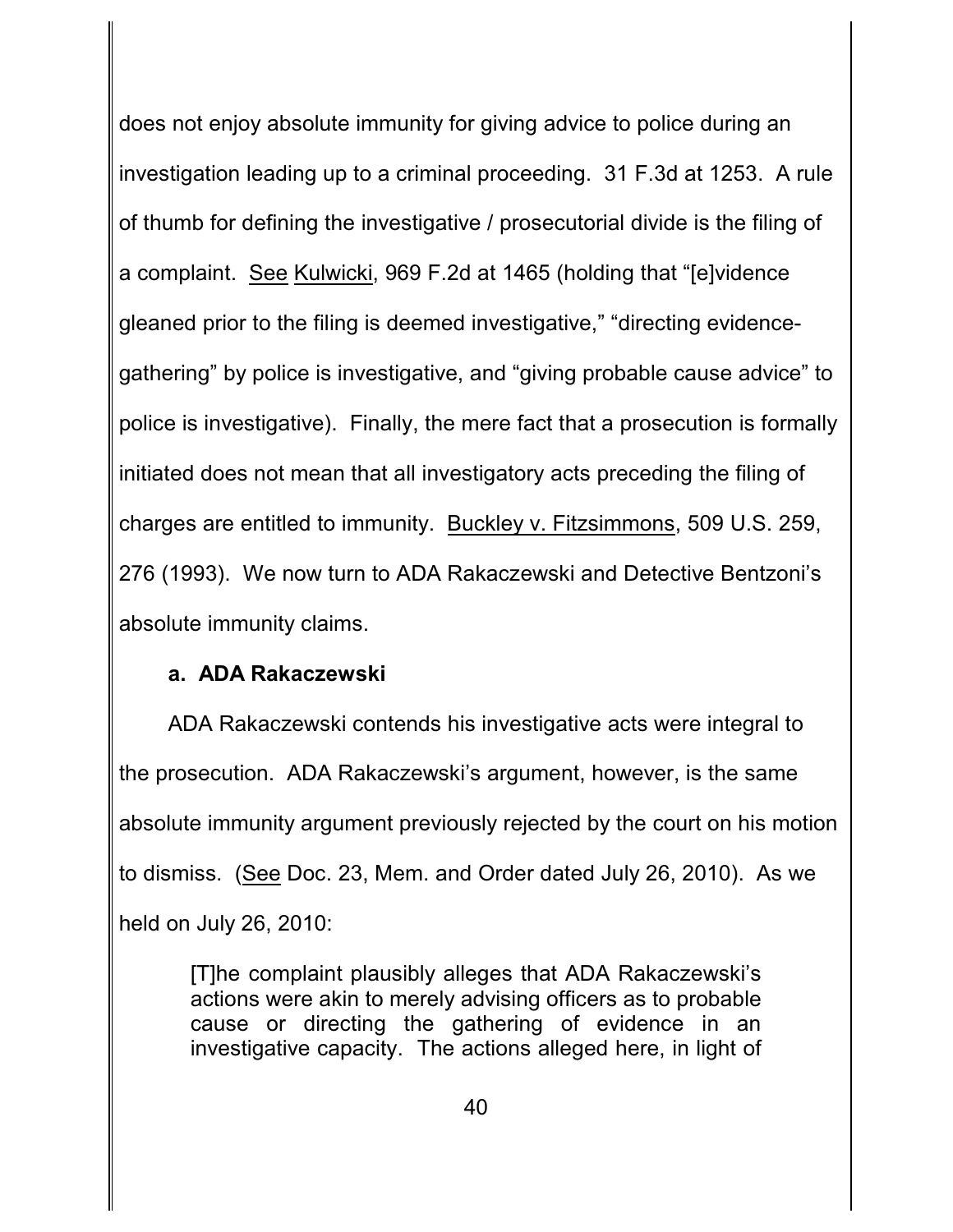does not enjoy absolute immunity for giving advice to police during an investigation leading up to a criminal proceeding. 31 F.3d at 1253. A rule of thumb for defining the investigative / prosecutorial divide is the filing of a complaint. See Kulwicki, 969 F.2d at 1465 (holding that "[e]vidence gleaned prior to the filing is deemed investigative," "directing evidence-gathering" by police is investigative, and "giving probable cause advice" to police is investigative). Finally, the mere fact that a prosecution is formally initiated does not mean that all investigatory acts preceding the filing of charges are entitled to immunity. Buckley v. Fitzsimmons, 509 U.S. 259, 276 (1993). We now turn to ADA Rakaczewski and Detective Bentzoni's absolute immunity claims.

**a. ADA Rakaczewski**

ADA Rakaczewski contends his investigative acts were integral to the prosecution. ADA Rakaczewski's argument, however, is the same absolute immunity argument previously rejected by the court on his motion to dismiss. (See Doc. 23, Mem. and Order dated July 26, 2010). As we held on July 26, 2010:

> [T]he complaint plausibly alleges that ADA Rakaczewski's actions were akin to merely advising officers as to probable cause or directing the gathering of evidence in an investigative capacity. The actions alleged here, in light of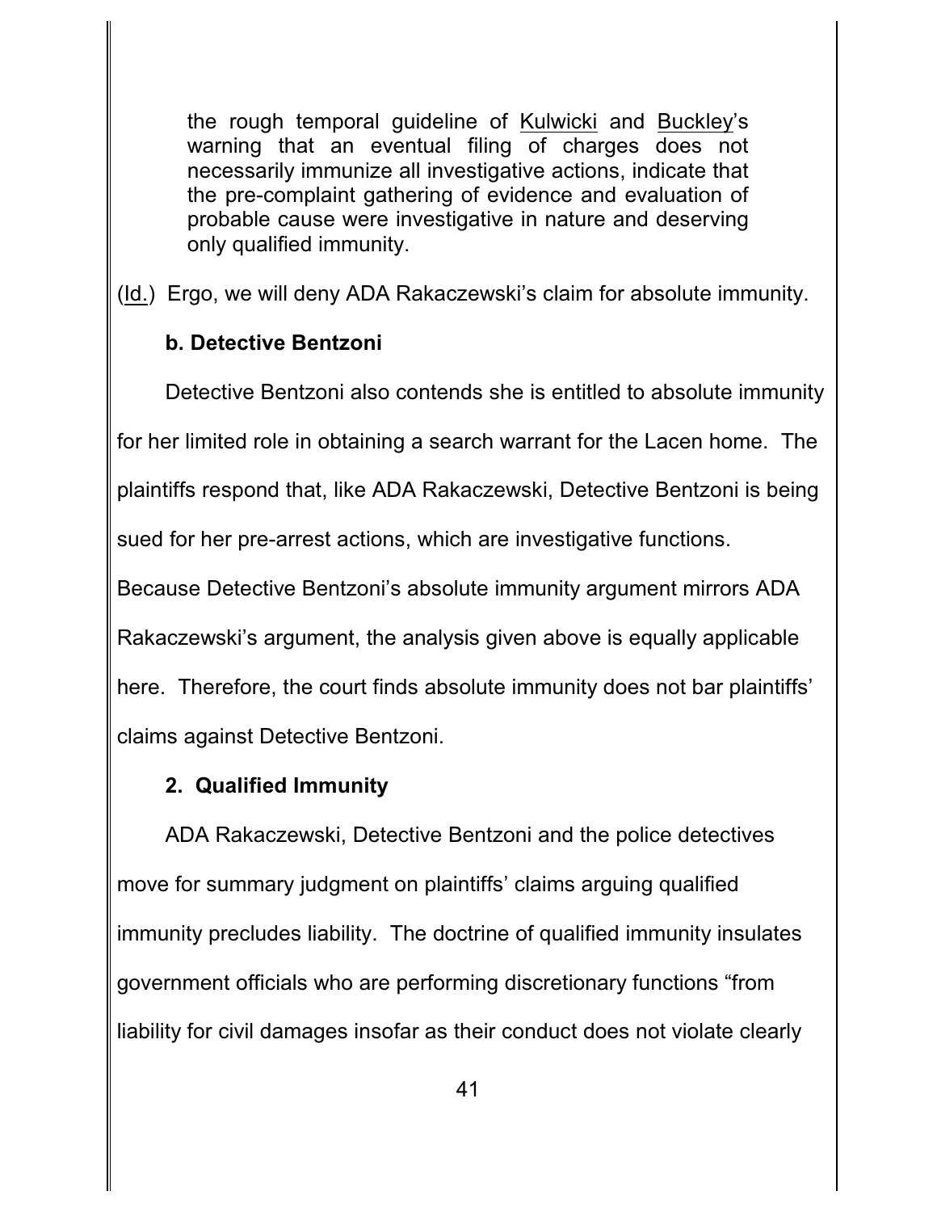> the rough temporal guideline of Kulwicki and Buckley's warning that an eventual filing of charges does not necessarily immunize all investigative actions, indicate that the pre-complaint gathering of evidence and evaluation of probable cause were investigative in nature and deserving only qualified immunity.

(Id.) Ergo, we will deny ADA Rakaczewski's claim for absolute immunity.

**b. Detective Bentzoni**

Detective Bentzoni also contends she is entitled to absolute immunity for her limited role in obtaining a search warrant for the Lacen home. The plaintiffs respond that, like ADA Rakaczewski, Detective Bentzoni is being sued for her pre-arrest actions, which are investigative functions. Because Detective Bentzoni's absolute immunity argument mirrors ADA Rakaczewski's argument, the analysis given above is equally applicable here. Therefore, the court finds absolute immunity does not bar plaintiffs' claims against Detective Bentzoni.

**2. Qualified Immunity**

ADA Rakaczewski, Detective Bentzoni and the police detectives move for summary judgment on plaintiffs' claims arguing qualified immunity precludes liability. The doctrine of qualified immunity insulates government officials who are performing discretionary functions "from liability for civil damages insofar as their conduct does not violate clearly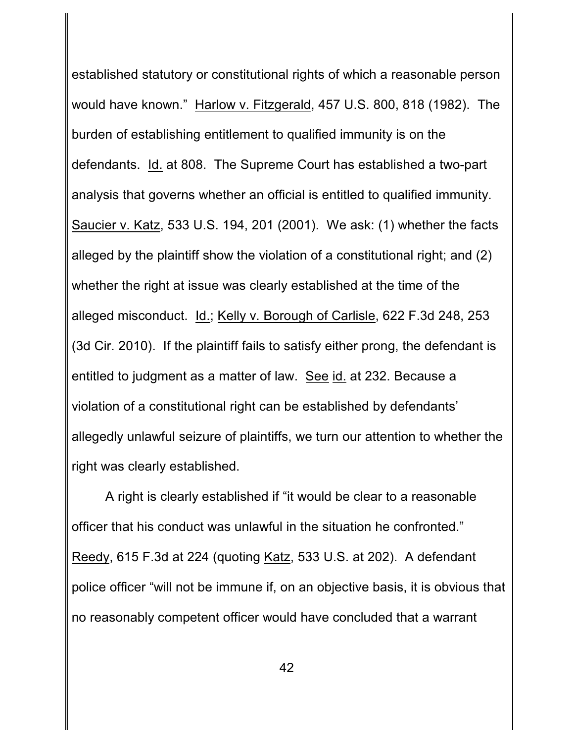established statutory or constitutional rights of which a reasonable person would have known." Harlow v. Fitzgerald, 457 U.S. 800, 818 (1982). The burden of establishing entitlement to qualified immunity is on the defendants. Id. at 808. The Supreme Court has established a two-part analysis that governs whether an official is entitled to qualified immunity. Saucier v. Katz, 533 U.S. 194, 201 (2001). We ask: (1) whether the facts alleged by the plaintiff show the violation of a constitutional right; and (2) whether the right at issue was clearly established at the time of the alleged misconduct. Id.; Kelly v. Borough of Carlisle, 622 F.3d 248, 253 (3d Cir. 2010). If the plaintiff fails to satisfy either prong, the defendant is entitled to judgment as a matter of law. See id. at 232. Because a violation of a constitutional right can be established by defendants' allegedly unlawful seizure of plaintiffs, we turn our attention to whether the right was clearly established.

A right is clearly established if "it would be clear to a reasonable officer that his conduct was unlawful in the situation he confronted." Reedy, 615 F.3d at 224 (quoting Katz, 533 U.S. at 202). A defendant police officer "will not be immune if, on an objective basis, it is obvious that no reasonably competent officer would have concluded that a warrant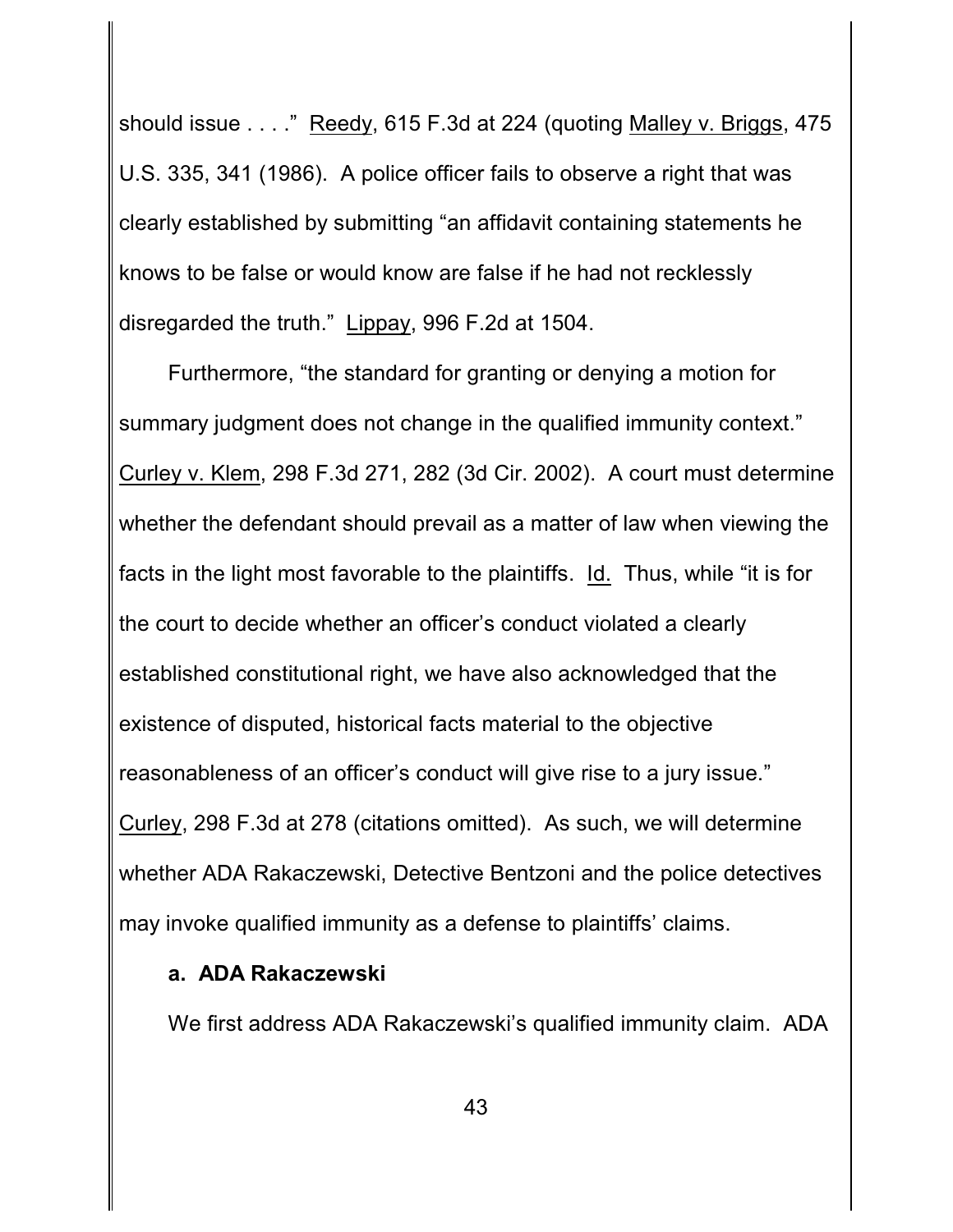should issue . . . ." Reedy, 615 F.3d at 224 (quoting Malley v. Briggs, 475 U.S. 335, 341 (1986). A police officer fails to observe a right that was clearly established by submitting "an affidavit containing statements he knows to be false or would know are false if he had not recklessly disregarded the truth." Lippay, 996 F.2d at 1504.

Furthermore, "the standard for granting or denying a motion for summary judgment does not change in the qualified immunity context." Curley v. Klem, 298 F.3d 271, 282 (3d Cir. 2002). A court must determine whether the defendant should prevail as a matter of law when viewing the facts in the light most favorable to the plaintiffs. Id. Thus, while "it is for the court to decide whether an officer's conduct violated a clearly established constitutional right, we have also acknowledged that the existence of disputed, historical facts material to the objective reasonableness of an officer's conduct will give rise to a jury issue." Curley, 298 F.3d at 278 (citations omitted). As such, we will determine whether ADA Rakaczewski, Detective Bentzoni and the police detectives may invoke qualified immunity as a defense to plaintiffs' claims.

**a. ADA Rakaczewski**

We first address ADA Rakaczewski's qualified immunity claim. ADA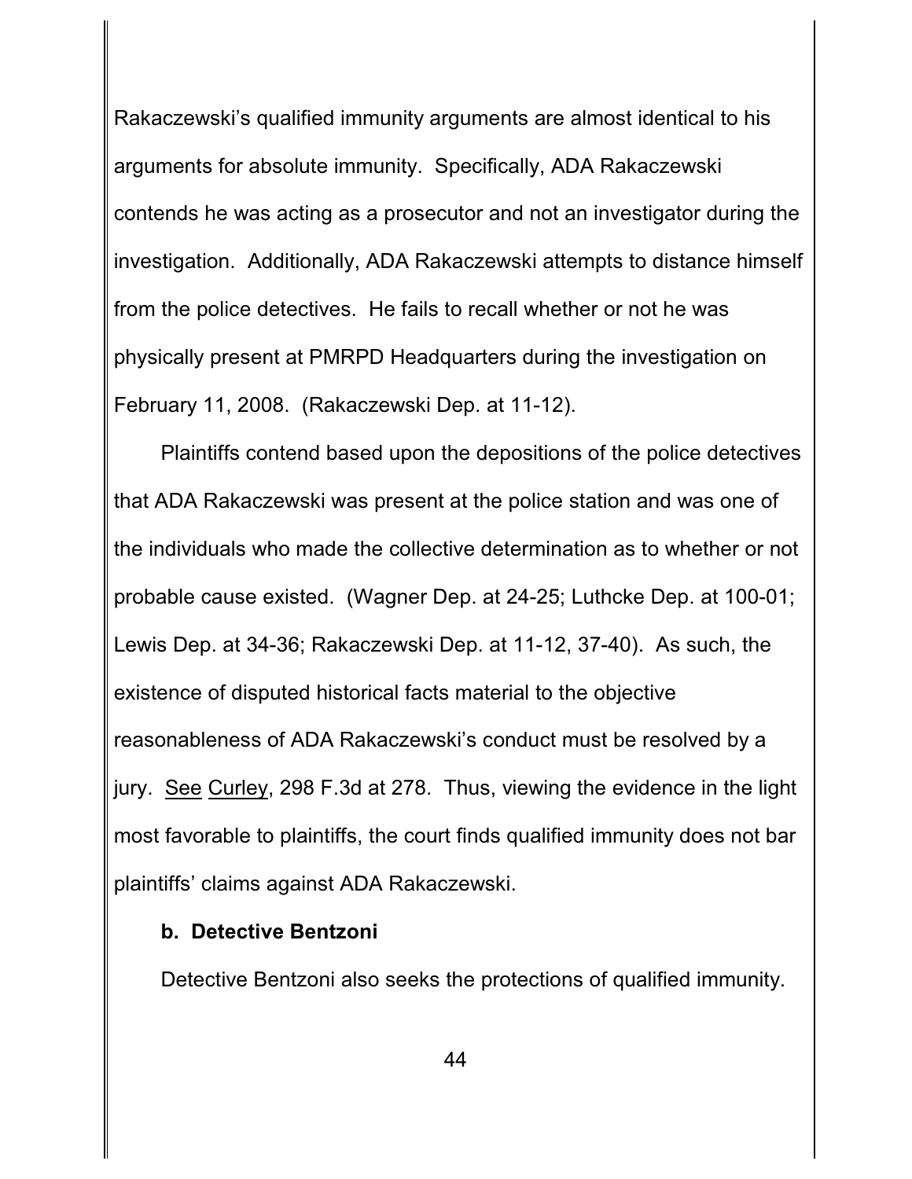Rakaczewski's qualified immunity arguments are almost identical to his arguments for absolute immunity. Specifically, ADA Rakaczewski contends he was acting as a prosecutor and not an investigator during the investigation. Additionally, ADA Rakaczewski attempts to distance himself from the police detectives. He fails to recall whether or not he was physically present at PMRPD Headquarters during the investigation on February 11, 2008. (Rakaczewski Dep. at 11-12).

Plaintiffs contend based upon the depositions of the police detectives that ADA Rakaczewski was present at the police station and was one of the individuals who made the collective determination as to whether or not probable cause existed. (Wagner Dep. at 24-25; Luthcke Dep. at 100-01; Lewis Dep. at 34-36; Rakaczewski Dep. at 11-12, 37-40). As such, the existence of disputed historical facts material to the objective reasonableness of ADA Rakaczewski's conduct must be resolved by a jury. See Curley, 298 F.3d at 278. Thus, viewing the evidence in the light most favorable to plaintiffs, the court finds qualified immunity does not bar plaintiffs' claims against ADA Rakaczewski.

**b. Detective Bentzoni**

Detective Bentzoni also seeks the protections of qualified immunity.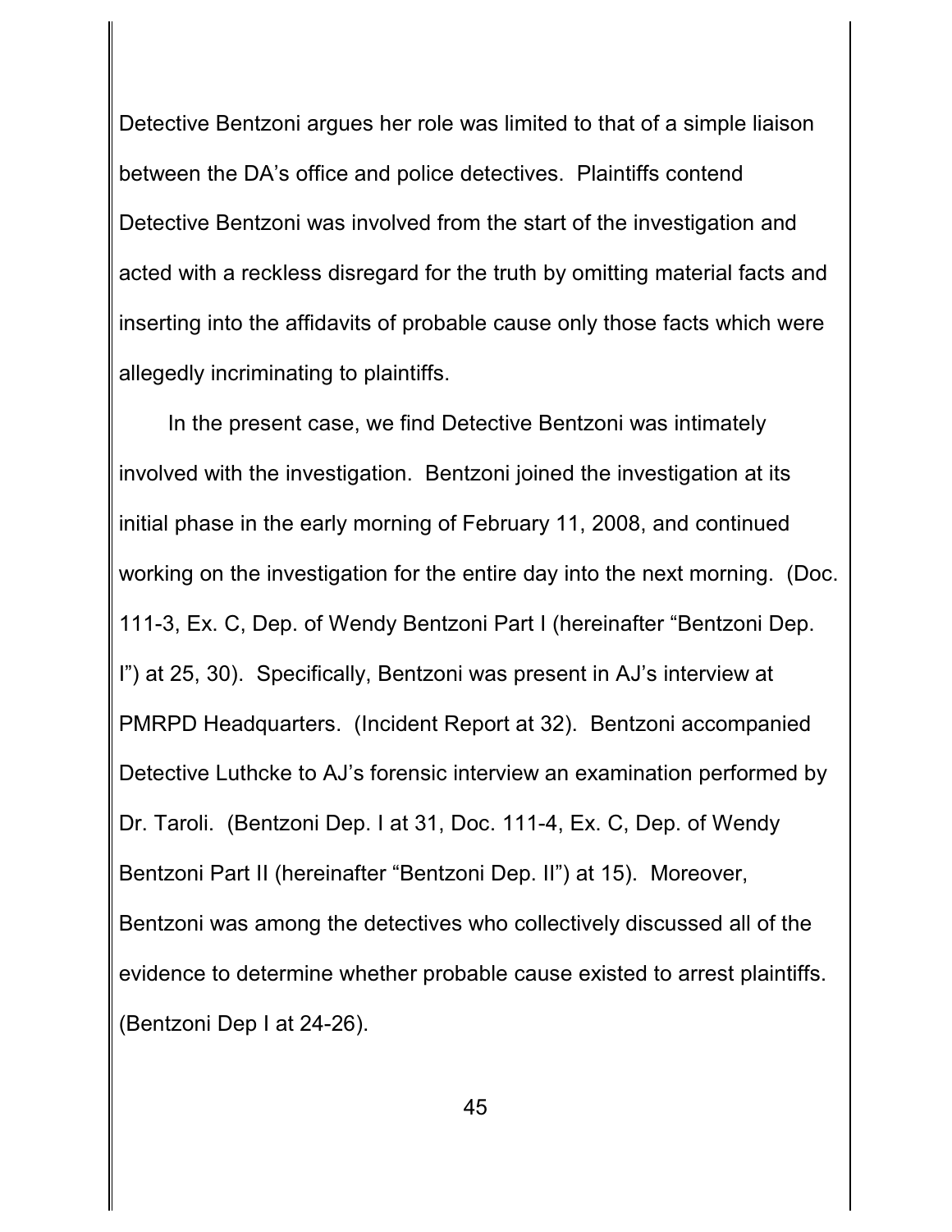Detective Bentzoni argues her role was limited to that of a simple liaison between the DA's office and police detectives. Plaintiffs contend Detective Bentzoni was involved from the start of the investigation and acted with a reckless disregard for the truth by omitting material facts and inserting into the affidavits of probable cause only those facts which were allegedly incriminating to plaintiffs.

In the present case, we find Detective Bentzoni was intimately involved with the investigation. Bentzoni joined the investigation at its initial phase in the early morning of February 11, 2008, and continued working on the investigation for the entire day into the next morning. (Doc. 111-3, Ex. C, Dep. of Wendy Bentzoni Part I (hereinafter "Bentzoni Dep. I") at 25, 30). Specifically, Bentzoni was present in AJ's interview at PMRPD Headquarters. (Incident Report at 32). Bentzoni accompanied Detective Luthcke to AJ's forensic interview an examination performed by Dr. Taroli. (Bentzoni Dep. I at 31, Doc. 111-4, Ex. C, Dep. of Wendy Bentzoni Part II (hereinafter "Bentzoni Dep. II") at 15). Moreover, Bentzoni was among the detectives who collectively discussed all of the evidence to determine whether probable cause existed to arrest plaintiffs. (Bentzoni Dep I at 24-26).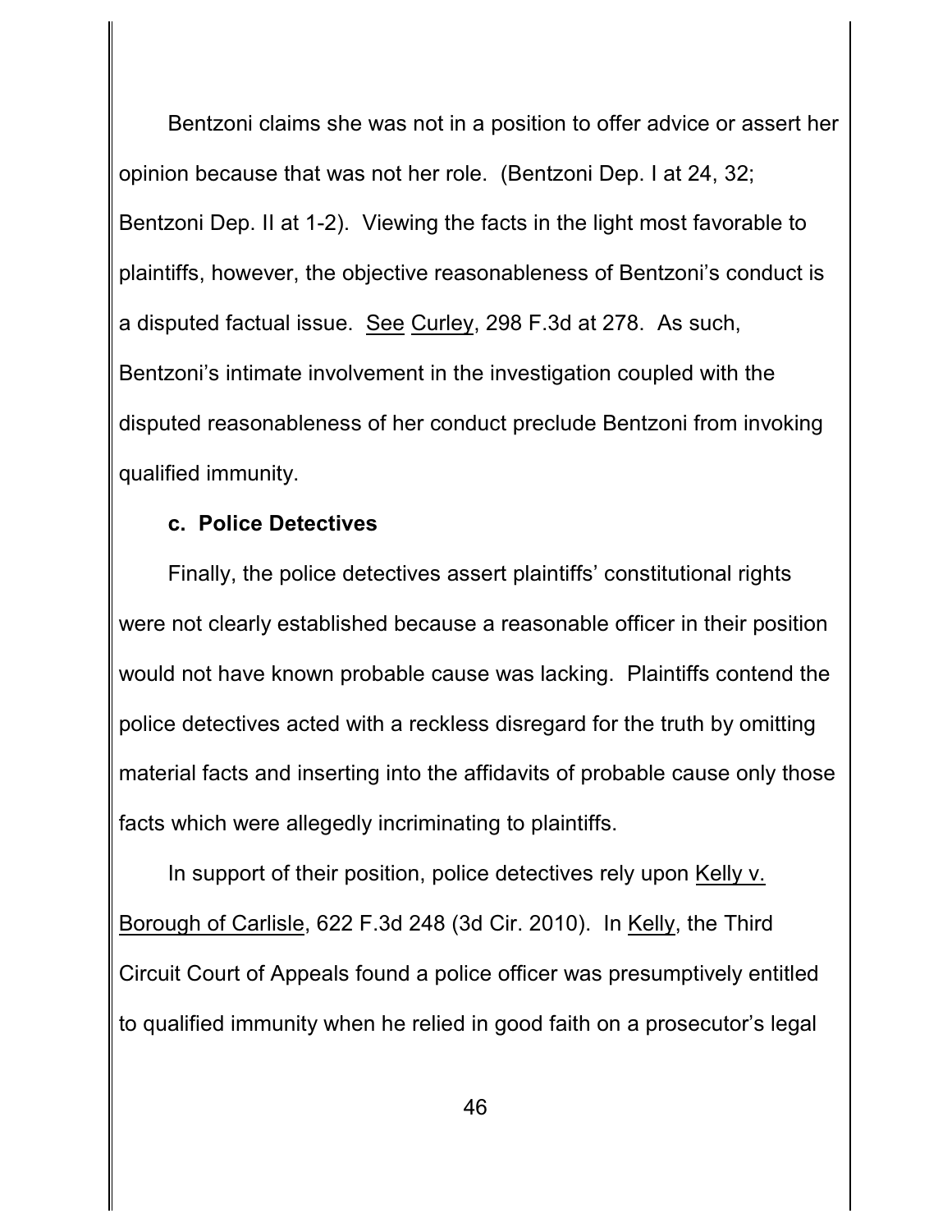Bentzoni claims she was not in a position to offer advice or assert her opinion because that was not her role. (Bentzoni Dep. I at 24, 32; Bentzoni Dep. II at 1-2). Viewing the facts in the light most favorable to plaintiffs, however, the objective reasonableness of Bentzoni's conduct is a disputed factual issue. See Curley, 298 F.3d at 278. As such, Bentzoni's intimate involvement in the investigation coupled with the disputed reasonableness of her conduct preclude Bentzoni from invoking qualified immunity.

**c. Police Detectives**

Finally, the police detectives assert plaintiffs' constitutional rights were not clearly established because a reasonable officer in their position would not have known probable cause was lacking. Plaintiffs contend the police detectives acted with a reckless disregard for the truth by omitting material facts and inserting into the affidavits of probable cause only those facts which were allegedly incriminating to plaintiffs.

In support of their position, police detectives rely upon Kelly v. Borough of Carlisle, 622 F.3d 248 (3d Cir. 2010). In Kelly, the Third Circuit Court of Appeals found a police officer was presumptively entitled to qualified immunity when he relied in good faith on a prosecutor's legal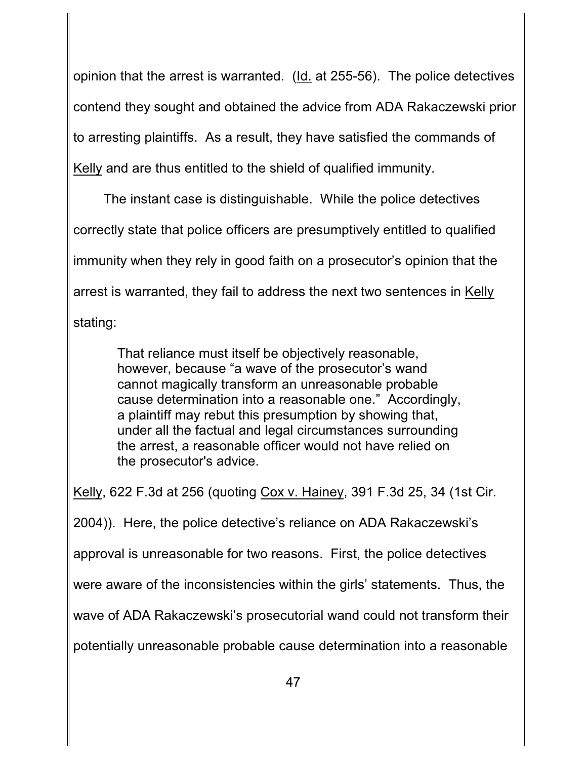opinion that the arrest is warranted. (Id. at 255-56). The police detectives contend they sought and obtained the advice from ADA Rakaczewski prior to arresting plaintiffs. As a result, they have satisfied the commands of Kelly and are thus entitled to the shield of qualified immunity.

The instant case is distinguishable. While the police detectives correctly state that police officers are presumptively entitled to qualified immunity when they rely in good faith on a prosecutor's opinion that the arrest is warranted, they fail to address the next two sentences in Kelly stating:

> That reliance must itself be objectively reasonable, however, because "a wave of the prosecutor's wand cannot magically transform an unreasonable probable cause determination into a reasonable one." Accordingly, a plaintiff may rebut this presumption by showing that, under all the factual and legal circumstances surrounding the arrest, a reasonable officer would not have relied on the prosecutor's advice.

Kelly, 622 F.3d at 256 (quoting Cox v. Hainey, 391 F.3d 25, 34 (1st Cir. 2004)). Here, the police detective's reliance on ADA Rakaczewski's approval is unreasonable for two reasons. First, the police detectives were aware of the inconsistencies within the girls' statements. Thus, the wave of ADA Rakaczewski's prosecutorial wand could not transform their potentially unreasonable probable cause determination into a reasonable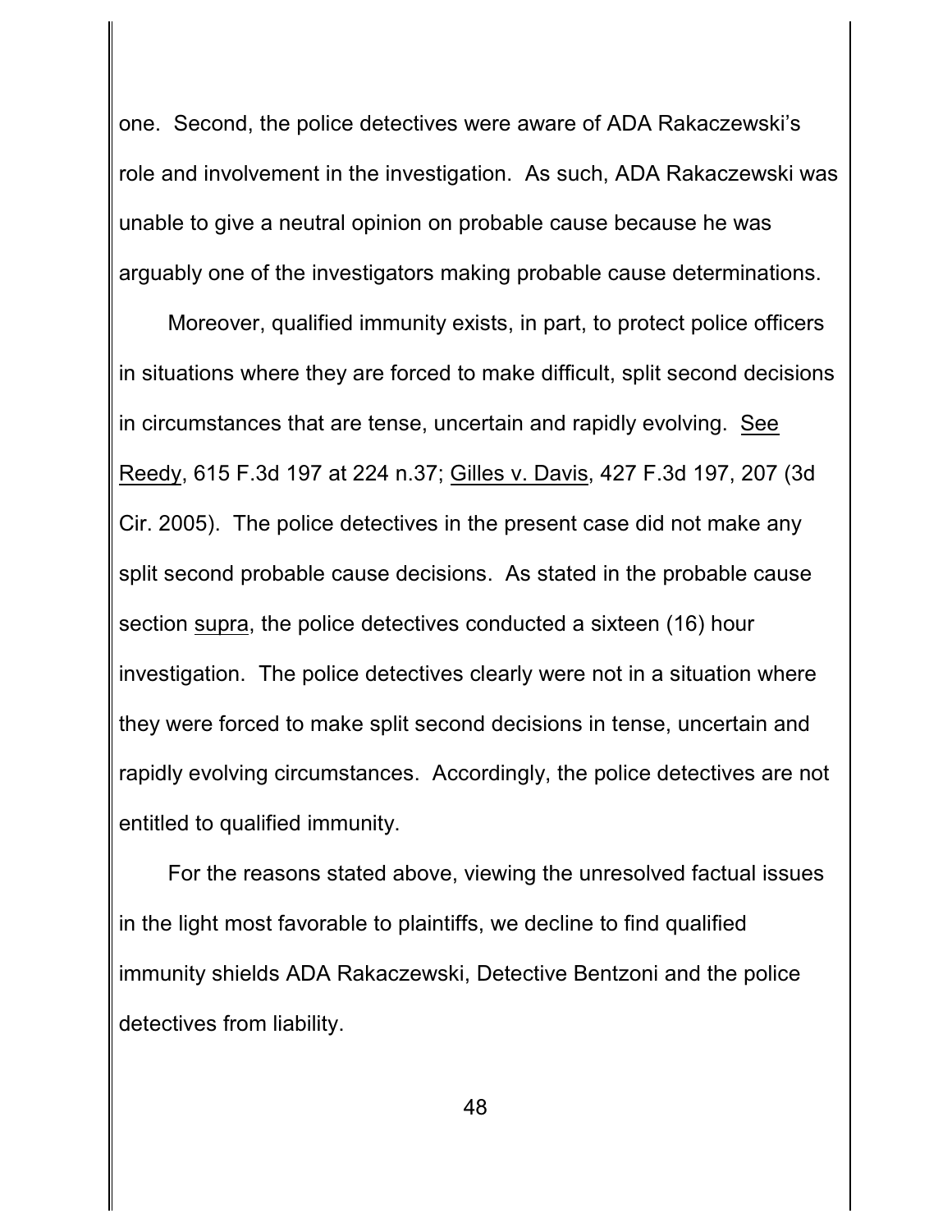one. Second, the police detectives were aware of ADA Rakaczewski's role and involvement in the investigation. As such, ADA Rakaczewski was unable to give a neutral opinion on probable cause because he was arguably one of the investigators making probable cause determinations.

Moreover, qualified immunity exists, in part, to protect police officers in situations where they are forced to make difficult, split second decisions in circumstances that are tense, uncertain and rapidly evolving. See Reedy, 615 F.3d 197 at 224 n.37; Gilles v. Davis, 427 F.3d 197, 207 (3d Cir. 2005). The police detectives in the present case did not make any split second probable cause decisions. As stated in the probable cause section supra, the police detectives conducted a sixteen (16) hour investigation. The police detectives clearly were not in a situation where they were forced to make split second decisions in tense, uncertain and rapidly evolving circumstances. Accordingly, the police detectives are not entitled to qualified immunity.

For the reasons stated above, viewing the unresolved factual issues in the light most favorable to plaintiffs, we decline to find qualified immunity shields ADA Rakaczewski, Detective Bentzoni and the police detectives from liability.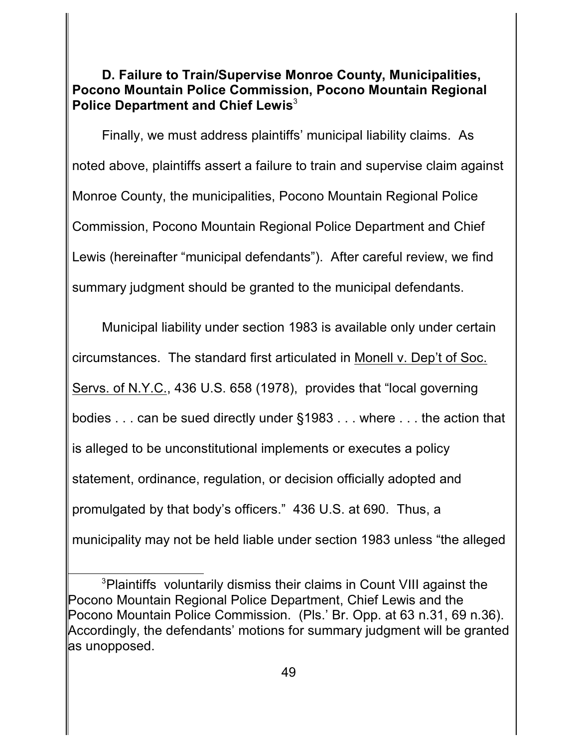**D. Failure to Train/Supervise Monroe County, Municipalities, Pocono Mountain Police Commission, Pocono Mountain Regional Police Department and Chief Lewis**[3]

Finally, we must address plaintiffs' municipal liability claims. As noted above, plaintiffs assert a failure to train and supervise claim against Monroe County, the municipalities, Pocono Mountain Regional Police Commission, Pocono Mountain Regional Police Department and Chief Lewis (hereinafter "municipal defendants"). After careful review, we find summary judgment should be granted to the municipal defendants.

Municipal liability under section 1983 is available only under certain circumstances. The standard first articulated in Monell v. Dep't of Soc. Servs. of N.Y.C., 436 U.S. 658 (1978), provides that "local governing bodies . . . can be sued directly under §1983 . . . where . . . the action that is alleged to be unconstitutional implements or executes a policy statement, ordinance, regulation, or decision officially adopted and promulgated by that body's officers." 436 U.S. at 690. Thus, a municipality may not be held liable under section 1983 unless "the alleged

[3]Plaintiffs voluntarily dismiss their claims in Count VIII against the Pocono Mountain Regional Police Department, Chief Lewis and the Pocono Mountain Police Commission. (Pls.' Br. Opp. at 63 n.31, 69 n.36). Accordingly, the defendants' motions for summary judgment will be granted as unopposed.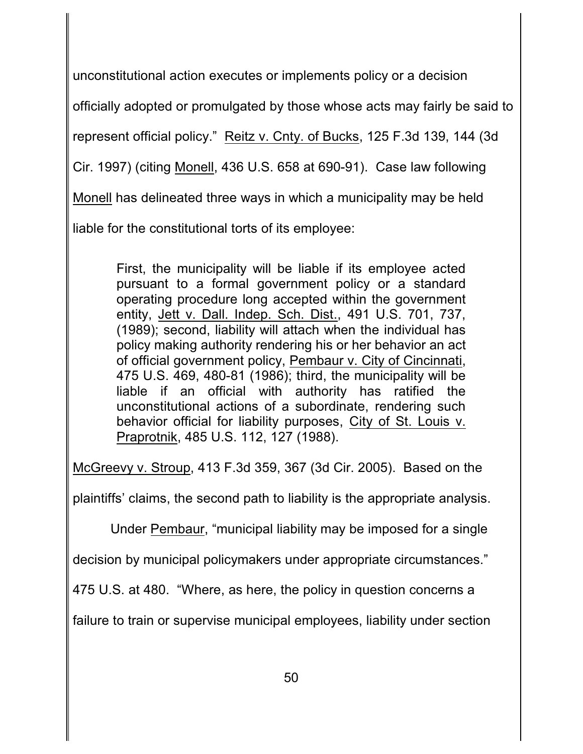unconstitutional action executes or implements policy or a decision officially adopted or promulgated by those whose acts may fairly be said to represent official policy." Reitz v. Cnty. of Bucks, 125 F.3d 139, 144 (3d Cir. 1997) (citing Monell, 436 U.S. 658 at 690-91). Case law following Monell has delineated three ways in which a municipality may be held liable for the constitutional torts of its employee:

> First, the municipality will be liable if its employee acted pursuant to a formal government policy or a standard operating procedure long accepted within the government entity, Jett v. Dall. Indep. Sch. Dist., 491 U.S. 701, 737, (1989); second, liability will attach when the individual has policy making authority rendering his or her behavior an act of official government policy, Pembaur v. City of Cincinnati, 475 U.S. 469, 480-81 (1986); third, the municipality will be liable if an official with authority has ratified the unconstitutional actions of a subordinate, rendering such behavior official for liability purposes, City of St. Louis v. Praprotnik, 485 U.S. 112, 127 (1988).

McGreevy v. Stroup, 413 F.3d 359, 367 (3d Cir. 2005). Based on the plaintiffs' claims, the second path to liability is the appropriate analysis.

Under Pembaur, "municipal liability may be imposed for a single decision by municipal policymakers under appropriate circumstances." 475 U.S. at 480. "Where, as here, the policy in question concerns a failure to train or supervise municipal employees, liability under section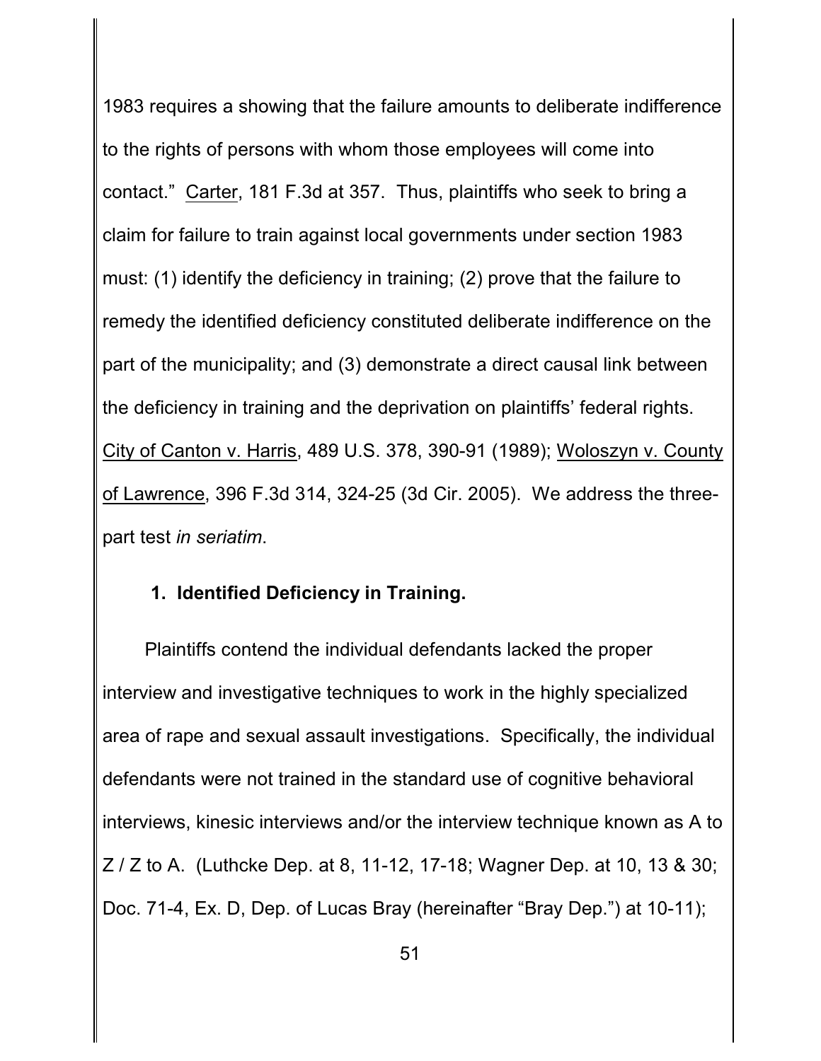1983 requires a showing that the failure amounts to deliberate indifference to the rights of persons with whom those employees will come into contact." Carter, 181 F.3d at 357. Thus, plaintiffs who seek to bring a claim for failure to train against local governments under section 1983 must: (1) identify the deficiency in training; (2) prove that the failure to remedy the identified deficiency constituted deliberate indifference on the part of the municipality; and (3) demonstrate a direct causal link between the deficiency in training and the deprivation on plaintiffs' federal rights. City of Canton v. Harris, 489 U.S. 378, 390-91 (1989); Woloszyn v. County of Lawrence, 396 F.3d 314, 324-25 (3d Cir. 2005). We address the three-part test *in seriatim*.

**1. Identified Deficiency in Training.**

Plaintiffs contend the individual defendants lacked the proper interview and investigative techniques to work in the highly specialized area of rape and sexual assault investigations. Specifically, the individual defendants were not trained in the standard use of cognitive behavioral interviews, kinesic interviews and/or the interview technique known as A to Z / Z to A. (Luthcke Dep. at 8, 11-12, 17-18; Wagner Dep. at 10, 13 & 30; Doc. 71-4, Ex. D, Dep. of Lucas Bray (hereinafter "Bray Dep.") at 10-11);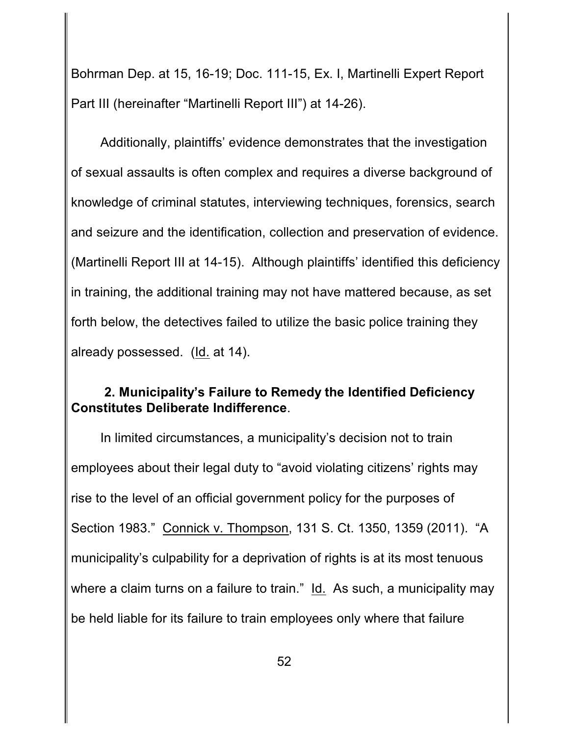Bohrman Dep. at 15, 16-19; Doc. 111-15, Ex. I, Martinelli Expert Report Part III (hereinafter "Martinelli Report III") at 14-26).

Additionally, plaintiffs' evidence demonstrates that the investigation of sexual assaults is often complex and requires a diverse background of knowledge of criminal statutes, interviewing techniques, forensics, search and seizure and the identification, collection and preservation of evidence. (Martinelli Report III at 14-15). Although plaintiffs' identified this deficiency in training, the additional training may not have mattered because, as set forth below, the detectives failed to utilize the basic police training they already possessed. (Id. at 14).

**2. Municipality's Failure to Remedy the Identified Deficiency Constitutes Deliberate Indifference.**

In limited circumstances, a municipality's decision not to train employees about their legal duty to "avoid violating citizens' rights may rise to the level of an official government policy for the purposes of Section 1983." Connick v. Thompson, 131 S. Ct. 1350, 1359 (2011). "A municipality's culpability for a deprivation of rights is at its most tenuous where a claim turns on a failure to train." Id. As such, a municipality may be held liable for its failure to train employees only where that failure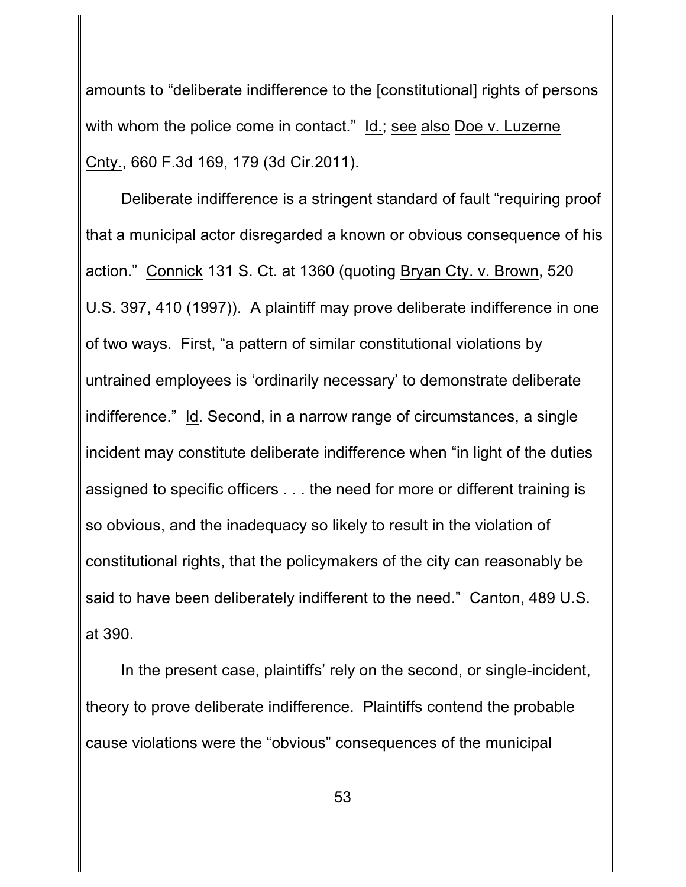amounts to "deliberate indifference to the [constitutional] rights of persons with whom the police come in contact." Id.; see also Doe v. Luzerne Cnty., 660 F.3d 169, 179 (3d Cir.2011).

Deliberate indifference is a stringent standard of fault "requiring proof that a municipal actor disregarded a known or obvious consequence of his action." Connick 131 S. Ct. at 1360 (quoting Bryan Cty. v. Brown, 520 U.S. 397, 410 (1997)). A plaintiff may prove deliberate indifference in one of two ways. First, "a pattern of similar constitutional violations by untrained employees is 'ordinarily necessary' to demonstrate deliberate indifference." Id. Second, in a narrow range of circumstances, a single incident may constitute deliberate indifference when "in light of the duties assigned to specific officers . . . the need for more or different training is so obvious, and the inadequacy so likely to result in the violation of constitutional rights, that the policymakers of the city can reasonably be said to have been deliberately indifferent to the need." Canton, 489 U.S. at 390.

In the present case, plaintiffs' rely on the second, or single-incident, theory to prove deliberate indifference. Plaintiffs contend the probable cause violations were the "obvious" consequences of the municipal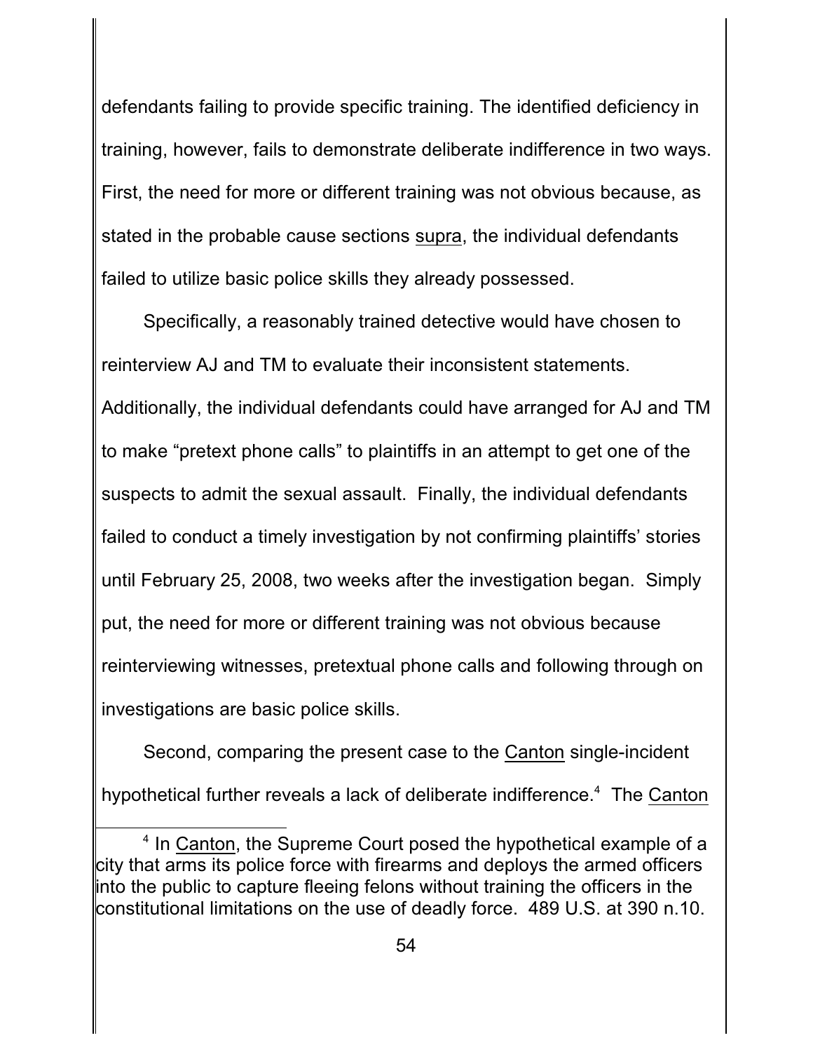defendants failing to provide specific training. The identified deficiency in training, however, fails to demonstrate deliberate indifference in two ways. First, the need for more or different training was not obvious because, as stated in the probable cause sections supra, the individual defendants failed to utilize basic police skills they already possessed.

Specifically, a reasonably trained detective would have chosen to reinterview AJ and TM to evaluate their inconsistent statements. Additionally, the individual defendants could have arranged for AJ and TM to make "pretext phone calls" to plaintiffs in an attempt to get one of the suspects to admit the sexual assault. Finally, the individual defendants failed to conduct a timely investigation by not confirming plaintiffs' stories until February 25, 2008, two weeks after the investigation began. Simply put, the need for more or different training was not obvious because reinterviewing witnesses, pretextual phone calls and following through on investigations are basic police skills.

Second, comparing the present case to the Canton single-incident hypothetical further reveals a lack of deliberate indifference.[4] The Canton

[4] In Canton, the Supreme Court posed the hypothetical example of a city that arms its police force with firearms and deploys the armed officers into the public to capture fleeing felons without training the officers in the constitutional limitations on the use of deadly force. 489 U.S. at 390 n.10.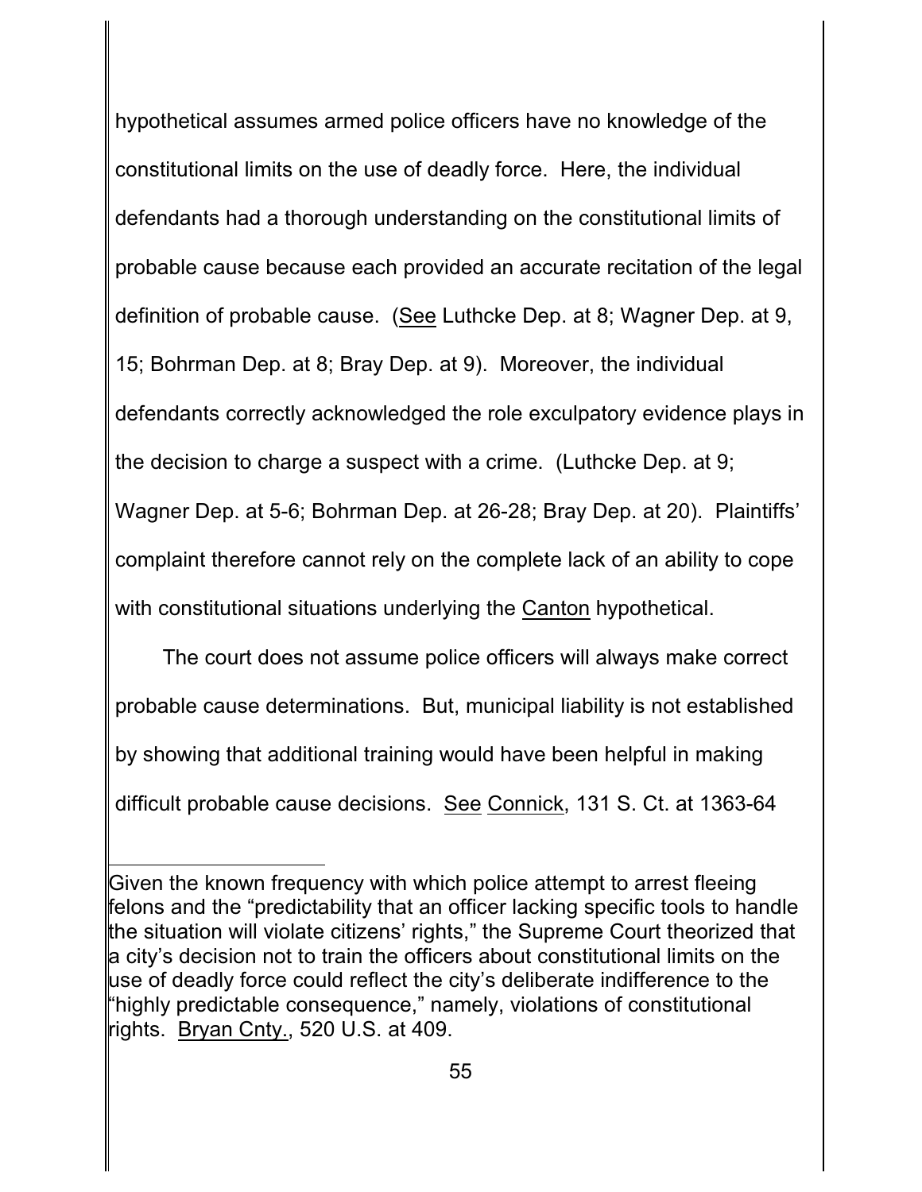hypothetical assumes armed police officers have no knowledge of the constitutional limits on the use of deadly force. Here, the individual defendants had a thorough understanding on the constitutional limits of probable cause because each provided an accurate recitation of the legal definition of probable cause. (See Luthcke Dep. at 8; Wagner Dep. at 9, 15; Bohrman Dep. at 8; Bray Dep. at 9). Moreover, the individual defendants correctly acknowledged the role exculpatory evidence plays in the decision to charge a suspect with a crime. (Luthcke Dep. at 9; Wagner Dep. at 5-6; Bohrman Dep. at 26-28; Bray Dep. at 20). Plaintiffs' complaint therefore cannot rely on the complete lack of an ability to cope with constitutional situations underlying the Canton hypothetical.

The court does not assume police officers will always make correct probable cause determinations. But, municipal liability is not established by showing that additional training would have been helpful in making difficult probable cause decisions. See Connick, 131 S. Ct. at 1363-64

---

Given the known frequency with which police attempt to arrest fleeing felons and the "predictability that an officer lacking specific tools to handle the situation will violate citizens' rights," the Supreme Court theorized that a city's decision not to train the officers about constitutional limits on the use of deadly force could reflect the city's deliberate indifference to the "highly predictable consequence," namely, violations of constitutional rights. Bryan Cnty., 520 U.S. at 409.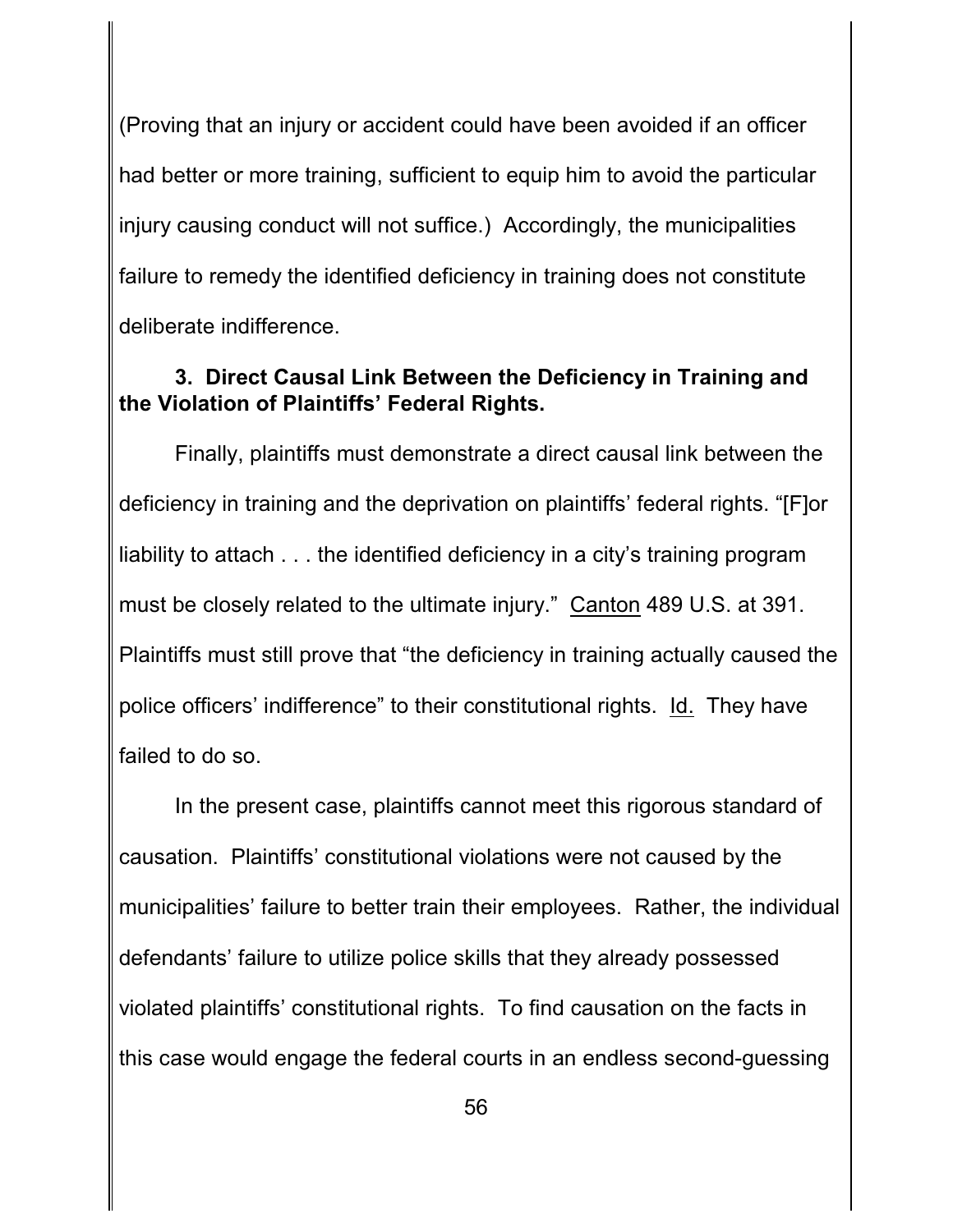(Proving that an injury or accident could have been avoided if an officer had better or more training, sufficient to equip him to avoid the particular injury causing conduct will not suffice.) Accordingly, the municipalities failure to remedy the identified deficiency in training does not constitute deliberate indifference.

**3. Direct Causal Link Between the Deficiency in Training and the Violation of Plaintiffs' Federal Rights.**

Finally, plaintiffs must demonstrate a direct causal link between the deficiency in training and the deprivation on plaintiffs' federal rights. "[F]or liability to attach . . . the identified deficiency in a city's training program must be closely related to the ultimate injury." Canton 489 U.S. at 391. Plaintiffs must still prove that "the deficiency in training actually caused the police officers' indifference" to their constitutional rights. Id. They have failed to do so.

In the present case, plaintiffs cannot meet this rigorous standard of causation. Plaintiffs' constitutional violations were not caused by the municipalities' failure to better train their employees. Rather, the individual defendants' failure to utilize police skills that they already possessed violated plaintiffs' constitutional rights. To find causation on the facts in this case would engage the federal courts in an endless second-guessing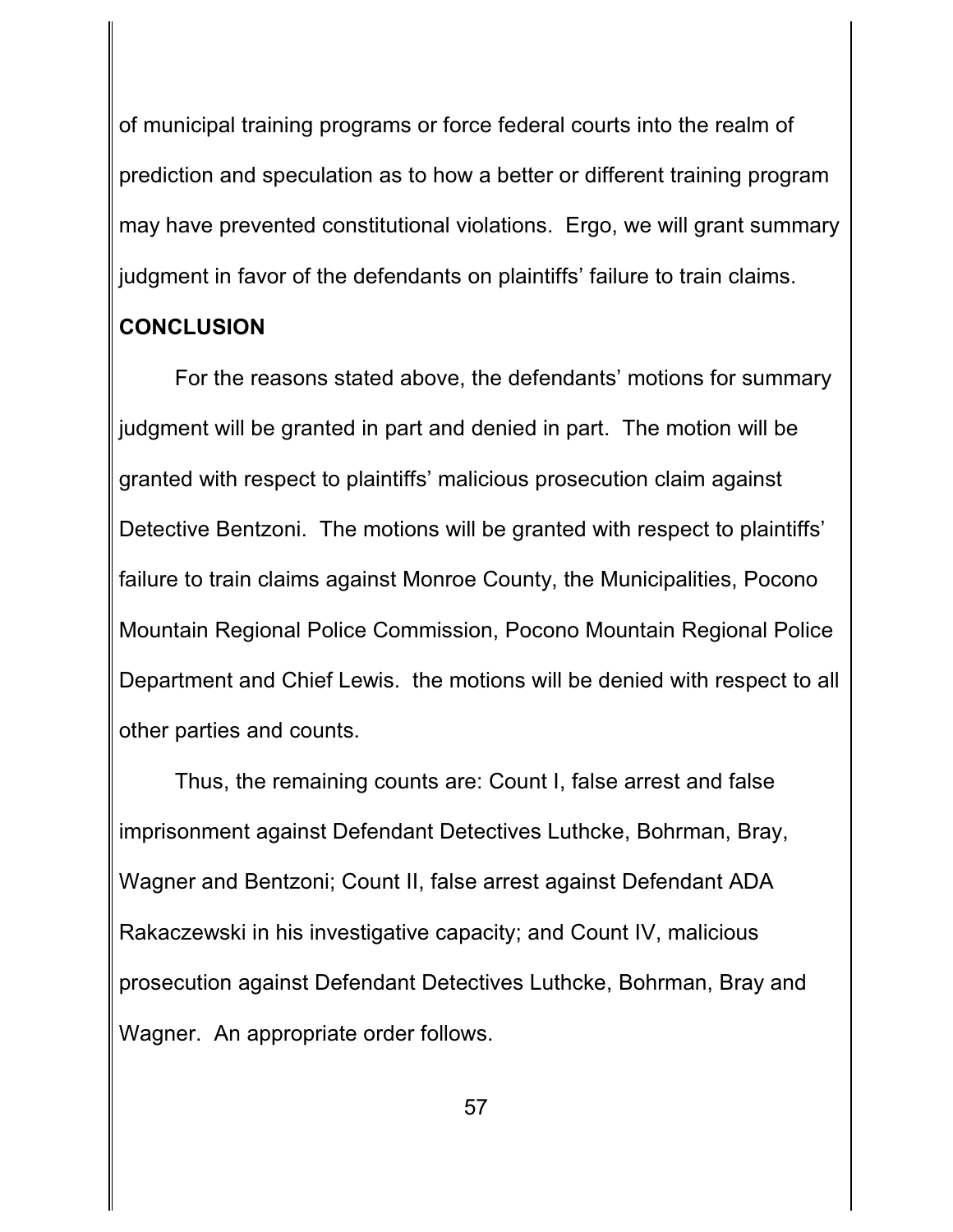of municipal training programs or force federal courts into the realm of prediction and speculation as to how a better or different training program may have prevented constitutional violations. Ergo, we will grant summary judgment in favor of the defendants on plaintiffs' failure to train claims.

**CONCLUSION**

For the reasons stated above, the defendants' motions for summary judgment will be granted in part and denied in part. The motion will be granted with respect to plaintiffs' malicious prosecution claim against Detective Bentzoni. The motions will be granted with respect to plaintiffs' failure to train claims against Monroe County, the Municipalities, Pocono Mountain Regional Police Commission, Pocono Mountain Regional Police Department and Chief Lewis. the motions will be denied with respect to all other parties and counts.

Thus, the remaining counts are: Count I, false arrest and false imprisonment against Defendant Detectives Luthcke, Bohrman, Bray, Wagner and Bentzoni; Count II, false arrest against Defendant ADA Rakaczewski in his investigative capacity; and Count IV, malicious prosecution against Defendant Detectives Luthcke, Bohrman, Bray and Wagner. An appropriate order follows.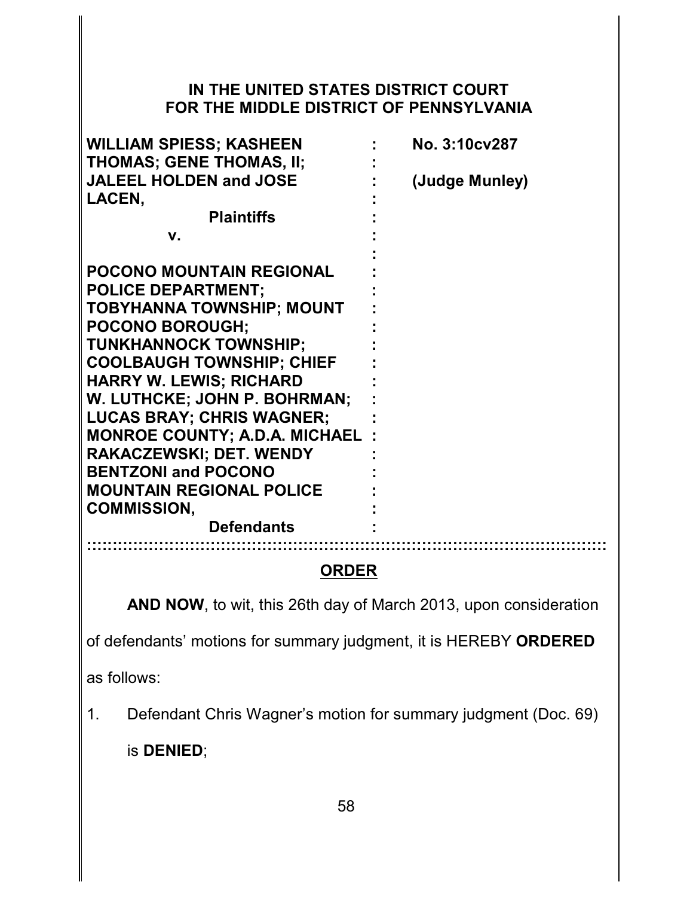**IN THE UNITED STATES DISTRICT COURT**
**FOR THE MIDDLE DISTRICT OF PENNSYLVANIA**

| | | |
|---|---|---|
| **WILLIAM SPIESS; KASHEEN THOMAS; GENE THOMAS, II; JALEEL HOLDEN and JOSE LACEN,** | : | **No. 3:10cv287** |
| **Plaintiffs** | : | **(Judge Munley)** |
| **v.** | : | |
| **POCONO MOUNTAIN REGIONAL POLICE DEPARTMENT; TOBYHANNA TOWNSHIP; MOUNT POCONO BOROUGH; TUNKHANNOCK TOWNSHIP; COOLBAUGH TOWNSHIP; CHIEF HARRY W. LEWIS; RICHARD W. LUTHCKE; JOHN P. BOHRMAN; LUCAS BRAY; CHRIS WAGNER; MONROE COUNTY; A.D.A. MICHAEL RAKACZEWSKI; DET. WENDY BENTZONI and POCONO MOUNTAIN REGIONAL POLICE COMMISSION,** | : | |
| **Defendants** | : | |

::::::::::::::::::::::::::::::::::::::::::::::::::::::::::::::::::::::::::::::::::::::::::::::::

## ORDER

**AND NOW**, to wit, this 26th day of March 2013, upon consideration of defendants' motions for summary judgment, it is HEREBY **ORDERED** as follows:

1. Defendant Chris Wagner's motion for summary judgment (Doc. 69) is **DENIED**;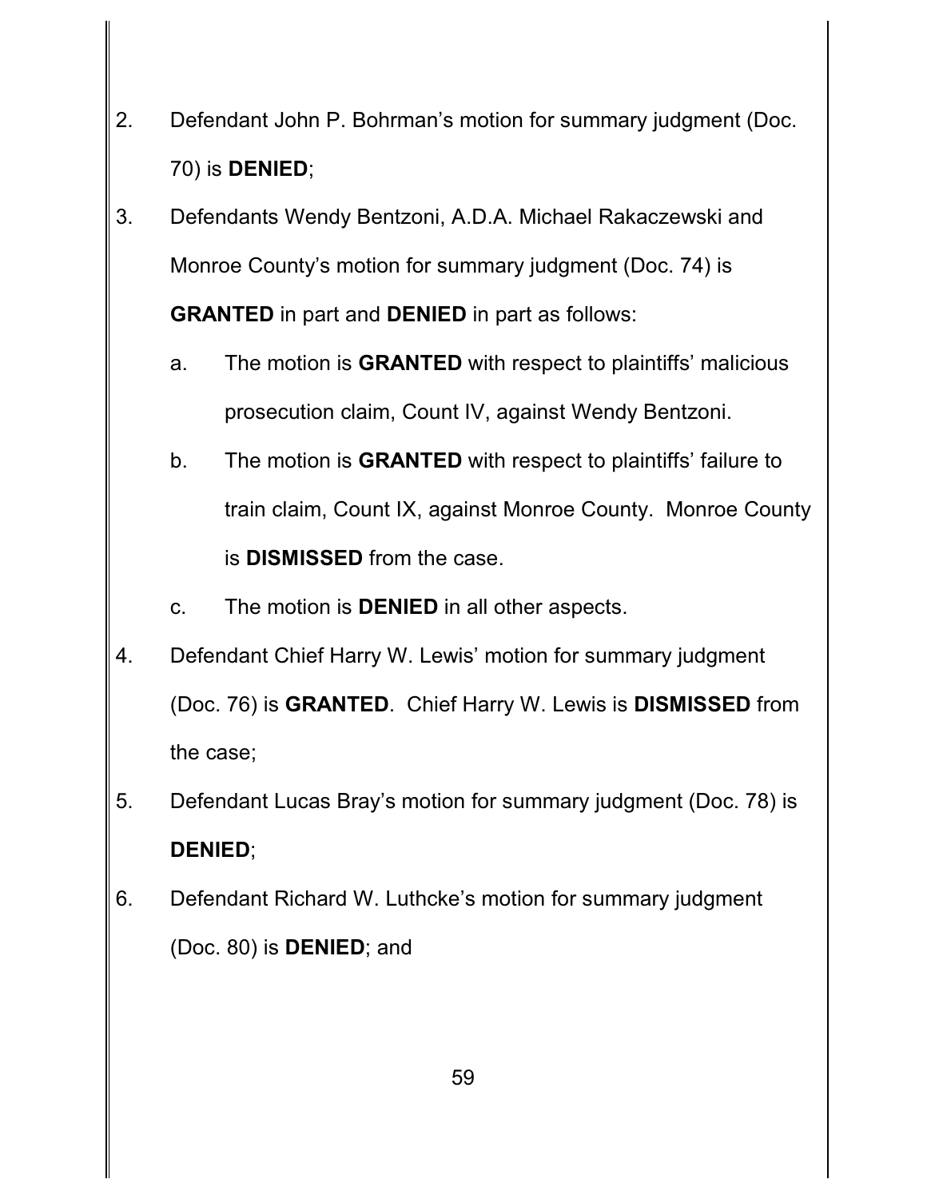2. Defendant John P. Bohrman's motion for summary judgment (Doc. 70) is **DENIED**;
3. Defendants Wendy Bentzoni, A.D.A. Michael Rakaczewski and Monroe County's motion for summary judgment (Doc. 74) is **GRANTED** in part and **DENIED** in part as follows:
   a. The motion is **GRANTED** with respect to plaintiffs' malicious prosecution claim, Count IV, against Wendy Bentzoni.
   b. The motion is **GRANTED** with respect to plaintiffs' failure to train claim, Count IX, against Monroe County. Monroe County is **DISMISSED** from the case.
   c. The motion is **DENIED** in all other aspects.
4. Defendant Chief Harry W. Lewis' motion for summary judgment (Doc. 76) is **GRANTED**. Chief Harry W. Lewis is **DISMISSED** from the case;
5. Defendant Lucas Bray's motion for summary judgment (Doc. 78) is **DENIED**;
6. Defendant Richard W. Luthcke's motion for summary judgment (Doc. 80) is **DENIED**; and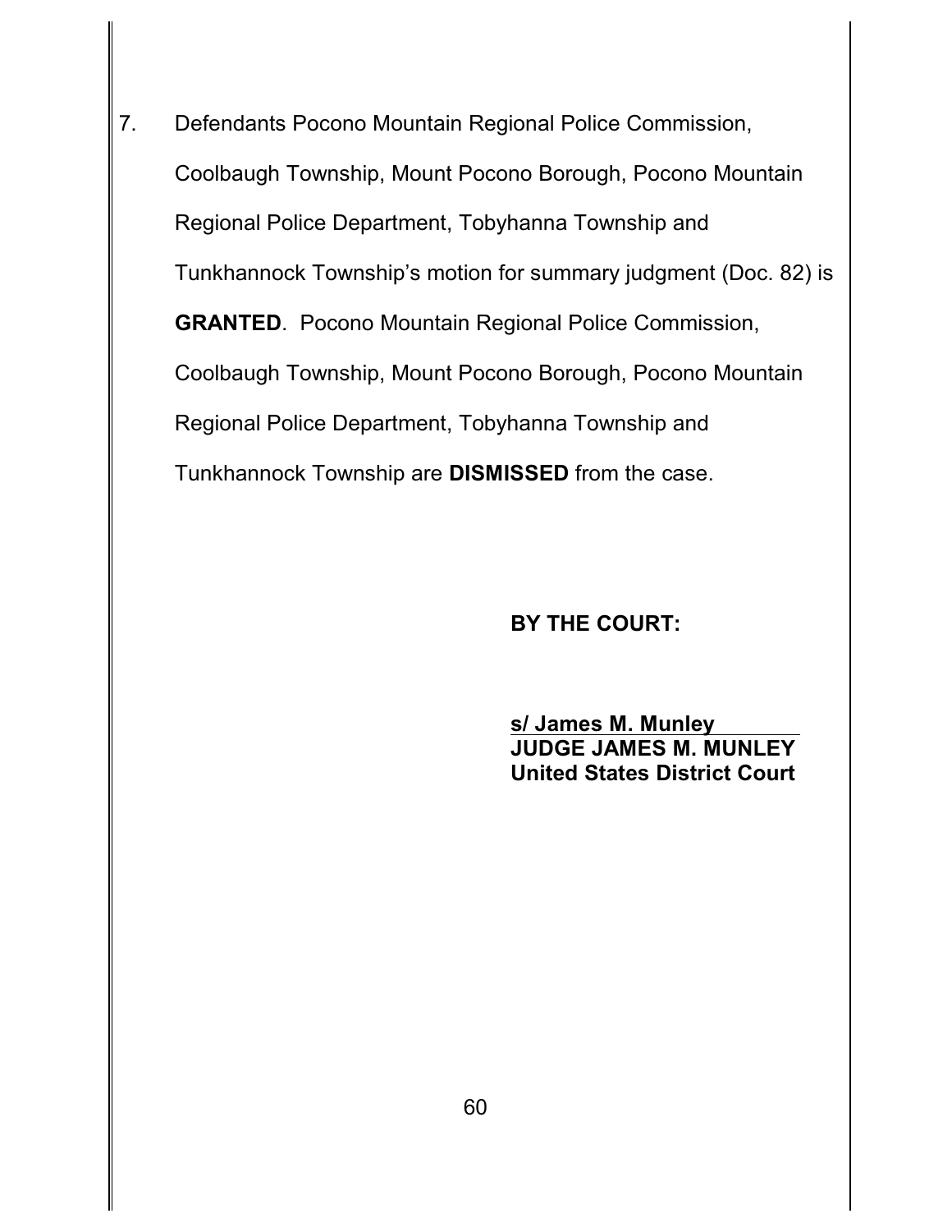7. Defendants Pocono Mountain Regional Police Commission, Coolbaugh Township, Mount Pocono Borough, Pocono Mountain Regional Police Department, Tobyhanna Township and Tunkhannock Township's motion for summary judgment (Doc. 82) is **GRANTED**. Pocono Mountain Regional Police Commission, Coolbaugh Township, Mount Pocono Borough, Pocono Mountain Regional Police Department, Tobyhanna Township and Tunkhannock Township are **DISMISSED** from the case.

**BY THE COURT:**

**s/ James M. Munley**
**JUDGE JAMES M. MUNLEY**
**United States District Court**